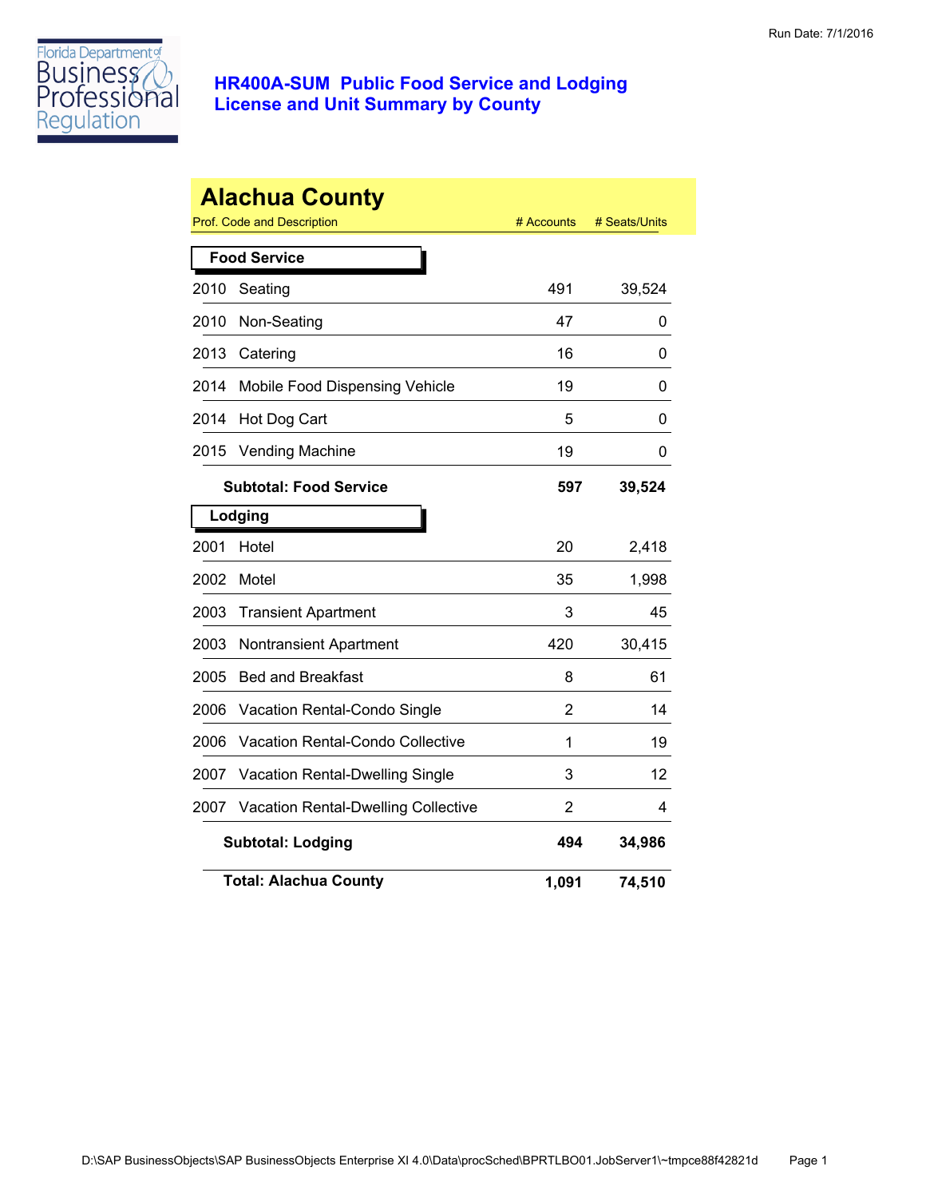Run Date: 7/1/2016

# HR400A-SUM Public Food Service and Lodging License and Unit Summary by County

## Alachua County

| Prof. Code and Description | | # Accounts | # Seats/Units |
|---|---|---|---|
| **Food Service** | | | |
| 2010 | Seating | 491 | 39,524 |
| 2010 | Non-Seating | 47 | 0 |
| 2013 | Catering | 16 | 0 |
| 2014 | Mobile Food Dispensing Vehicle | 19 | 0 |
| 2014 | Hot Dog Cart | 5 | 0 |
| 2015 | Vending Machine | 19 | 0 |
| | **Subtotal: Food Service** | **597** | **39,524** |
| **Lodging** | | | |
| 2001 | Hotel | 20 | 2,418 |
| 2002 | Motel | 35 | 1,998 |
| 2003 | Transient Apartment | 3 | 45 |
| 2003 | Nontransient Apartment | 420 | 30,415 |
| 2005 | Bed and Breakfast | 8 | 61 |
| 2006 | Vacation Rental-Condo Single | 2 | 14 |
| 2006 | Vacation Rental-Condo Collective | 1 | 19 |
| 2007 | Vacation Rental-Dwelling Single | 3 | 12 |
| 2007 | Vacation Rental-Dwelling Collective | 2 | 4 |
| | **Subtotal: Lodging** | **494** | **34,986** |
| | **Total: Alachua County** | **1,091** | **74,510** |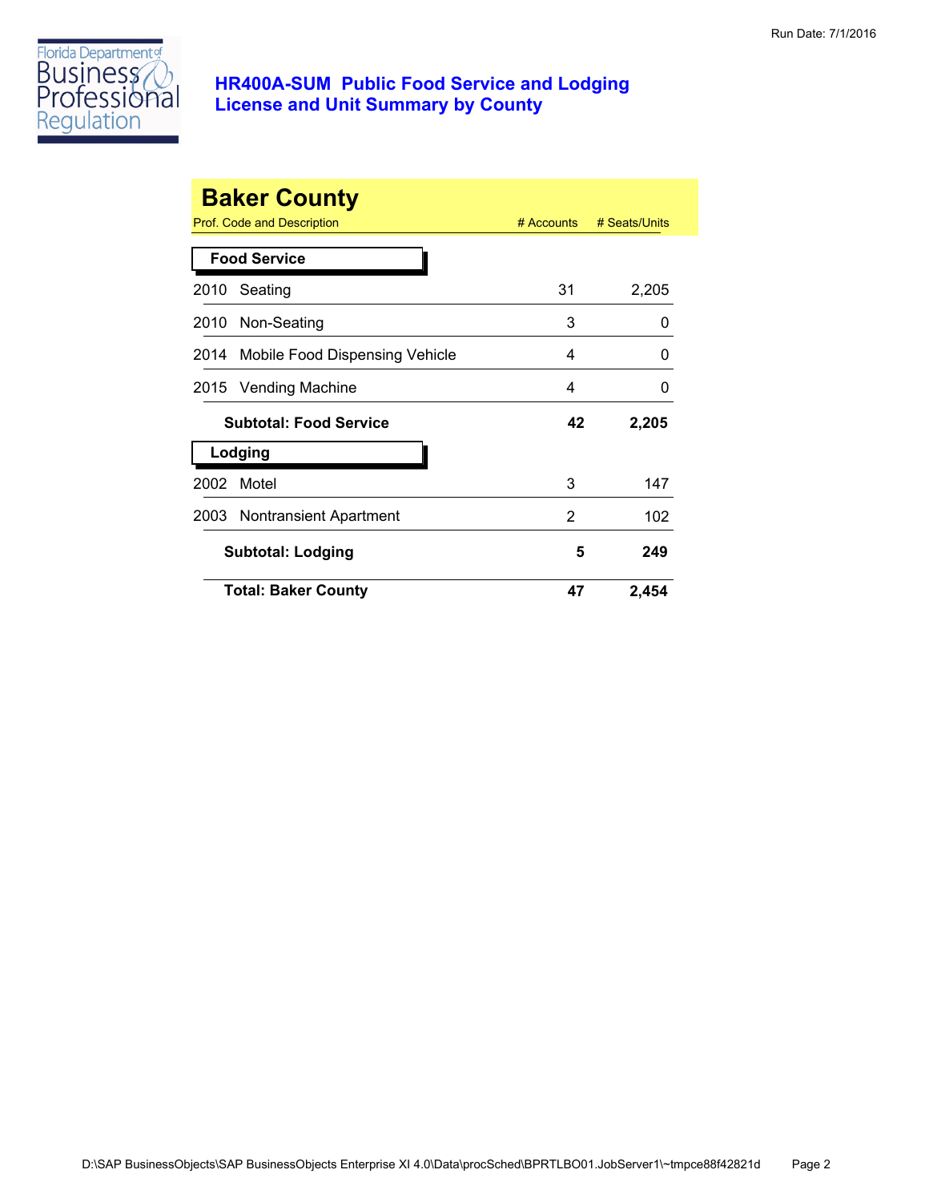# HR400A-SUM Public Food Service and Lodging License and Unit Summary by County

## Baker County

| Prof. Code and Description | # Accounts | # Seats/Units |
|---|---|---|
| **Food Service** | | |
| 2010 Seating | 31 | 2,205 |
| 2010 Non-Seating | 3 | 0 |
| 2014 Mobile Food Dispensing Vehicle | 4 | 0 |
| 2015 Vending Machine | 4 | 0 |
| **Subtotal: Food Service** | **42** | **2,205** |
| **Lodging** | | |
| 2002 Motel | 3 | 147 |
| 2003 Nontransient Apartment | 2 | 102 |
| **Subtotal: Lodging** | **5** | **249** |
| **Total: Baker County** | **47** | **2,454** |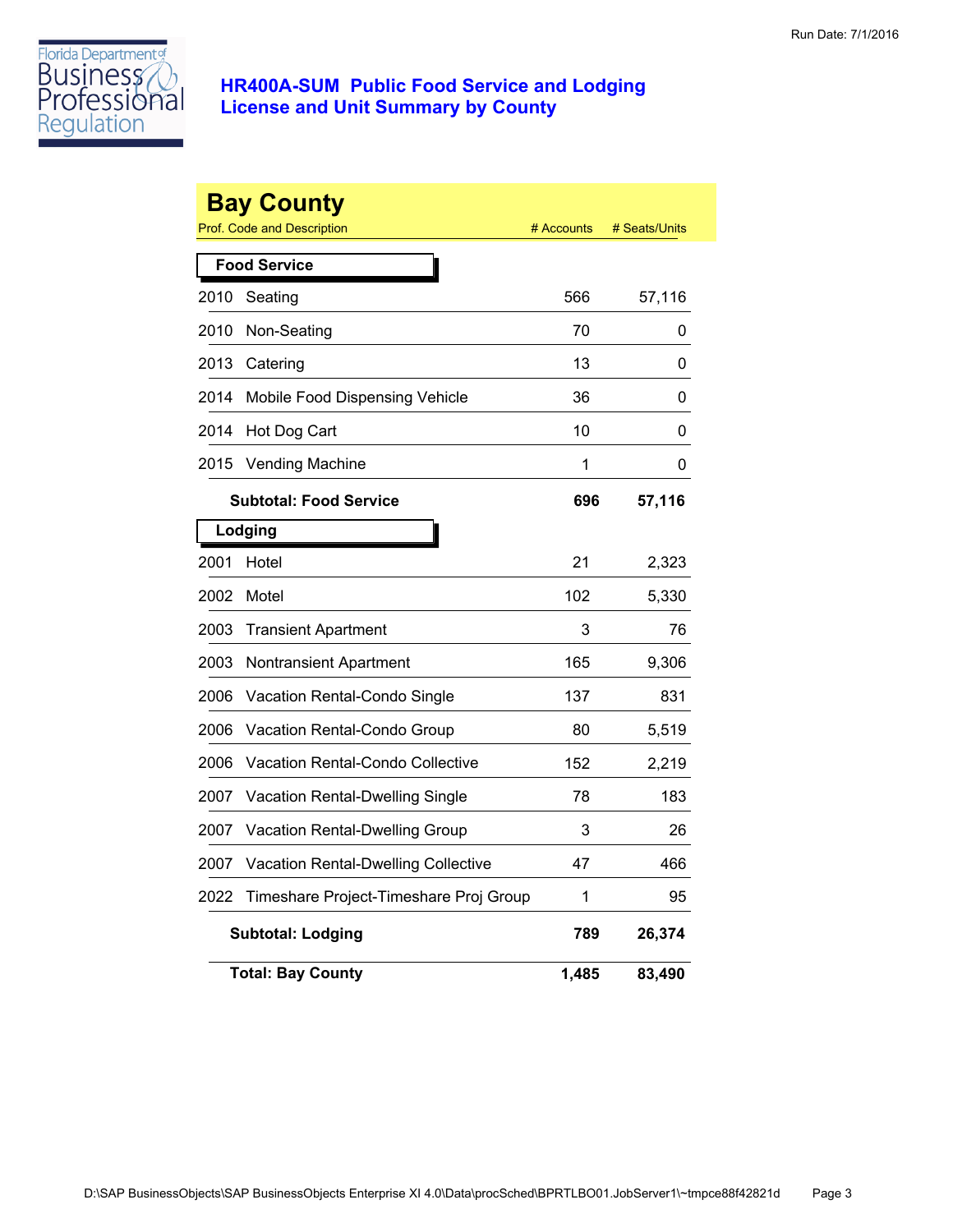# HR400A-SUM Public Food Service and Lodging License and Unit Summary by County

Run Date: 7/1/2016

## Bay County

| Prof. Code and Description | | # Accounts | # Seats/Units |
|---|---|---|---|
| **Food Service** | | | |
| 2010 | Seating | 566 | 57,116 |
| 2010 | Non-Seating | 70 | 0 |
| 2013 | Catering | 13 | 0 |
| 2014 | Mobile Food Dispensing Vehicle | 36 | 0 |
| 2014 | Hot Dog Cart | 10 | 0 |
| 2015 | Vending Machine | 1 | 0 |
| | **Subtotal: Food Service** | **696** | **57,116** |
| **Lodging** | | | |
| 2001 | Hotel | 21 | 2,323 |
| 2002 | Motel | 102 | 5,330 |
| 2003 | Transient Apartment | 3 | 76 |
| 2003 | Nontransient Apartment | 165 | 9,306 |
| 2006 | Vacation Rental-Condo Single | 137 | 831 |
| 2006 | Vacation Rental-Condo Group | 80 | 5,519 |
| 2006 | Vacation Rental-Condo Collective | 152 | 2,219 |
| 2007 | Vacation Rental-Dwelling Single | 78 | 183 |
| 2007 | Vacation Rental-Dwelling Group | 3 | 26 |
| 2007 | Vacation Rental-Dwelling Collective | 47 | 466 |
| 2022 | Timeshare Project-Timeshare Proj Group | 1 | 95 |
| | **Subtotal: Lodging** | **789** | **26,374** |
| | **Total: Bay County** | **1,485** | **83,490** |

D:\SAP BusinessObjects\SAP BusinessObjects Enterprise XI 4.0\Data\procSched\BPRTLBO01.JobServer1\~tmpce88f42821d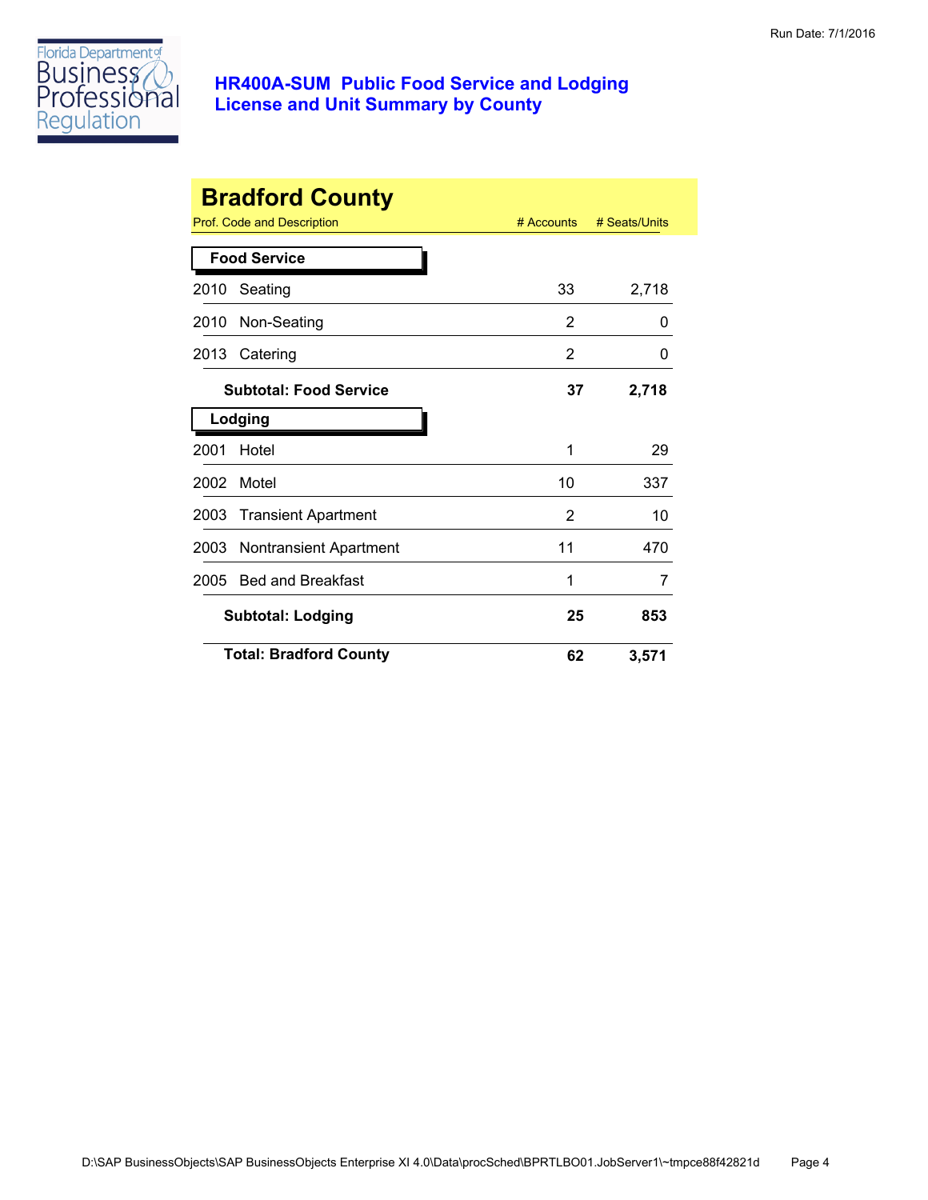Run Date: 7/1/2016

## HR400A-SUM Public Food Service and Lodging License and Unit Summary by County

# Bradford County

| Prof. Code and Description | | # Accounts | # Seats/Units |
|---|---|---|---|
| **Food Service** | | | |
| 2010 | Seating | 33 | 2,718 |
| 2010 | Non-Seating | 2 | 0 |
| 2013 | Catering | 2 | 0 |
| | **Subtotal: Food Service** | **37** | **2,718** |
| **Lodging** | | | |
| 2001 | Hotel | 1 | 29 |
| 2002 | Motel | 10 | 337 |
| 2003 | Transient Apartment | 2 | 10 |
| 2003 | Nontransient Apartment | 11 | 470 |
| 2005 | Bed and Breakfast | 1 | 7 |
| | **Subtotal: Lodging** | **25** | **853** |
| | **Total: Bradford County** | **62** | **3,571** |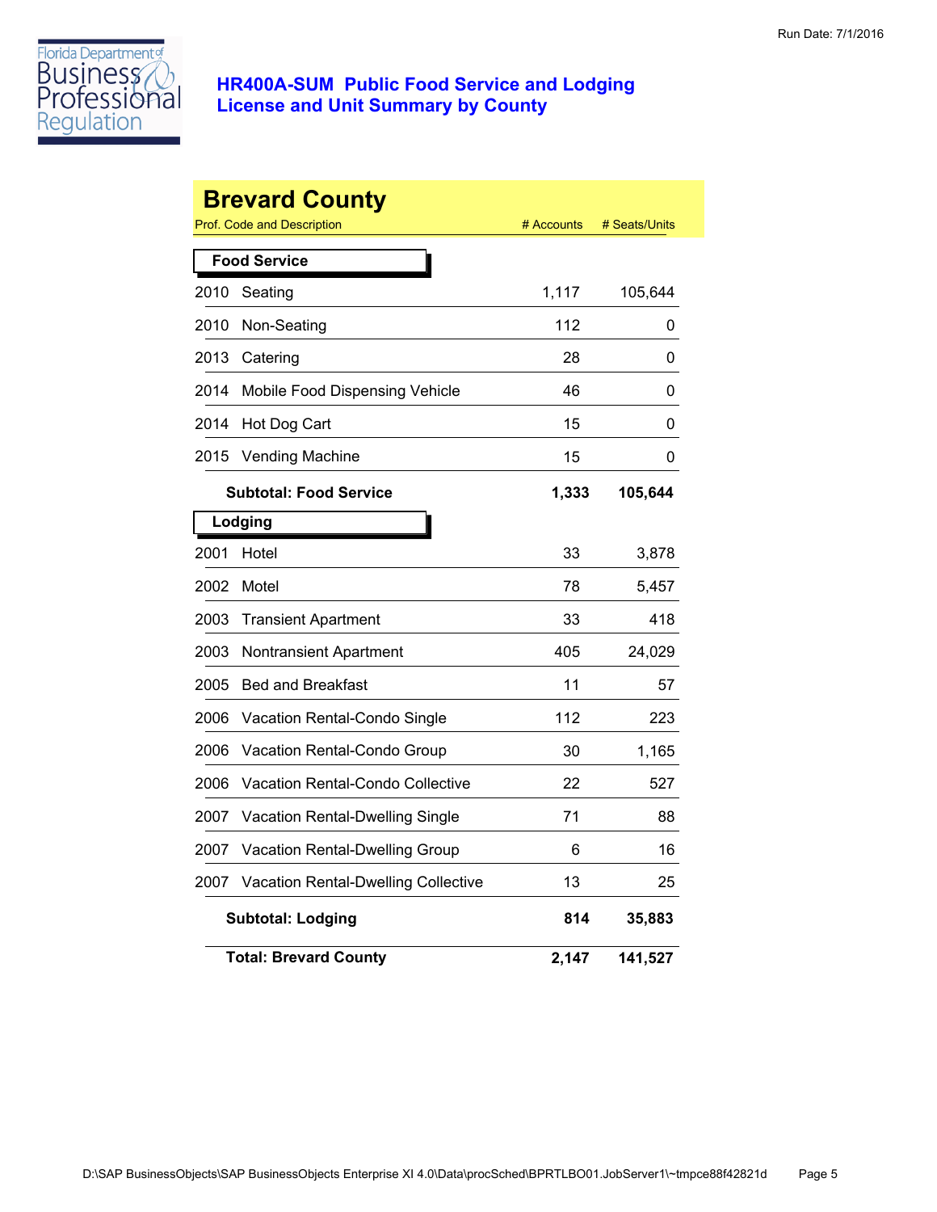# HR400A-SUM Public Food Service and Lodging License and Unit Summary by County

Run Date: 7/1/2016

## Brevard County

| Prof. Code and Description | | # Accounts | # Seats/Units |
|---|---|---|---|
| **Food Service** | | | |
| 2010 | Seating | 1,117 | 105,644 |
| 2010 | Non-Seating | 112 | 0 |
| 2013 | Catering | 28 | 0 |
| 2014 | Mobile Food Dispensing Vehicle | 46 | 0 |
| 2014 | Hot Dog Cart | 15 | 0 |
| 2015 | Vending Machine | 15 | 0 |
| **Subtotal: Food Service** | | **1,333** | **105,644** |
| **Lodging** | | | |
| 2001 | Hotel | 33 | 3,878 |
| 2002 | Motel | 78 | 5,457 |
| 2003 | Transient Apartment | 33 | 418 |
| 2003 | Nontransient Apartment | 405 | 24,029 |
| 2005 | Bed and Breakfast | 11 | 57 |
| 2006 | Vacation Rental-Condo Single | 112 | 223 |
| 2006 | Vacation Rental-Condo Group | 30 | 1,165 |
| 2006 | Vacation Rental-Condo Collective | 22 | 527 |
| 2007 | Vacation Rental-Dwelling Single | 71 | 88 |
| 2007 | Vacation Rental-Dwelling Group | 6 | 16 |
| 2007 | Vacation Rental-Dwelling Collective | 13 | 25 |
| **Subtotal: Lodging** | | **814** | **35,883** |
| **Total: Brevard County** | | **2,147** | **141,527** |

D:\SAP BusinessObjects\SAP BusinessObjects Enterprise XI 4.0\Data\procSched\BPRTLBO01.JobServer1\~tmpce88f42821d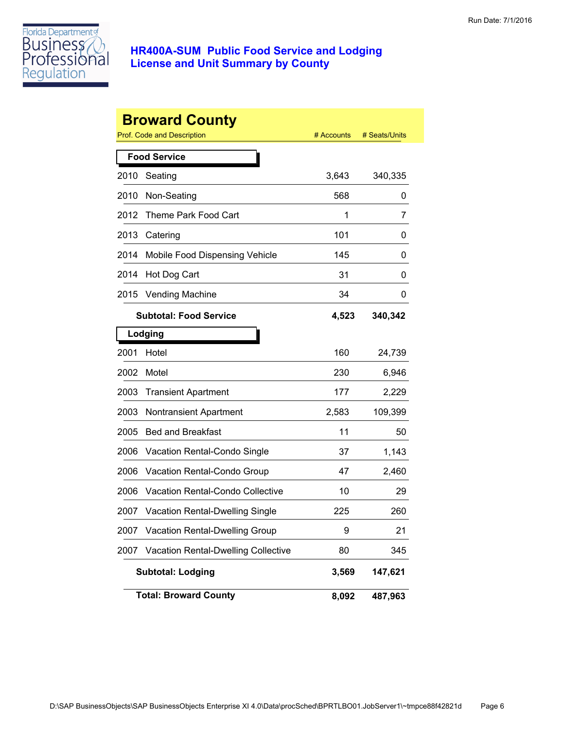Run Date: 7/1/2016

# HR400A-SUM Public Food Service and Lodging License and Unit Summary by County

## Broward County

| Prof. Code and Description | | # Accounts | # Seats/Units |
|---|---|---|---|
| **Food Service** | | | |
| 2010 | Seating | 3,643 | 340,335 |
| 2010 | Non-Seating | 568 | 0 |
| 2012 | Theme Park Food Cart | 1 | 7 |
| 2013 | Catering | 101 | 0 |
| 2014 | Mobile Food Dispensing Vehicle | 145 | 0 |
| 2014 | Hot Dog Cart | 31 | 0 |
| 2015 | Vending Machine | 34 | 0 |
| | **Subtotal: Food Service** | **4,523** | **340,342** |
| **Lodging** | | | |
| 2001 | Hotel | 160 | 24,739 |
| 2002 | Motel | 230 | 6,946 |
| 2003 | Transient Apartment | 177 | 2,229 |
| 2003 | Nontransient Apartment | 2,583 | 109,399 |
| 2005 | Bed and Breakfast | 11 | 50 |
| 2006 | Vacation Rental-Condo Single | 37 | 1,143 |
| 2006 | Vacation Rental-Condo Group | 47 | 2,460 |
| 2006 | Vacation Rental-Condo Collective | 10 | 29 |
| 2007 | Vacation Rental-Dwelling Single | 225 | 260 |
| 2007 | Vacation Rental-Dwelling Group | 9 | 21 |
| 2007 | Vacation Rental-Dwelling Collective | 80 | 345 |
| | **Subtotal: Lodging** | **3,569** | **147,621** |
| | **Total: Broward County** | **8,092** | **487,963** |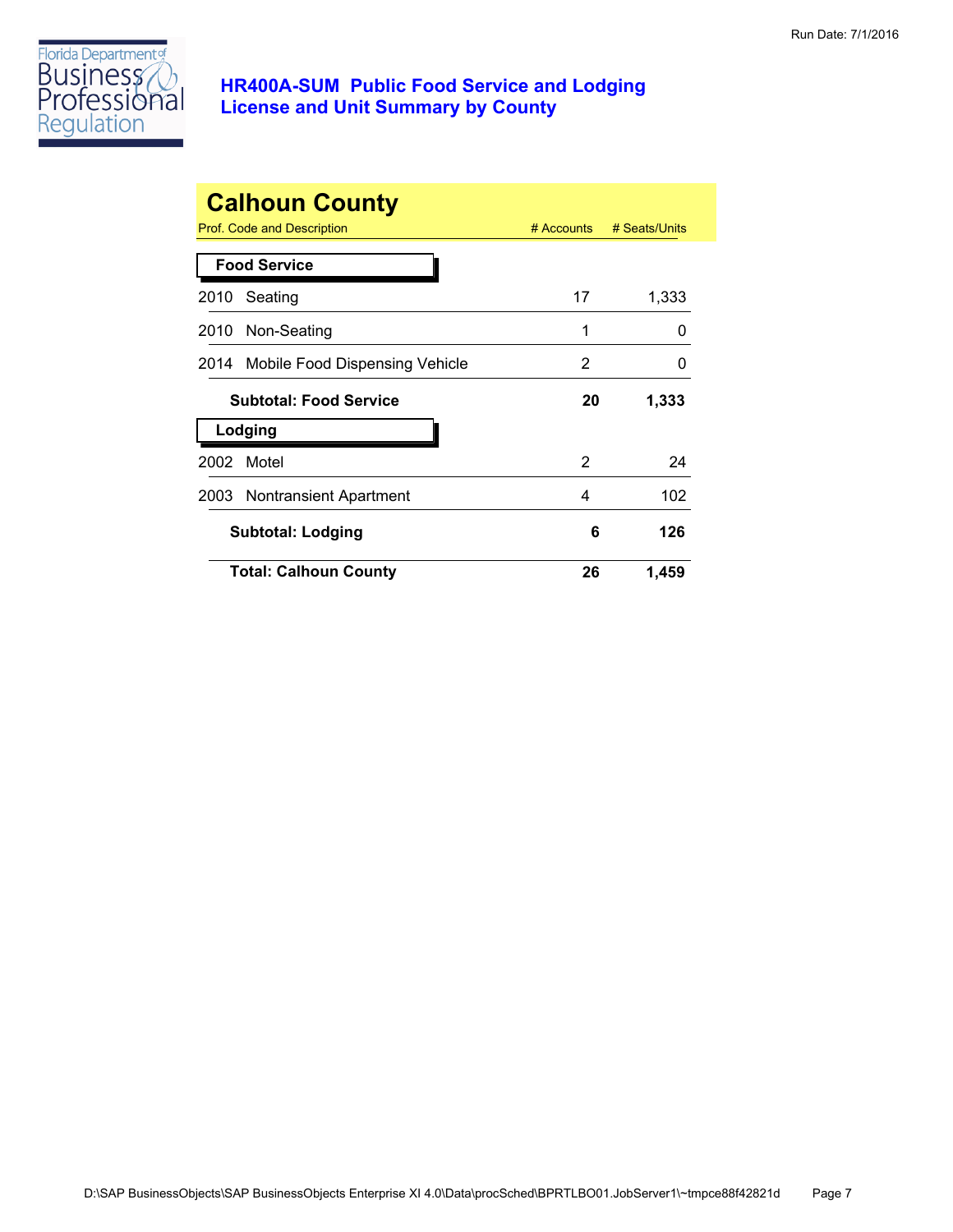# HR400A-SUM Public Food Service and Lodging License and Unit Summary by County

Run Date: 7/1/2016

## Calhoun County

| Prof. Code and Description | # Accounts | # Seats/Units |
|---|---|---|
| **Food Service** | | |
| 2010 Seating | 17 | 1,333 |
| 2010 Non-Seating | 1 | 0 |
| 2014 Mobile Food Dispensing Vehicle | 2 | 0 |
| **Subtotal: Food Service** | **20** | **1,333** |
| **Lodging** | | |
| 2002 Motel | 2 | 24 |
| 2003 Nontransient Apartment | 4 | 102 |
| **Subtotal: Lodging** | **6** | **126** |
| **Total: Calhoun County** | **26** | **1,459** |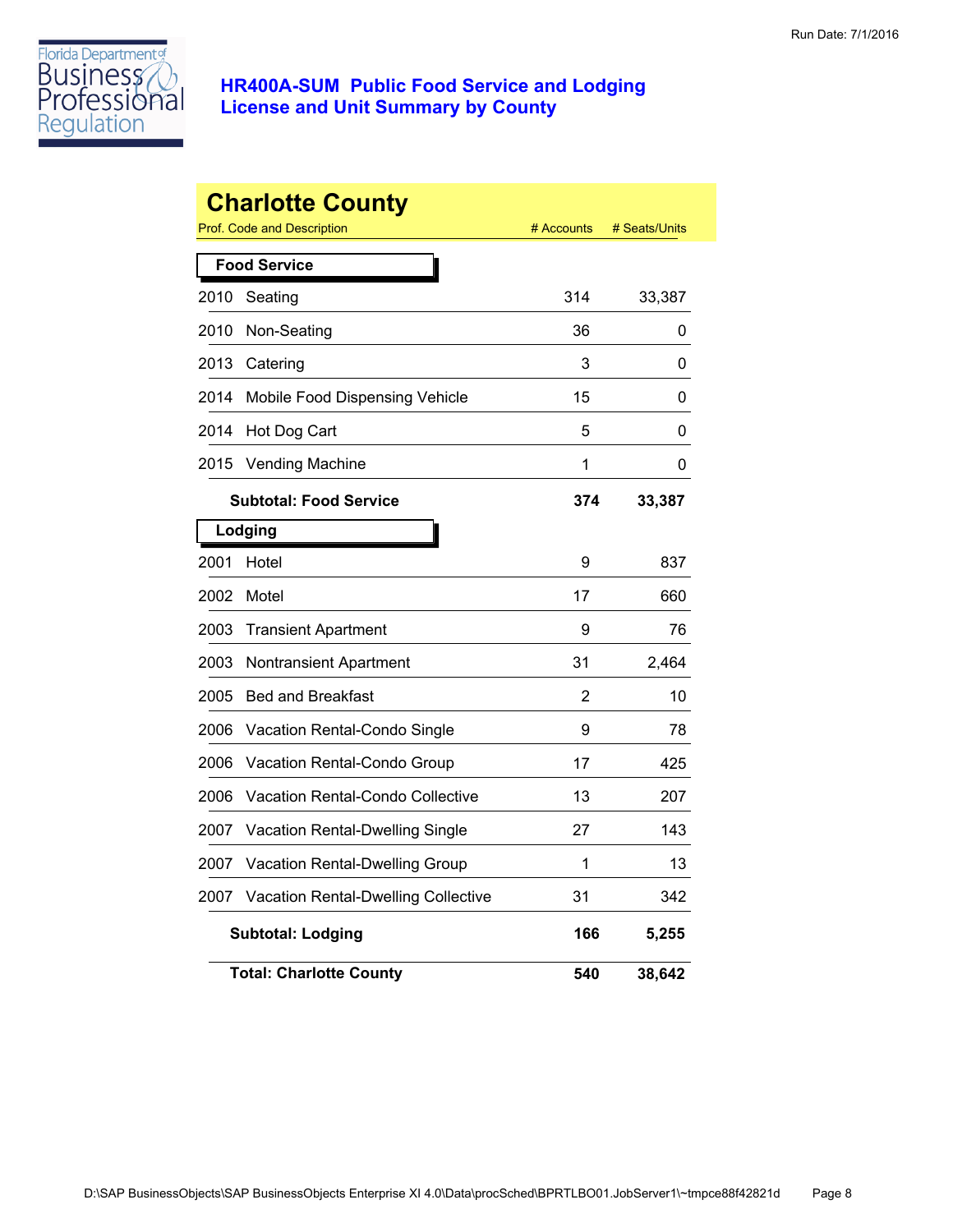Run Date: 7/1/2016

Florida Department of Business & Professional Regulation

# HR400A-SUM Public Food Service and Lodging License and Unit Summary by County

## Charlotte County

| Prof. Code and Description | | # Accounts | # Seats/Units |
|---|---|---|---|
| **Food Service** | | | |
| 2010 | Seating | 314 | 33,387 |
| 2010 | Non-Seating | 36 | 0 |
| 2013 | Catering | 3 | 0 |
| 2014 | Mobile Food Dispensing Vehicle | 15 | 0 |
| 2014 | Hot Dog Cart | 5 | 0 |
| 2015 | Vending Machine | 1 | 0 |
| | **Subtotal: Food Service** | **374** | **33,387** |
| **Lodging** | | | |
| 2001 | Hotel | 9 | 837 |
| 2002 | Motel | 17 | 660 |
| 2003 | Transient Apartment | 9 | 76 |
| 2003 | Nontransient Apartment | 31 | 2,464 |
| 2005 | Bed and Breakfast | 2 | 10 |
| 2006 | Vacation Rental-Condo Single | 9 | 78 |
| 2006 | Vacation Rental-Condo Group | 17 | 425 |
| 2006 | Vacation Rental-Condo Collective | 13 | 207 |
| 2007 | Vacation Rental-Dwelling Single | 27 | 143 |
| 2007 | Vacation Rental-Dwelling Group | 1 | 13 |
| 2007 | Vacation Rental-Dwelling Collective | 31 | 342 |
| | **Subtotal: Lodging** | **166** | **5,255** |
| | **Total: Charlotte County** | **540** | **38,642** |

D:\SAP BusinessObjects\SAP BusinessObjects Enterprise XI 4.0\Data\procSched\BPRTLBO01.JobServer1\~tmpce88f42821d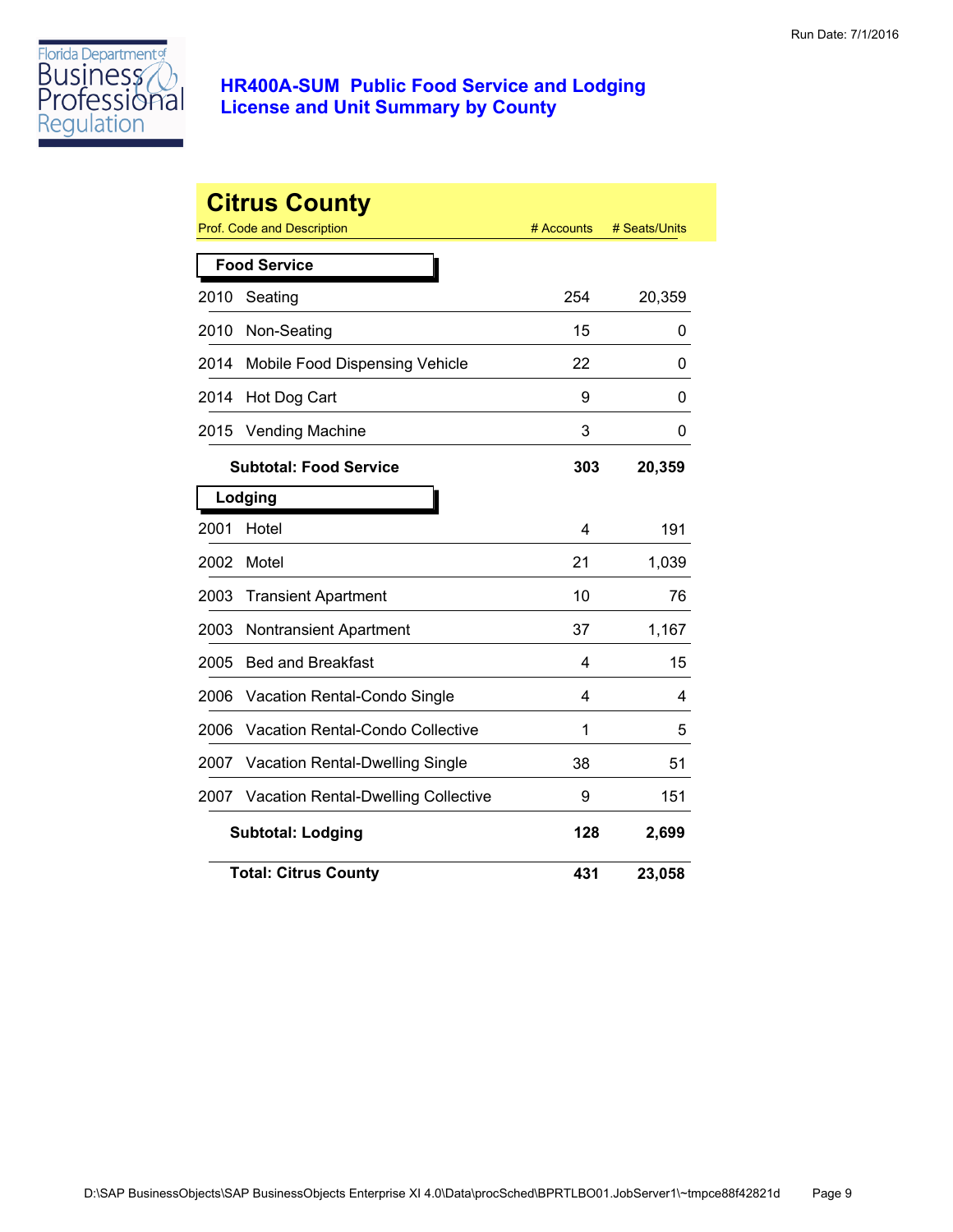# HR400A-SUM Public Food Service and Lodging License and Unit Summary by County

## Citrus County

| Prof. Code and Description | | # Accounts | # Seats/Units |
|---|---|---|---|
| **Food Service** | | | |
| 2010 | Seating | 254 | 20,359 |
| 2010 | Non-Seating | 15 | 0 |
| 2014 | Mobile Food Dispensing Vehicle | 22 | 0 |
| 2014 | Hot Dog Cart | 9 | 0 |
| 2015 | Vending Machine | 3 | 0 |
| | **Subtotal: Food Service** | **303** | **20,359** |
| **Lodging** | | | |
| 2001 | Hotel | 4 | 191 |
| 2002 | Motel | 21 | 1,039 |
| 2003 | Transient Apartment | 10 | 76 |
| 2003 | Nontransient Apartment | 37 | 1,167 |
| 2005 | Bed and Breakfast | 4 | 15 |
| 2006 | Vacation Rental-Condo Single | 4 | 4 |
| 2006 | Vacation Rental-Condo Collective | 1 | 5 |
| 2007 | Vacation Rental-Dwelling Single | 38 | 51 |
| 2007 | Vacation Rental-Dwelling Collective | 9 | 151 |
| | **Subtotal: Lodging** | **128** | **2,699** |
| | **Total: Citrus County** | **431** | **23,058** |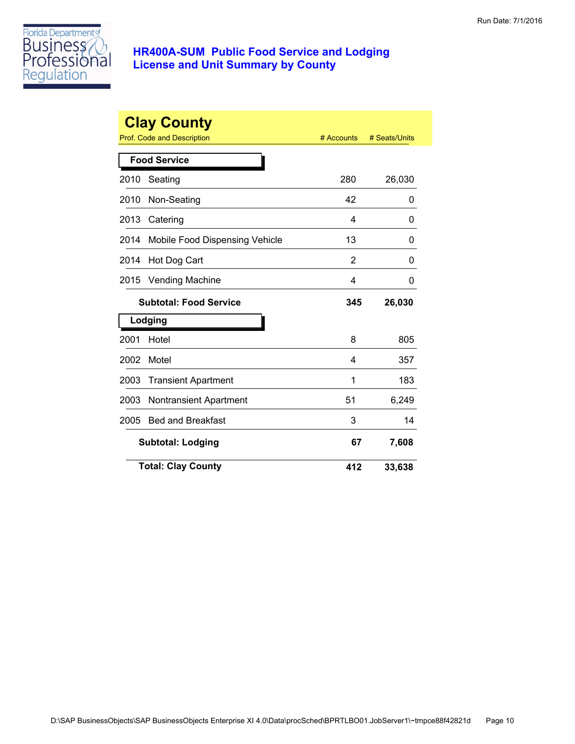# HR400A-SUM Public Food Service and Lodging License and Unit Summary by County

Run Date: 7/1/2016

## Clay County

| Prof. Code and Description | | # Accounts | # Seats/Units |
|---|---|---|---|
| **Food Service** | | | |
| 2010 | Seating | 280 | 26,030 |
| 2010 | Non-Seating | 42 | 0 |
| 2013 | Catering | 4 | 0 |
| 2014 | Mobile Food Dispensing Vehicle | 13 | 0 |
| 2014 | Hot Dog Cart | 2 | 0 |
| 2015 | Vending Machine | 4 | 0 |
| | **Subtotal: Food Service** | **345** | **26,030** |
| **Lodging** | | | |
| 2001 | Hotel | 8 | 805 |
| 2002 | Motel | 4 | 357 |
| 2003 | Transient Apartment | 1 | 183 |
| 2003 | Nontransient Apartment | 51 | 6,249 |
| 2005 | Bed and Breakfast | 3 | 14 |
| | **Subtotal: Lodging** | **67** | **7,608** |
| | **Total: Clay County** | **412** | **33,638** |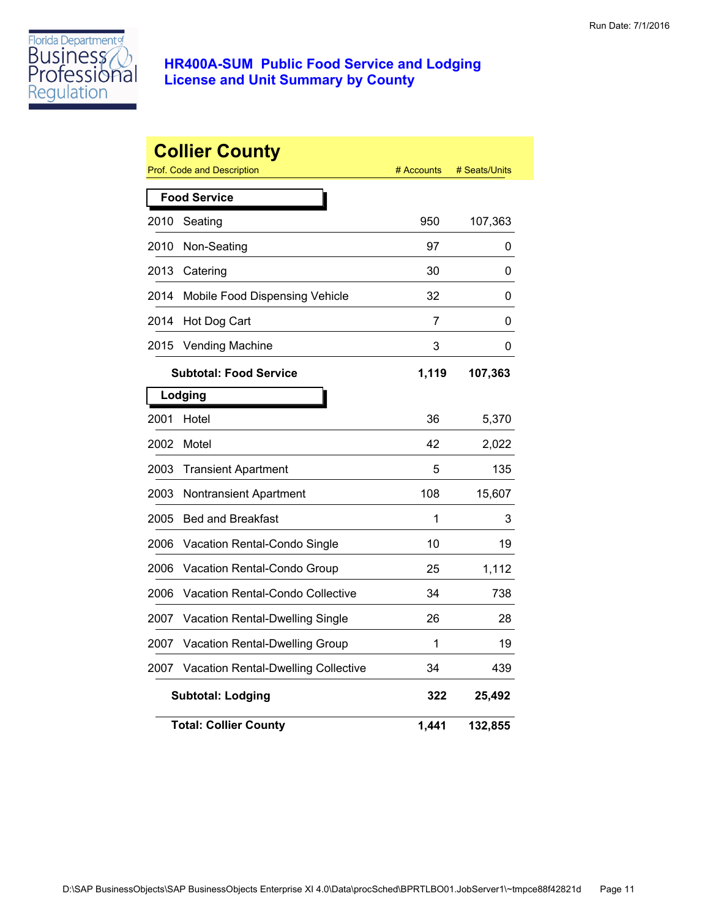# HR400A-SUM Public Food Service and Lodging License and Unit Summary by County

Run Date: 7/1/2016

## Collier County

| Prof. Code and Description | | # Accounts | # Seats/Units |
|---|---|---|---|
| **Food Service** | | | |
| 2010 | Seating | 950 | 107,363 |
| 2010 | Non-Seating | 97 | 0 |
| 2013 | Catering | 30 | 0 |
| 2014 | Mobile Food Dispensing Vehicle | 32 | 0 |
| 2014 | Hot Dog Cart | 7 | 0 |
| 2015 | Vending Machine | 3 | 0 |
| | **Subtotal: Food Service** | **1,119** | **107,363** |
| **Lodging** | | | |
| 2001 | Hotel | 36 | 5,370 |
| 2002 | Motel | 42 | 2,022 |
| 2003 | Transient Apartment | 5 | 135 |
| 2003 | Nontransient Apartment | 108 | 15,607 |
| 2005 | Bed and Breakfast | 1 | 3 |
| 2006 | Vacation Rental-Condo Single | 10 | 19 |
| 2006 | Vacation Rental-Condo Group | 25 | 1,112 |
| 2006 | Vacation Rental-Condo Collective | 34 | 738 |
| 2007 | Vacation Rental-Dwelling Single | 26 | 28 |
| 2007 | Vacation Rental-Dwelling Group | 1 | 19 |
| 2007 | Vacation Rental-Dwelling Collective | 34 | 439 |
| | **Subtotal: Lodging** | **322** | **25,492** |
| | **Total: Collier County** | **1,441** | **132,855** |

D:\SAP BusinessObjects\SAP BusinessObjects Enterprise XI 4.0\Data\procSched\BPRTLBO01.JobServer1\~tmpce88f42821d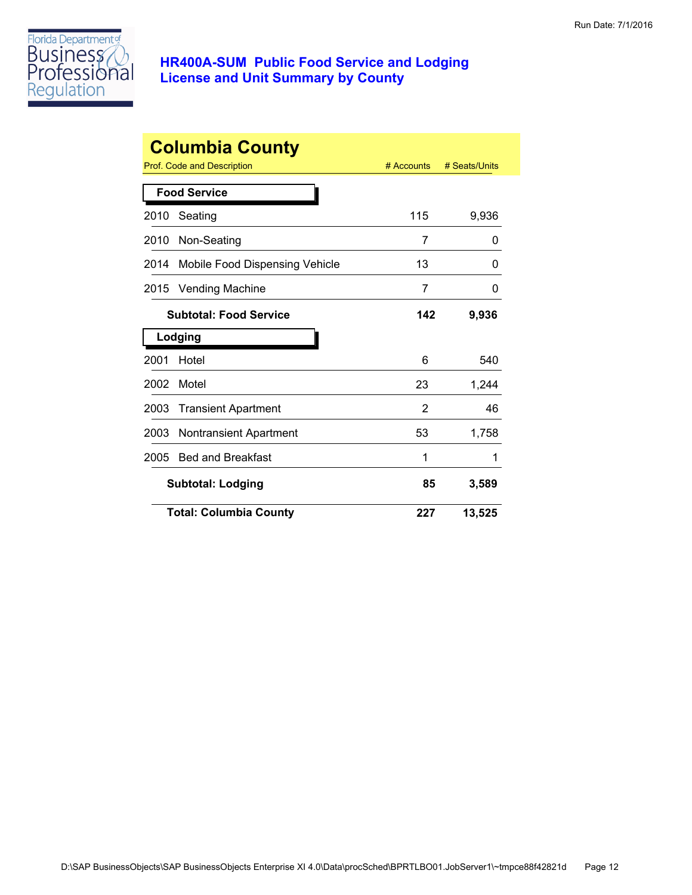## HR400A-SUM Public Food Service and Lodging License and Unit Summary by County

Run Date: 7/1/2016

# Columbia County

| Prof. Code and Description | | # Accounts | # Seats/Units |
|---|---|---|---|
| **Food Service** | | | |
| 2010 | Seating | 115 | 9,936 |
| 2010 | Non-Seating | 7 | 0 |
| 2014 | Mobile Food Dispensing Vehicle | 13 | 0 |
| 2015 | Vending Machine | 7 | 0 |
| | **Subtotal: Food Service** | **142** | **9,936** |
| **Lodging** | | | |
| 2001 | Hotel | 6 | 540 |
| 2002 | Motel | 23 | 1,244 |
| 2003 | Transient Apartment | 2 | 46 |
| 2003 | Nontransient Apartment | 53 | 1,758 |
| 2005 | Bed and Breakfast | 1 | 1 |
| | **Subtotal: Lodging** | **85** | **3,589** |
| | **Total: Columbia County** | **227** | **13,525** |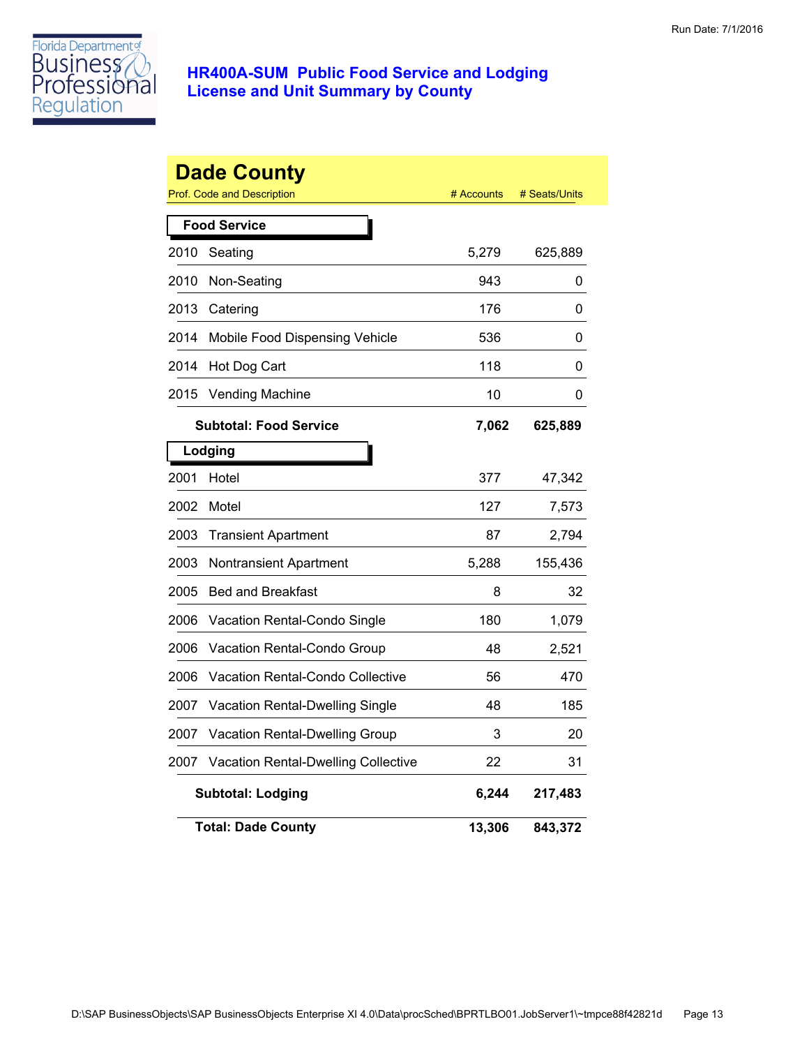Run Date: 7/1/2016

# HR400A-SUM Public Food Service and Lodging License and Unit Summary by County

## Dade County

| Prof. Code and Description | # Accounts | # Seats/Units |
|---|---|---|
| **Food Service** | | |
| 2010 Seating | 5,279 | 625,889 |
| 2010 Non-Seating | 943 | 0 |
| 2013 Catering | 176 | 0 |
| 2014 Mobile Food Dispensing Vehicle | 536 | 0 |
| 2014 Hot Dog Cart | 118 | 0 |
| 2015 Vending Machine | 10 | 0 |
| **Subtotal: Food Service** | **7,062** | **625,889** |
| **Lodging** | | |
| 2001 Hotel | 377 | 47,342 |
| 2002 Motel | 127 | 7,573 |
| 2003 Transient Apartment | 87 | 2,794 |
| 2003 Nontransient Apartment | 5,288 | 155,436 |
| 2005 Bed and Breakfast | 8 | 32 |
| 2006 Vacation Rental-Condo Single | 180 | 1,079 |
| 2006 Vacation Rental-Condo Group | 48 | 2,521 |
| 2006 Vacation Rental-Condo Collective | 56 | 470 |
| 2007 Vacation Rental-Dwelling Single | 48 | 185 |
| 2007 Vacation Rental-Dwelling Group | 3 | 20 |
| 2007 Vacation Rental-Dwelling Collective | 22 | 31 |
| **Subtotal: Lodging** | **6,244** | **217,483** |
| **Total: Dade County** | **13,306** | **843,372** |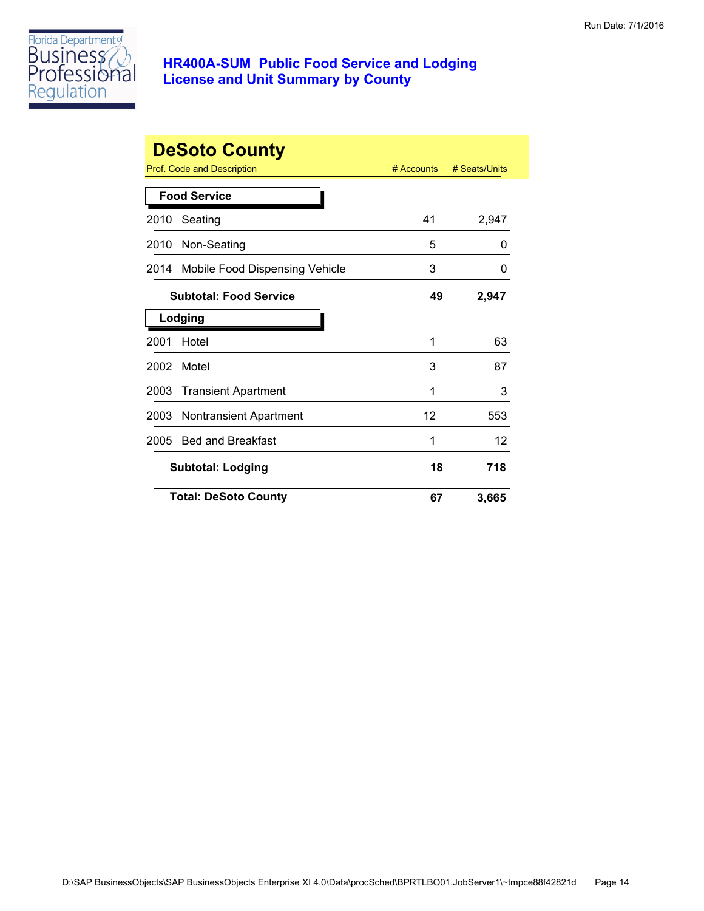# HR400A-SUM Public Food Service and Lodging License and Unit Summary by County

## DeSoto County

| Prof. Code and Description | # Accounts | # Seats/Units |
|---|---|---|
| **Food Service** | | |
| 2010 Seating | 41 | 2,947 |
| 2010 Non-Seating | 5 | 0 |
| 2014 Mobile Food Dispensing Vehicle | 3 | 0 |
| **Subtotal: Food Service** | **49** | **2,947** |
| **Lodging** | | |
| 2001 Hotel | 1 | 63 |
| 2002 Motel | 3 | 87 |
| 2003 Transient Apartment | 1 | 3 |
| 2003 Nontransient Apartment | 12 | 553 |
| 2005 Bed and Breakfast | 1 | 12 |
| **Subtotal: Lodging** | **18** | **718** |
| **Total: DeSoto County** | **67** | **3,665** |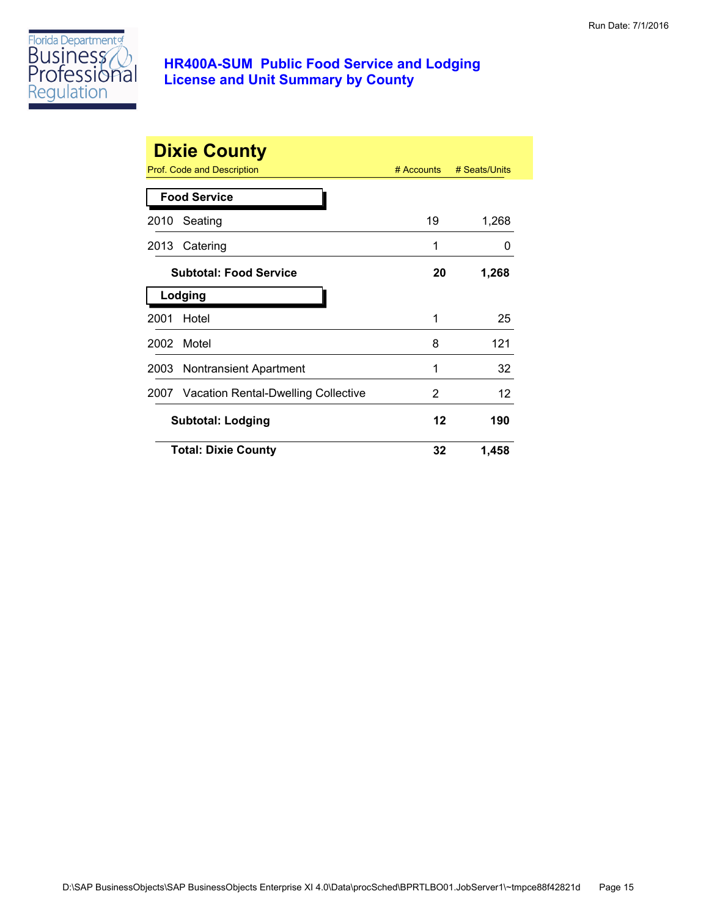# HR400A-SUM Public Food Service and Lodging License and Unit Summary by County

## Dixie County

| Prof. Code and Description | # Accounts | # Seats/Units |
|---|---|---|
| **Food Service** | | |
| 2010 Seating | 19 | 1,268 |
| 2013 Catering | 1 | 0 |
| **Subtotal: Food Service** | **20** | **1,268** |
| **Lodging** | | |
| 2001 Hotel | 1 | 25 |
| 2002 Motel | 8 | 121 |
| 2003 Nontransient Apartment | 1 | 32 |
| 2007 Vacation Rental-Dwelling Collective | 2 | 12 |
| **Subtotal: Lodging** | **12** | **190** |
| **Total: Dixie County** | **32** | **1,458** |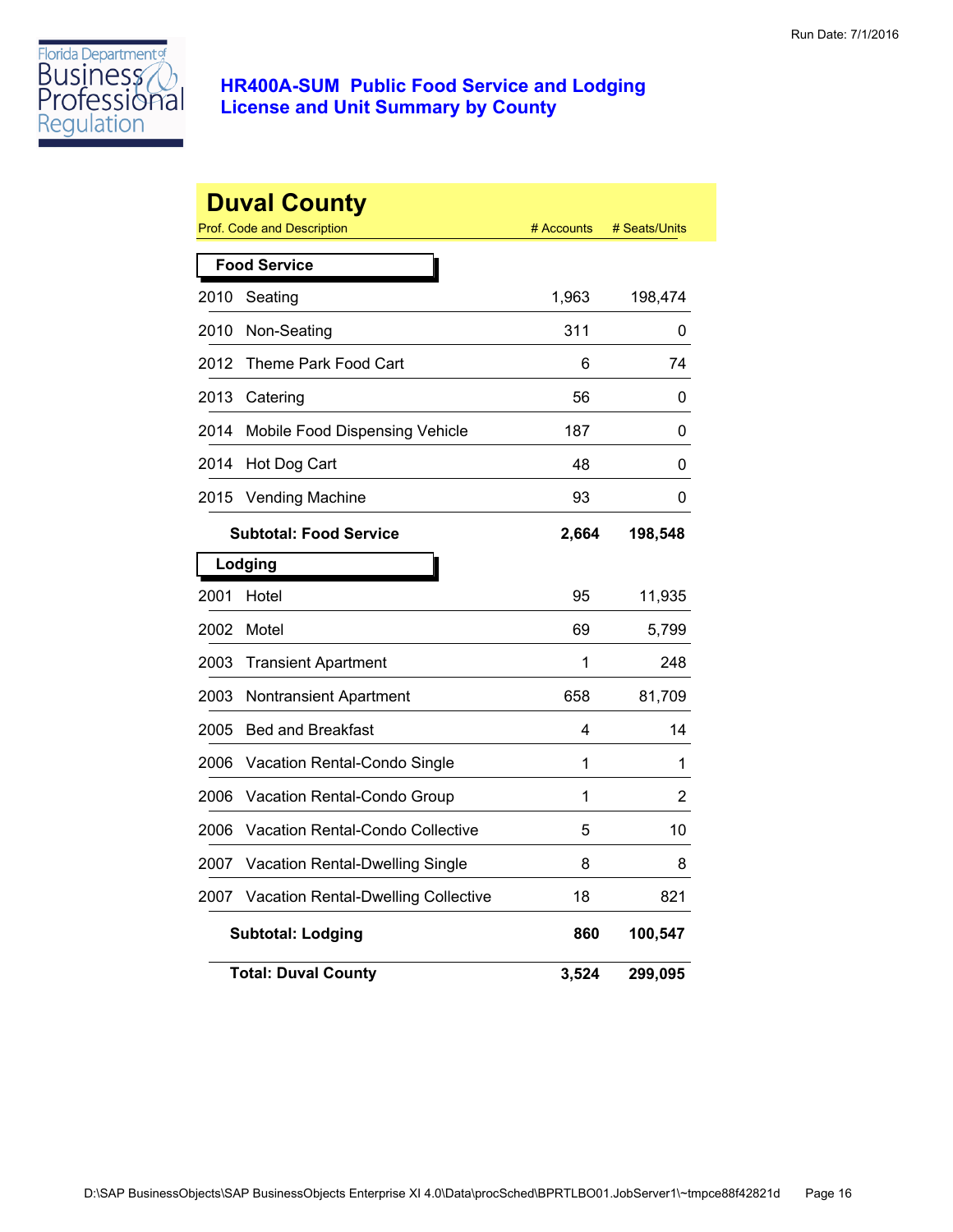# HR400A-SUM Public Food Service and Lodging License and Unit Summary by County

Run Date: 7/1/2016

## Duval County

| Prof. Code and Description | | # Accounts | # Seats/Units |
|---|---|---|---|
| **Food Service** | | | |
| 2010 | Seating | 1,963 | 198,474 |
| 2010 | Non-Seating | 311 | 0 |
| 2012 | Theme Park Food Cart | 6 | 74 |
| 2013 | Catering | 56 | 0 |
| 2014 | Mobile Food Dispensing Vehicle | 187 | 0 |
| 2014 | Hot Dog Cart | 48 | 0 |
| 2015 | Vending Machine | 93 | 0 |
| | **Subtotal: Food Service** | **2,664** | **198,548** |
| **Lodging** | | | |
| 2001 | Hotel | 95 | 11,935 |
| 2002 | Motel | 69 | 5,799 |
| 2003 | Transient Apartment | 1 | 248 |
| 2003 | Nontransient Apartment | 658 | 81,709 |
| 2005 | Bed and Breakfast | 4 | 14 |
| 2006 | Vacation Rental-Condo Single | 1 | 1 |
| 2006 | Vacation Rental-Condo Group | 1 | 2 |
| 2006 | Vacation Rental-Condo Collective | 5 | 10 |
| 2007 | Vacation Rental-Dwelling Single | 8 | 8 |
| 2007 | Vacation Rental-Dwelling Collective | 18 | 821 |
| | **Subtotal: Lodging** | **860** | **100,547** |
| | **Total: Duval County** | **3,524** | **299,095** |

D:\SAP BusinessObjects\SAP BusinessObjects Enterprise XI 4.0\Data\procSched\BPRTLBO01.JobServer1\~tmpce88f42821d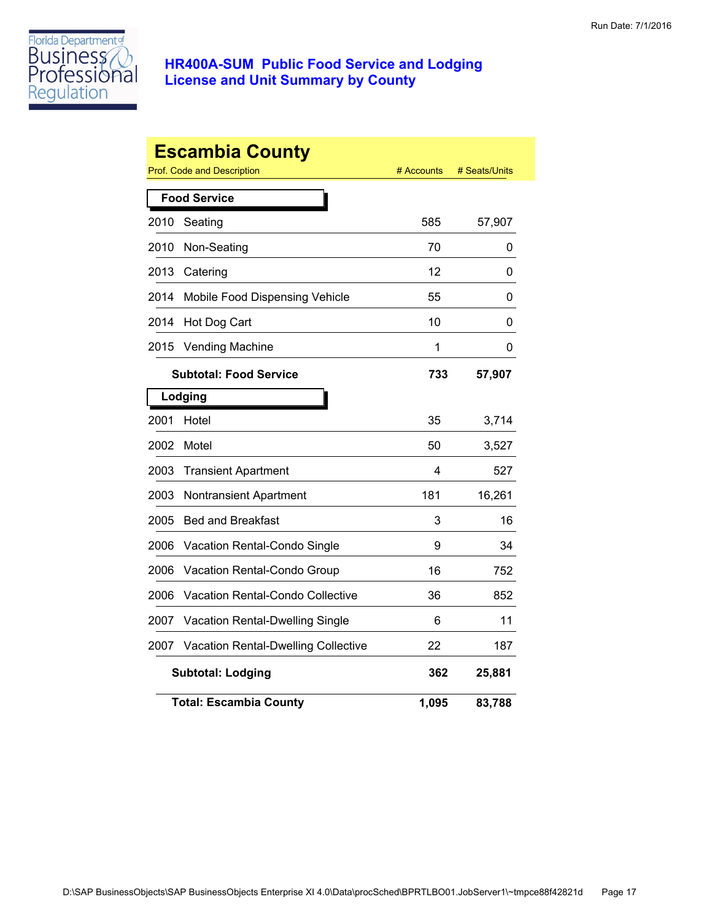Run Date: 7/1/2016

# HR400A-SUM Public Food Service and Lodging License and Unit Summary by County

## Escambia County

| Prof. Code and Description | | # Accounts | # Seats/Units |
|---|---|---|---|
| **Food Service** | | | |
| 2010 | Seating | 585 | 57,907 |
| 2010 | Non-Seating | 70 | 0 |
| 2013 | Catering | 12 | 0 |
| 2014 | Mobile Food Dispensing Vehicle | 55 | 0 |
| 2014 | Hot Dog Cart | 10 | 0 |
| 2015 | Vending Machine | 1 | 0 |
| | **Subtotal: Food Service** | **733** | **57,907** |
| **Lodging** | | | |
| 2001 | Hotel | 35 | 3,714 |
| 2002 | Motel | 50 | 3,527 |
| 2003 | Transient Apartment | 4 | 527 |
| 2003 | Nontransient Apartment | 181 | 16,261 |
| 2005 | Bed and Breakfast | 3 | 16 |
| 2006 | Vacation Rental-Condo Single | 9 | 34 |
| 2006 | Vacation Rental-Condo Group | 16 | 752 |
| 2006 | Vacation Rental-Condo Collective | 36 | 852 |
| 2007 | Vacation Rental-Dwelling Single | 6 | 11 |
| 2007 | Vacation Rental-Dwelling Collective | 22 | 187 |
| | **Subtotal: Lodging** | **362** | **25,881** |
| | **Total: Escambia County** | **1,095** | **83,788** |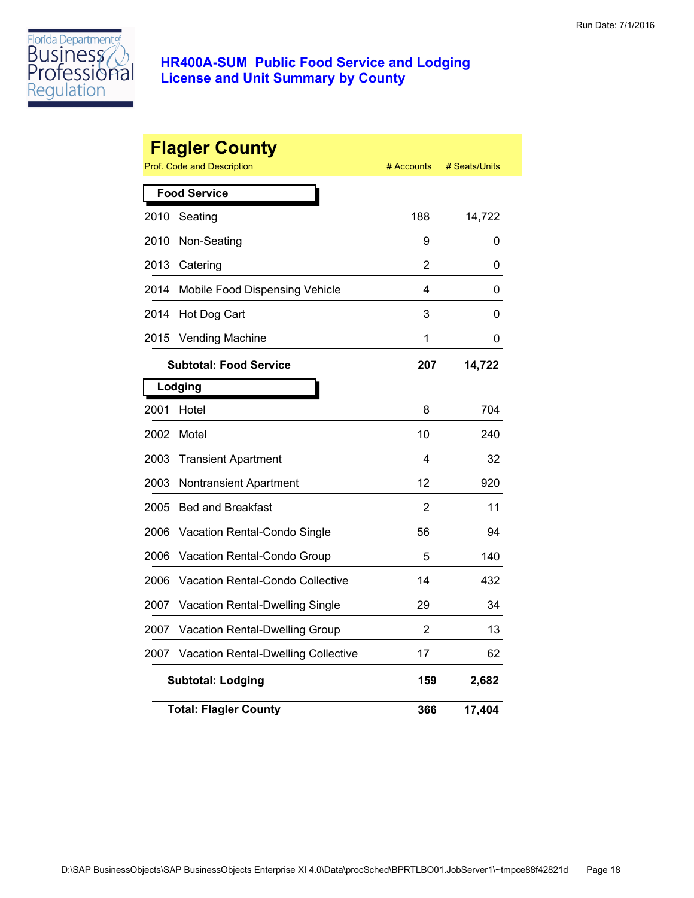# HR400A-SUM Public Food Service and Lodging License and Unit Summary by County

Run Date: 7/1/2016

## Flagler County

| Prof. Code and Description | | # Accounts | # Seats/Units |
|---|---|---|---|
| **Food Service** | | | |
| 2010 | Seating | 188 | 14,722 |
| 2010 | Non-Seating | 9 | 0 |
| 2013 | Catering | 2 | 0 |
| 2014 | Mobile Food Dispensing Vehicle | 4 | 0 |
| 2014 | Hot Dog Cart | 3 | 0 |
| 2015 | Vending Machine | 1 | 0 |
| **Subtotal: Food Service** | | **207** | **14,722** |
| **Lodging** | | | |
| 2001 | Hotel | 8 | 704 |
| 2002 | Motel | 10 | 240 |
| 2003 | Transient Apartment | 4 | 32 |
| 2003 | Nontransient Apartment | 12 | 920 |
| 2005 | Bed and Breakfast | 2 | 11 |
| 2006 | Vacation Rental-Condo Single | 56 | 94 |
| 2006 | Vacation Rental-Condo Group | 5 | 140 |
| 2006 | Vacation Rental-Condo Collective | 14 | 432 |
| 2007 | Vacation Rental-Dwelling Single | 29 | 34 |
| 2007 | Vacation Rental-Dwelling Group | 2 | 13 |
| 2007 | Vacation Rental-Dwelling Collective | 17 | 62 |
| **Subtotal: Lodging** | | **159** | **2,682** |
| **Total: Flagler County** | | **366** | **17,404** |

D:\SAP BusinessObjects\SAP BusinessObjects Enterprise XI 4.0\Data\procSched\BPRTLBO01.JobServer1\~tmpce88f42821d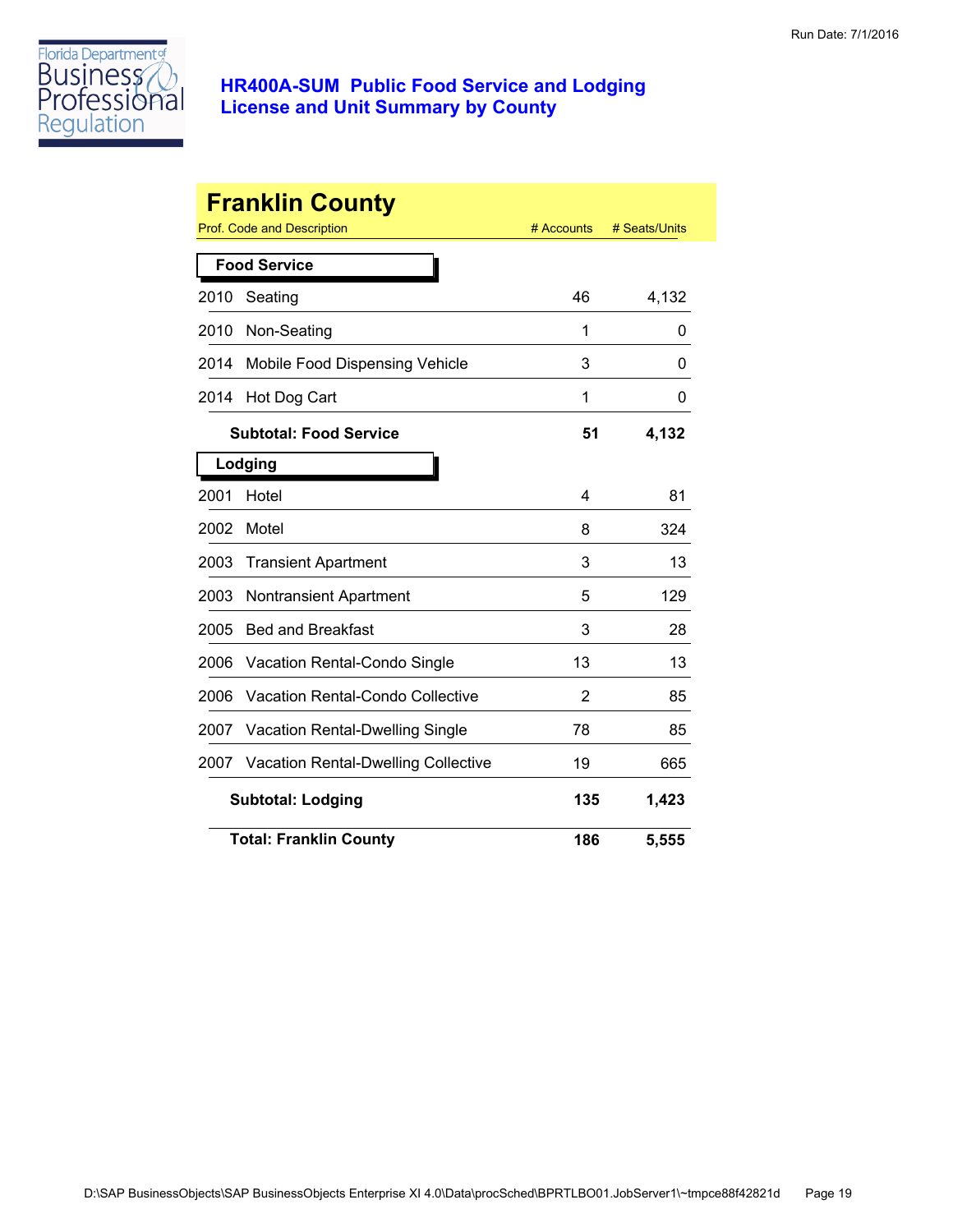# HR400A-SUM Public Food Service and Lodging License and Unit Summary by County

Run Date: 7/1/2016

## Franklin County

| Prof. Code and Description | | # Accounts | # Seats/Units |
|---|---|---|---|
| **Food Service** | | | |
| 2010 | Seating | 46 | 4,132 |
| 2010 | Non-Seating | 1 | 0 |
| 2014 | Mobile Food Dispensing Vehicle | 3 | 0 |
| 2014 | Hot Dog Cart | 1 | 0 |
| | **Subtotal: Food Service** | **51** | **4,132** |
| **Lodging** | | | |
| 2001 | Hotel | 4 | 81 |
| 2002 | Motel | 8 | 324 |
| 2003 | Transient Apartment | 3 | 13 |
| 2003 | Nontransient Apartment | 5 | 129 |
| 2005 | Bed and Breakfast | 3 | 28 |
| 2006 | Vacation Rental-Condo Single | 13 | 13 |
| 2006 | Vacation Rental-Condo Collective | 2 | 85 |
| 2007 | Vacation Rental-Dwelling Single | 78 | 85 |
| 2007 | Vacation Rental-Dwelling Collective | 19 | 665 |
| | **Subtotal: Lodging** | **135** | **1,423** |
| | **Total: Franklin County** | **186** | **5,555** |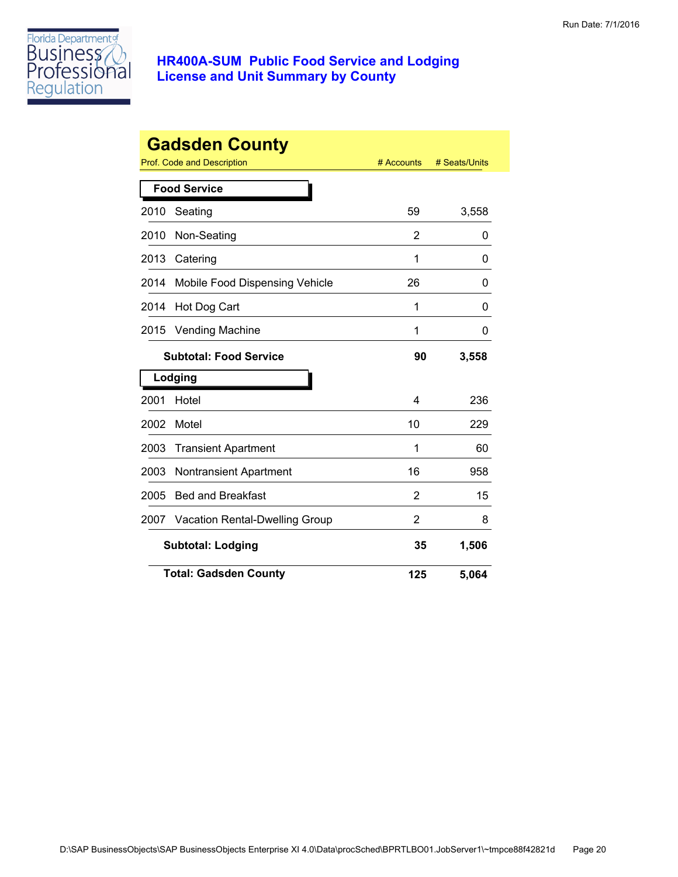# HR400A-SUM Public Food Service and Lodging License and Unit Summary by County

Run Date: 7/1/2016

## Gadsden County

| Prof. Code and Description | | # Accounts | # Seats/Units |
|---|---|---|---|
| **Food Service** | | | |
| 2010 | Seating | 59 | 3,558 |
| 2010 | Non-Seating | 2 | 0 |
| 2013 | Catering | 1 | 0 |
| 2014 | Mobile Food Dispensing Vehicle | 26 | 0 |
| 2014 | Hot Dog Cart | 1 | 0 |
| 2015 | Vending Machine | 1 | 0 |
| **Subtotal: Food Service** | | **90** | **3,558** |
| **Lodging** | | | |
| 2001 | Hotel | 4 | 236 |
| 2002 | Motel | 10 | 229 |
| 2003 | Transient Apartment | 1 | 60 |
| 2003 | Nontransient Apartment | 16 | 958 |
| 2005 | Bed and Breakfast | 2 | 15 |
| 2007 | Vacation Rental-Dwelling Group | 2 | 8 |
| **Subtotal: Lodging** | | **35** | **1,506** |
| **Total: Gadsden County** | | **125** | **5,064** |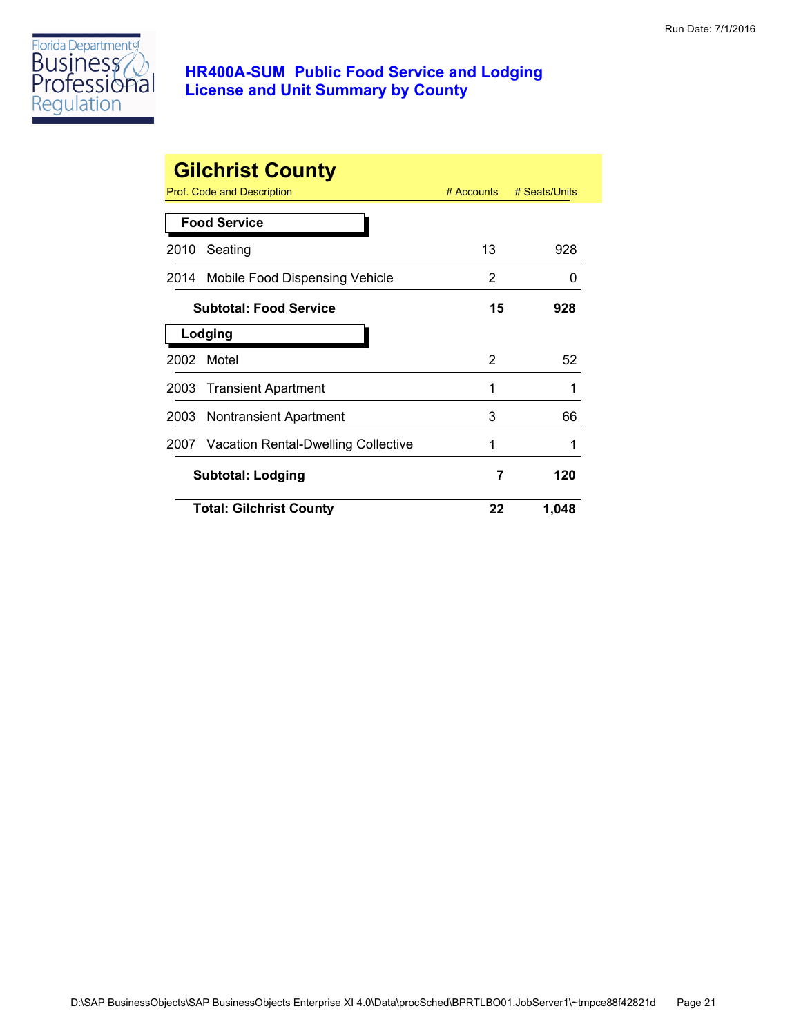# HR400A-SUM Public Food Service and Lodging License and Unit Summary by County

Run Date: 7/1/2016

## Gilchrist County

| Prof. Code and Description | # Accounts | # Seats/Units |
|---|---|---|
| **Food Service** | | |
| 2010 Seating | 13 | 928 |
| 2014 Mobile Food Dispensing Vehicle | 2 | 0 |
| **Subtotal: Food Service** | **15** | **928** |
| **Lodging** | | |
| 2002 Motel | 2 | 52 |
| 2003 Transient Apartment | 1 | 1 |
| 2003 Nontransient Apartment | 3 | 66 |
| 2007 Vacation Rental-Dwelling Collective | 1 | 1 |
| **Subtotal: Lodging** | **7** | **120** |
| **Total: Gilchrist County** | **22** | **1,048** |

D:\SAP BusinessObjects\SAP BusinessObjects Enterprise XI 4.0\Data\procSched\BPRTLBO01.JobServer1\~tmpce88f42821d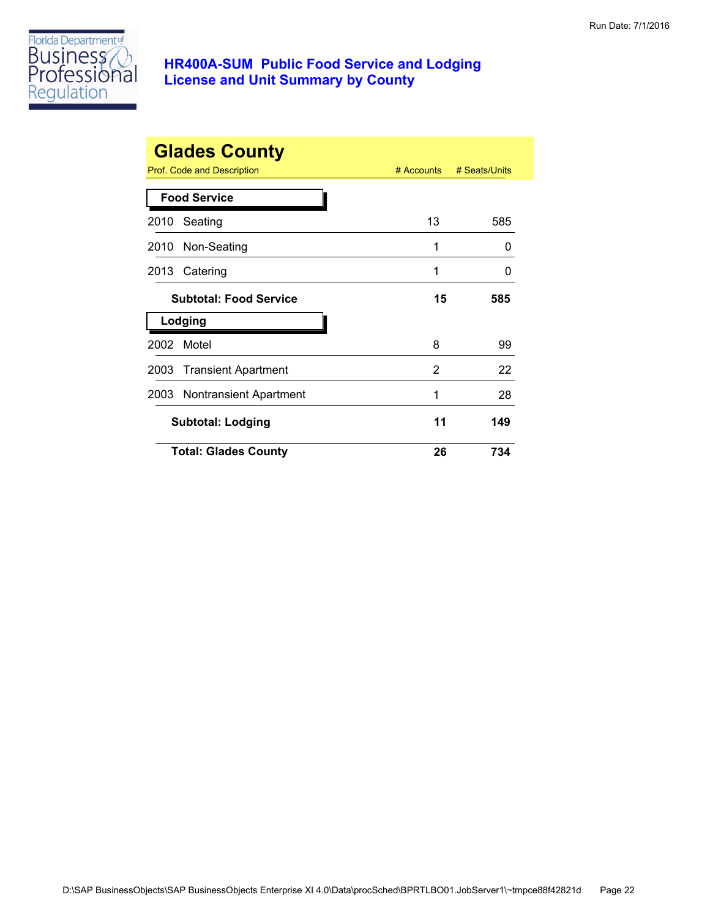# HR400A-SUM Public Food Service and Lodging License and Unit Summary by County

Run Date: 7/1/2016

## Glades County

| Prof. Code and Description | # Accounts | # Seats/Units |
|---|---|---|
| **Food Service** | | |
| 2010 Seating | 13 | 585 |
| 2010 Non-Seating | 1 | 0 |
| 2013 Catering | 1 | 0 |
| **Subtotal: Food Service** | **15** | **585** |
| **Lodging** | | |
| 2002 Motel | 8 | 99 |
| 2003 Transient Apartment | 2 | 22 |
| 2003 Nontransient Apartment | 1 | 28 |
| **Subtotal: Lodging** | **11** | **149** |
| **Total: Glades County** | **26** | **734** |

D:\SAP BusinessObjects\SAP BusinessObjects Enterprise XI 4.0\Data\procSched\BPRTLBO01.JobServer1\~tmpce88f42821d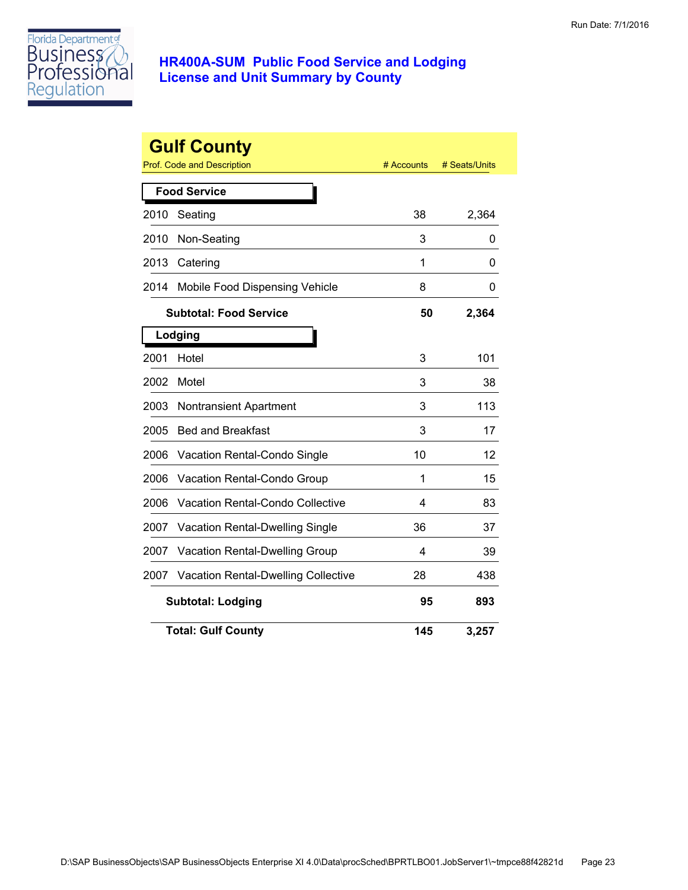Run Date: 7/1/2016

# HR400A-SUM Public Food Service and Lodging License and Unit Summary by County

## Gulf County

| Prof. Code and Description | | # Accounts | # Seats/Units |
|---|---|---|---|
| **Food Service** | | | |
| 2010 | Seating | 38 | 2,364 |
| 2010 | Non-Seating | 3 | 0 |
| 2013 | Catering | 1 | 0 |
| 2014 | Mobile Food Dispensing Vehicle | 8 | 0 |
| | **Subtotal: Food Service** | **50** | **2,364** |
| **Lodging** | | | |
| 2001 | Hotel | 3 | 101 |
| 2002 | Motel | 3 | 38 |
| 2003 | Nontransient Apartment | 3 | 113 |
| 2005 | Bed and Breakfast | 3 | 17 |
| 2006 | Vacation Rental-Condo Single | 10 | 12 |
| 2006 | Vacation Rental-Condo Group | 1 | 15 |
| 2006 | Vacation Rental-Condo Collective | 4 | 83 |
| 2007 | Vacation Rental-Dwelling Single | 36 | 37 |
| 2007 | Vacation Rental-Dwelling Group | 4 | 39 |
| 2007 | Vacation Rental-Dwelling Collective | 28 | 438 |
| | **Subtotal: Lodging** | **95** | **893** |
| | **Total: Gulf County** | **145** | **3,257** |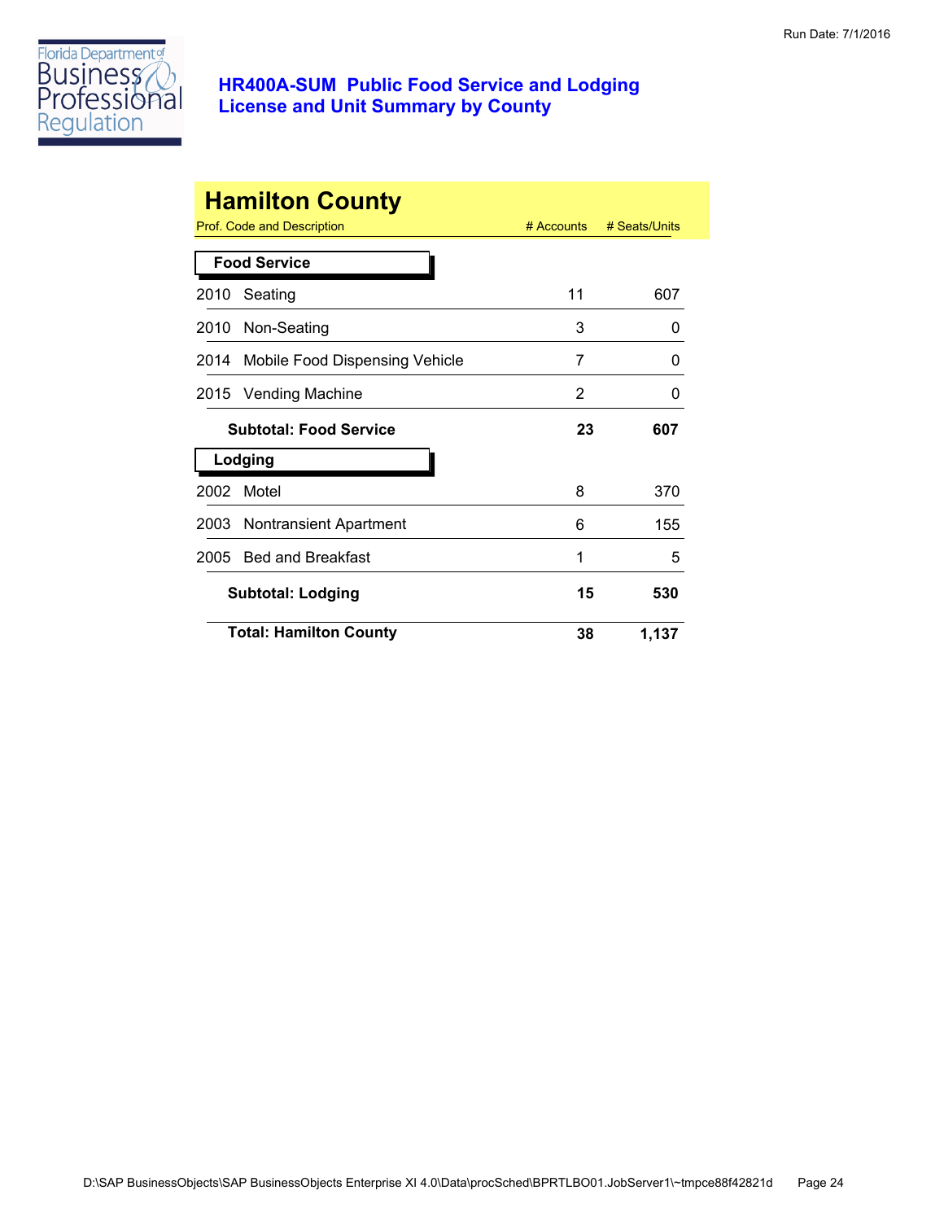# HR400A-SUM Public Food Service and Lodging License and Unit Summary by County

Run Date: 7/1/2016

## Hamilton County

| Prof. Code and Description | | # Accounts | # Seats/Units |
|---|---|---|---|
| **Food Service** | | | |
| 2010 | Seating | 11 | 607 |
| 2010 | Non-Seating | 3 | 0 |
| 2014 | Mobile Food Dispensing Vehicle | 7 | 0 |
| 2015 | Vending Machine | 2 | 0 |
| | **Subtotal: Food Service** | **23** | **607** |
| **Lodging** | | | |
| 2002 | Motel | 8 | 370 |
| 2003 | Nontransient Apartment | 6 | 155 |
| 2005 | Bed and Breakfast | 1 | 5 |
| | **Subtotal: Lodging** | **15** | **530** |
| | **Total: Hamilton County** | **38** | **1,137** |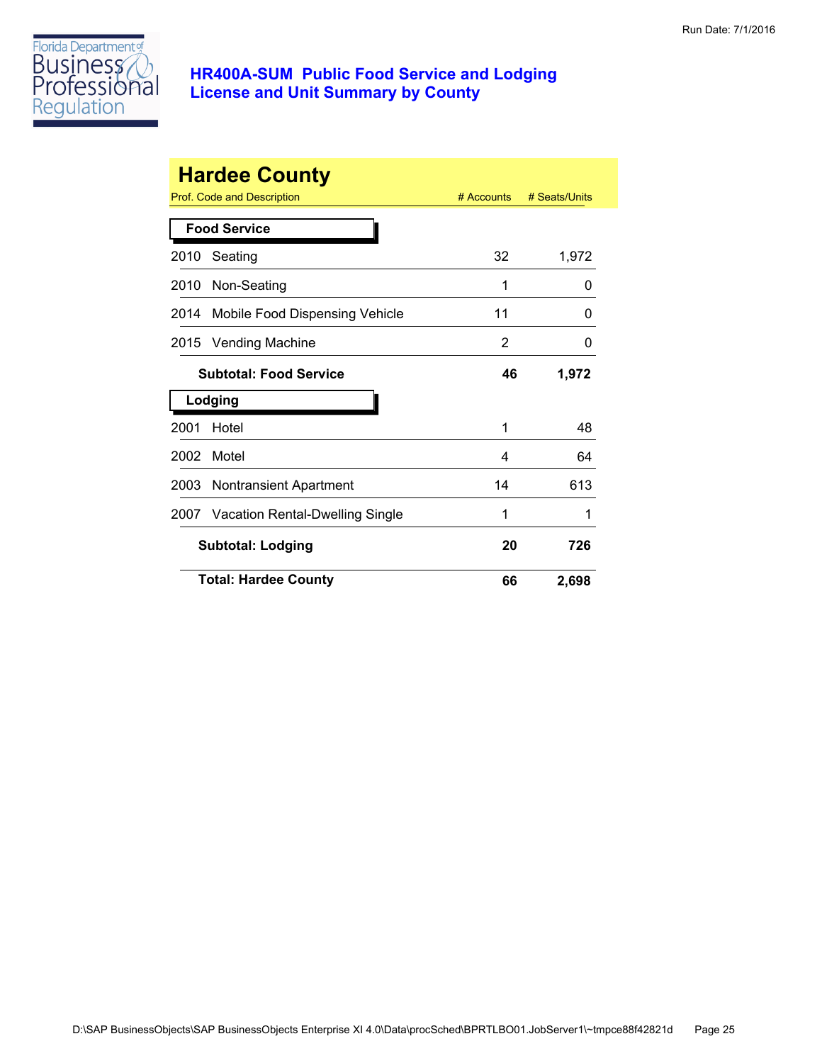# HR400A-SUM Public Food Service and Lodging License and Unit Summary by County

Run Date: 7/1/2016

## Hardee County

| Prof. Code and Description | # Accounts | # Seats/Units |
|---|---|---|
| **Food Service** | | |
| 2010 Seating | 32 | 1,972 |
| 2010 Non-Seating | 1 | 0 |
| 2014 Mobile Food Dispensing Vehicle | 11 | 0 |
| 2015 Vending Machine | 2 | 0 |
| **Subtotal: Food Service** | **46** | **1,972** |
| **Lodging** | | |
| 2001 Hotel | 1 | 48 |
| 2002 Motel | 4 | 64 |
| 2003 Nontransient Apartment | 14 | 613 |
| 2007 Vacation Rental-Dwelling Single | 1 | 1 |
| **Subtotal: Lodging** | **20** | **726** |
| **Total: Hardee County** | **66** | **2,698** |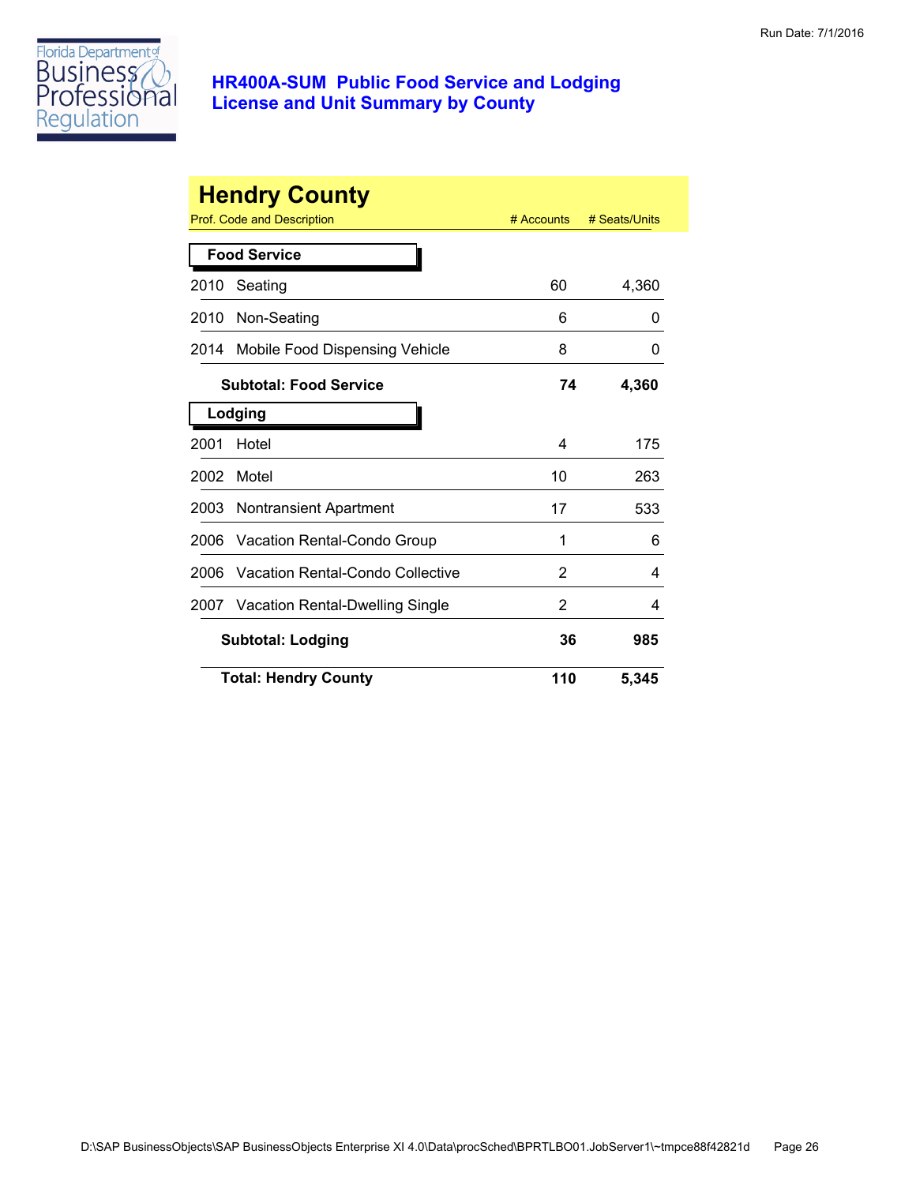# HR400A-SUM Public Food Service and Lodging License and Unit Summary by County

Run Date: 7/1/2016

## Hendry County

| Prof. Code and Description | # Accounts | # Seats/Units |
|---|---|---|
| **Food Service** | | |
| 2010 Seating | 60 | 4,360 |
| 2010 Non-Seating | 6 | 0 |
| 2014 Mobile Food Dispensing Vehicle | 8 | 0 |
| **Subtotal: Food Service** | **74** | **4,360** |
| **Lodging** | | |
| 2001 Hotel | 4 | 175 |
| 2002 Motel | 10 | 263 |
| 2003 Nontransient Apartment | 17 | 533 |
| 2006 Vacation Rental-Condo Group | 1 | 6 |
| 2006 Vacation Rental-Condo Collective | 2 | 4 |
| 2007 Vacation Rental-Dwelling Single | 2 | 4 |
| **Subtotal: Lodging** | **36** | **985** |
| **Total: Hendry County** | **110** | **5,345** |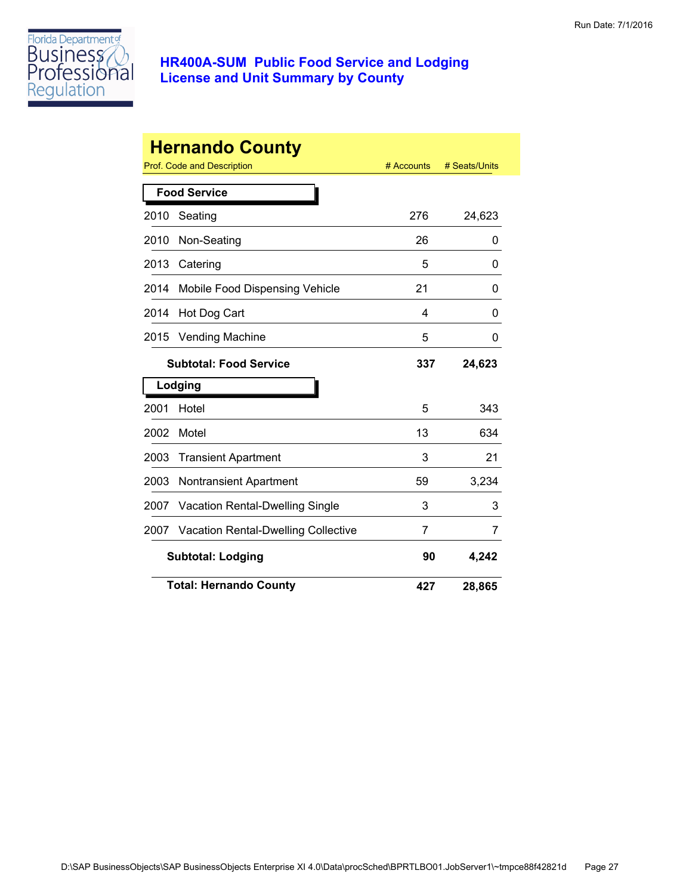# HR400A-SUM Public Food Service and Lodging License and Unit Summary by County

Run Date: 7/1/2016

## Hernando County

| Prof. Code and Description | | # Accounts | # Seats/Units |
|---|---|---|---|
| **Food Service** | | | |
| 2010 | Seating | 276 | 24,623 |
| 2010 | Non-Seating | 26 | 0 |
| 2013 | Catering | 5 | 0 |
| 2014 | Mobile Food Dispensing Vehicle | 21 | 0 |
| 2014 | Hot Dog Cart | 4 | 0 |
| 2015 | Vending Machine | 5 | 0 |
| | **Subtotal: Food Service** | **337** | **24,623** |
| **Lodging** | | | |
| 2001 | Hotel | 5 | 343 |
| 2002 | Motel | 13 | 634 |
| 2003 | Transient Apartment | 3 | 21 |
| 2003 | Nontransient Apartment | 59 | 3,234 |
| 2007 | Vacation Rental-Dwelling Single | 3 | 3 |
| 2007 | Vacation Rental-Dwelling Collective | 7 | 7 |
| | **Subtotal: Lodging** | **90** | **4,242** |
| | **Total: Hernando County** | **427** | **28,865** |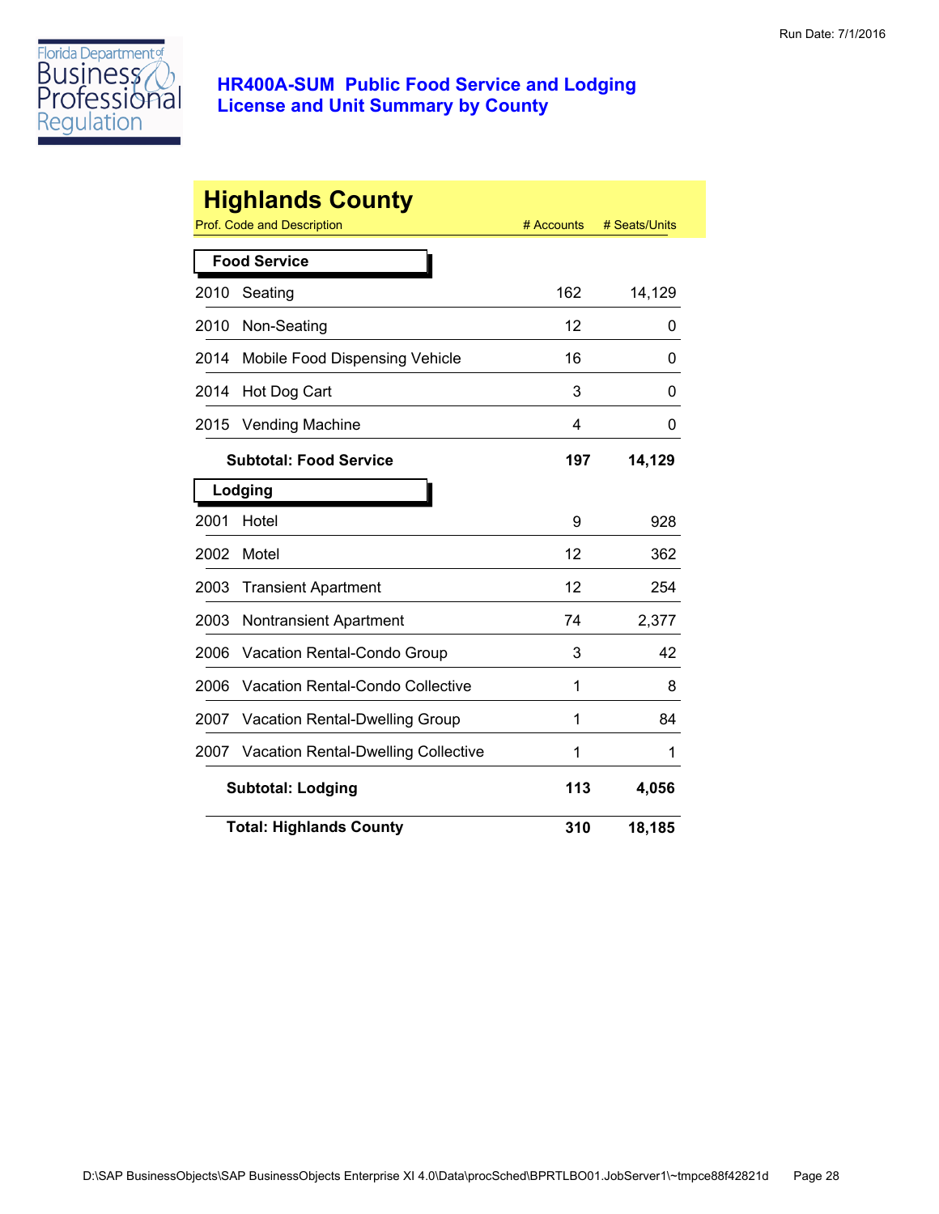# HR400A-SUM Public Food Service and Lodging License and Unit Summary by County

Run Date: 7/1/2016

## Highlands County

| Prof. Code and Description | | # Accounts | # Seats/Units |
|---|---|---|---|
| **Food Service** | | | |
| 2010 | Seating | 162 | 14,129 |
| 2010 | Non-Seating | 12 | 0 |
| 2014 | Mobile Food Dispensing Vehicle | 16 | 0 |
| 2014 | Hot Dog Cart | 3 | 0 |
| 2015 | Vending Machine | 4 | 0 |
| | **Subtotal: Food Service** | **197** | **14,129** |
| **Lodging** | | | |
| 2001 | Hotel | 9 | 928 |
| 2002 | Motel | 12 | 362 |
| 2003 | Transient Apartment | 12 | 254 |
| 2003 | Nontransient Apartment | 74 | 2,377 |
| 2006 | Vacation Rental-Condo Group | 3 | 42 |
| 2006 | Vacation Rental-Condo Collective | 1 | 8 |
| 2007 | Vacation Rental-Dwelling Group | 1 | 84 |
| 2007 | Vacation Rental-Dwelling Collective | 1 | 1 |
| | **Subtotal: Lodging** | **113** | **4,056** |
| | **Total: Highlands County** | **310** | **18,185** |

D:\SAP BusinessObjects\SAP BusinessObjects Enterprise XI 4.0\Data\procSched\BPRTLBO01.JobServer1\~tmpce88f42821d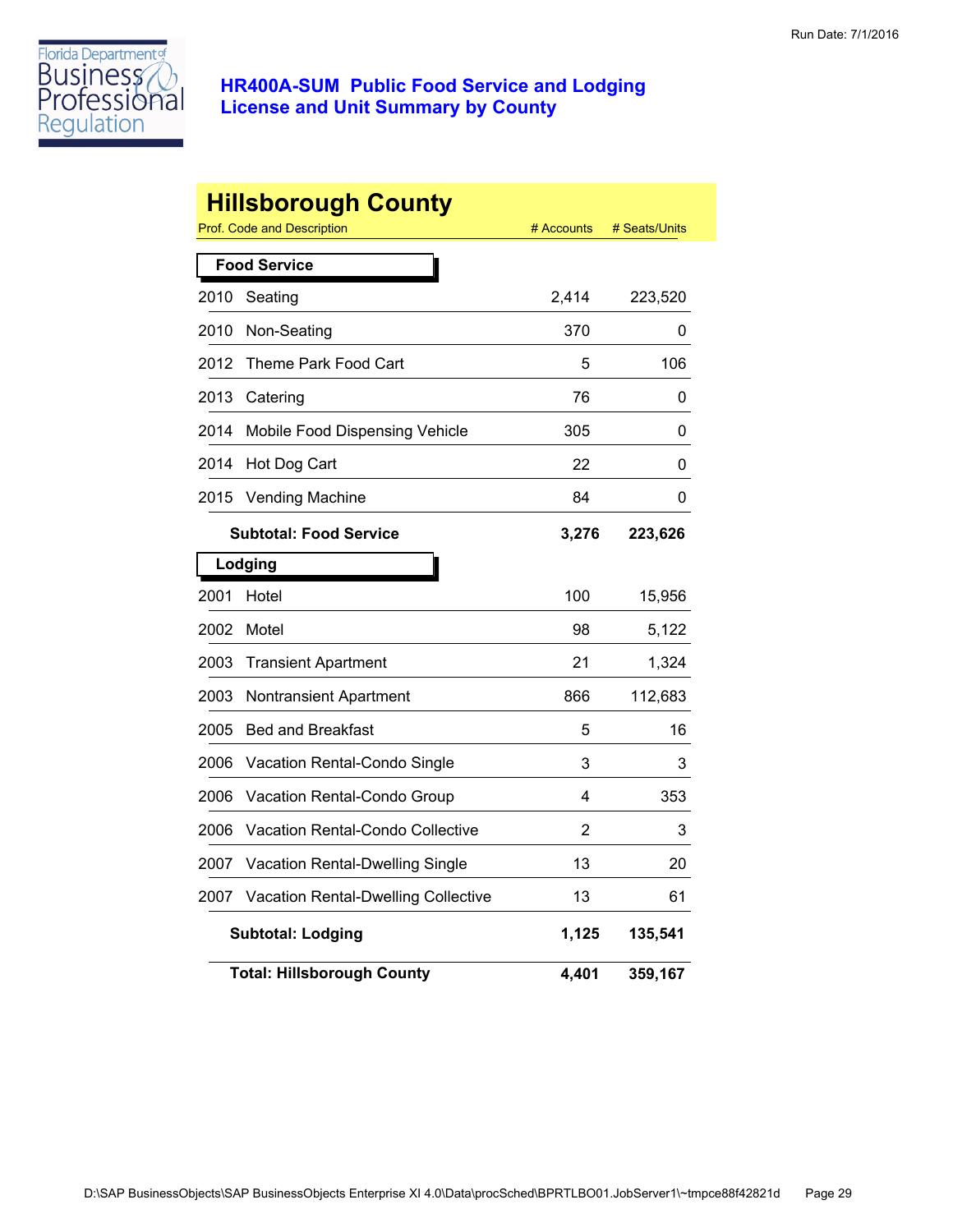Florida Department of Business & Professional Regulation

# HR400A-SUM Public Food Service and Lodging License and Unit Summary by County

Run Date: 7/1/2016

## Hillsborough County

| Prof. Code and Description | | # Accounts | # Seats/Units |
|---|---|---|---|
| **Food Service** | | | |
| 2010 | Seating | 2,414 | 223,520 |
| 2010 | Non-Seating | 370 | 0 |
| 2012 | Theme Park Food Cart | 5 | 106 |
| 2013 | Catering | 76 | 0 |
| 2014 | Mobile Food Dispensing Vehicle | 305 | 0 |
| 2014 | Hot Dog Cart | 22 | 0 |
| 2015 | Vending Machine | 84 | 0 |
| | **Subtotal: Food Service** | **3,276** | **223,626** |
| **Lodging** | | | |
| 2001 | Hotel | 100 | 15,956 |
| 2002 | Motel | 98 | 5,122 |
| 2003 | Transient Apartment | 21 | 1,324 |
| 2003 | Nontransient Apartment | 866 | 112,683 |
| 2005 | Bed and Breakfast | 5 | 16 |
| 2006 | Vacation Rental-Condo Single | 3 | 3 |
| 2006 | Vacation Rental-Condo Group | 4 | 353 |
| 2006 | Vacation Rental-Condo Collective | 2 | 3 |
| 2007 | Vacation Rental-Dwelling Single | 13 | 20 |
| 2007 | Vacation Rental-Dwelling Collective | 13 | 61 |
| | **Subtotal: Lodging** | **1,125** | **135,541** |
| | **Total: Hillsborough County** | **4,401** | **359,167** |

D:\SAP BusinessObjects\SAP BusinessObjects Enterprise XI 4.0\Data\procSched\BPRTLBO01.JobServer1\~tmpce88f42821d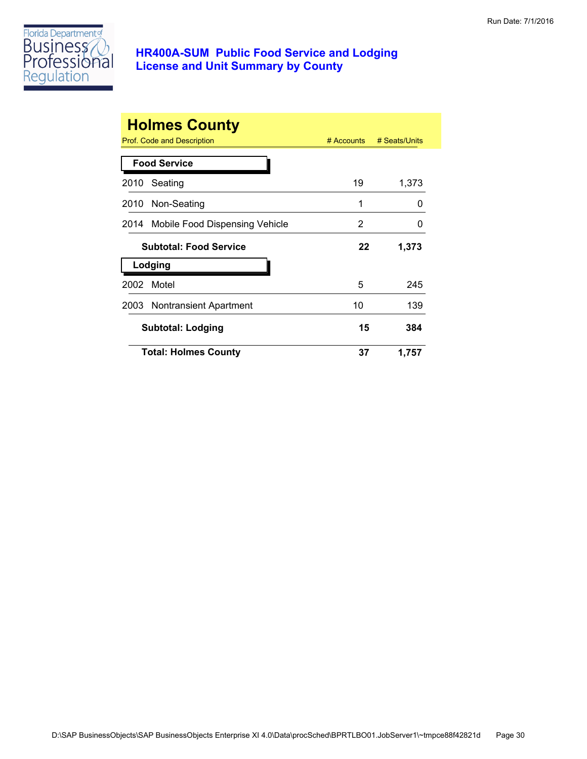# HR400A-SUM Public Food Service and Lodging License and Unit Summary by County

Run Date: 7/1/2016

## Holmes County

| Prof. Code and Description | | # Accounts | # Seats/Units |
|---|---|---|---|
| **Food Service** | | | |
| 2010 | Seating | 19 | 1,373 |
| 2010 | Non-Seating | 1 | 0 |
| 2014 | Mobile Food Dispensing Vehicle | 2 | 0 |
| | **Subtotal: Food Service** | **22** | **1,373** |
| **Lodging** | | | |
| 2002 | Motel | 5 | 245 |
| 2003 | Nontransient Apartment | 10 | 139 |
| | **Subtotal: Lodging** | **15** | **384** |
| | **Total: Holmes County** | **37** | **1,757** |

D:\SAP BusinessObjects\SAP BusinessObjects Enterprise XI 4.0\Data\procSched\BPRTLBO01.JobServer1\~tmpce88f42821d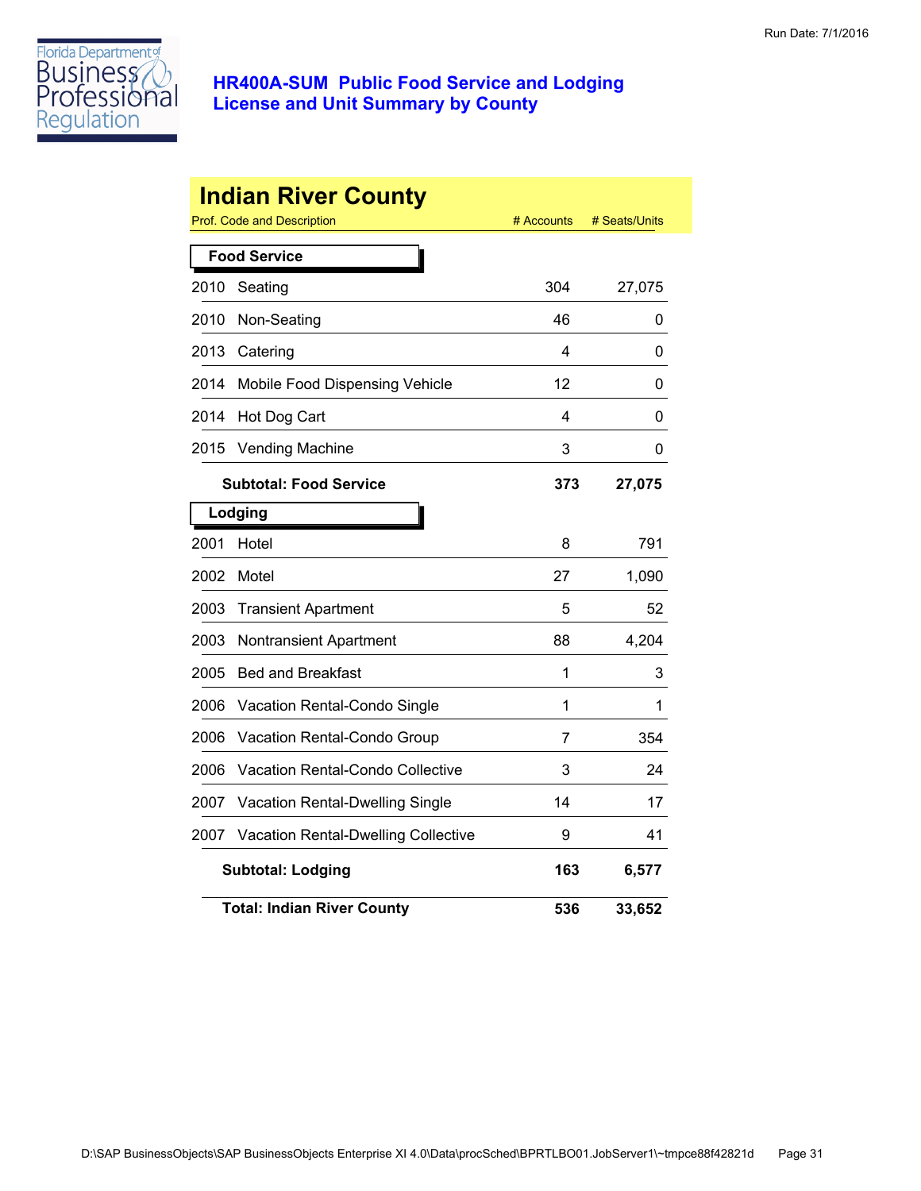# HR400A-SUM Public Food Service and Lodging License and Unit Summary by County

## Indian River County

| Prof. Code and Description | | # Accounts | # Seats/Units |
|---|---|---|---|
| **Food Service** | | | |
| 2010 | Seating | 304 | 27,075 |
| 2010 | Non-Seating | 46 | 0 |
| 2013 | Catering | 4 | 0 |
| 2014 | Mobile Food Dispensing Vehicle | 12 | 0 |
| 2014 | Hot Dog Cart | 4 | 0 |
| 2015 | Vending Machine | 3 | 0 |
| | **Subtotal: Food Service** | **373** | **27,075** |
| **Lodging** | | | |
| 2001 | Hotel | 8 | 791 |
| 2002 | Motel | 27 | 1,090 |
| 2003 | Transient Apartment | 5 | 52 |
| 2003 | Nontransient Apartment | 88 | 4,204 |
| 2005 | Bed and Breakfast | 1 | 3 |
| 2006 | Vacation Rental-Condo Single | 1 | 1 |
| 2006 | Vacation Rental-Condo Group | 7 | 354 |
| 2006 | Vacation Rental-Condo Collective | 3 | 24 |
| 2007 | Vacation Rental-Dwelling Single | 14 | 17 |
| 2007 | Vacation Rental-Dwelling Collective | 9 | 41 |
| | **Subtotal: Lodging** | **163** | **6,577** |
| | **Total: Indian River County** | **536** | **33,652** |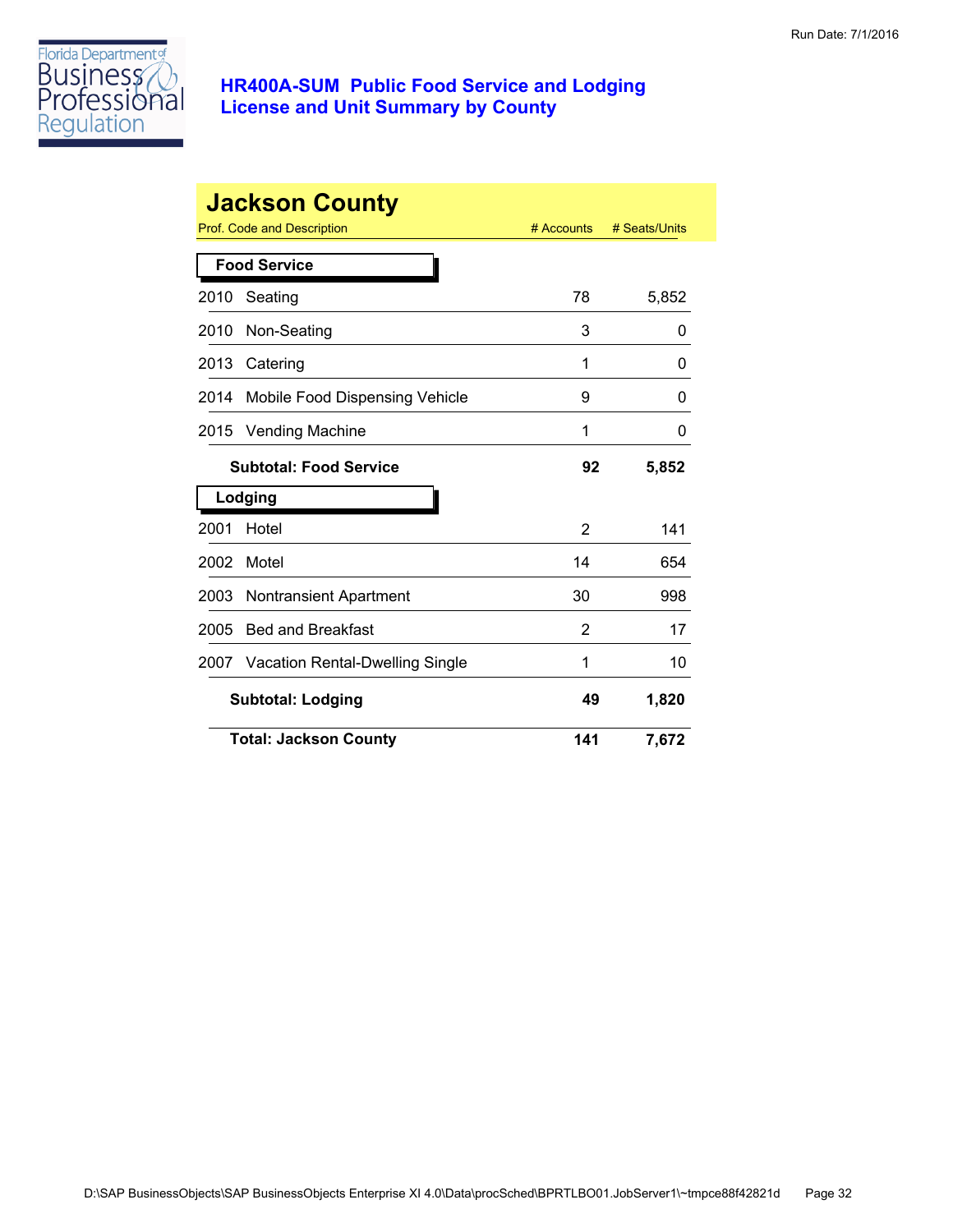## HR400A-SUM Public Food Service and Lodging License and Unit Summary by County

Run Date: 7/1/2016

# Jackson County

| Prof. Code and Description | | # Accounts | # Seats/Units |
|---|---|---|---|
| **Food Service** | | | |
| 2010 | Seating | 78 | 5,852 |
| 2010 | Non-Seating | 3 | 0 |
| 2013 | Catering | 1 | 0 |
| 2014 | Mobile Food Dispensing Vehicle | 9 | 0 |
| 2015 | Vending Machine | 1 | 0 |
| | **Subtotal: Food Service** | **92** | **5,852** |
| **Lodging** | | | |
| 2001 | Hotel | 2 | 141 |
| 2002 | Motel | 14 | 654 |
| 2003 | Nontransient Apartment | 30 | 998 |
| 2005 | Bed and Breakfast | 2 | 17 |
| 2007 | Vacation Rental-Dwelling Single | 1 | 10 |
| | **Subtotal: Lodging** | **49** | **1,820** |
| | **Total: Jackson County** | **141** | **7,672** |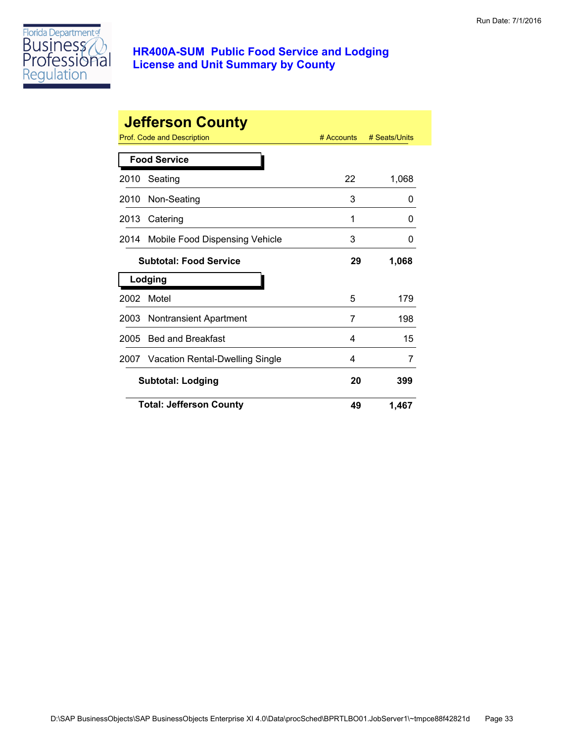# HR400A-SUM Public Food Service and Lodging License and Unit Summary by County

Run Date: 7/1/2016

## Jefferson County

| Prof. Code and Description | # Accounts | # Seats/Units |
|---|---|---|
| **Food Service** | | |
| 2010 Seating | 22 | 1,068 |
| 2010 Non-Seating | 3 | 0 |
| 2013 Catering | 1 | 0 |
| 2014 Mobile Food Dispensing Vehicle | 3 | 0 |
| **Subtotal: Food Service** | **29** | **1,068** |
| **Lodging** | | |
| 2002 Motel | 5 | 179 |
| 2003 Nontransient Apartment | 7 | 198 |
| 2005 Bed and Breakfast | 4 | 15 |
| 2007 Vacation Rental-Dwelling Single | 4 | 7 |
| **Subtotal: Lodging** | **20** | **399** |
| **Total: Jefferson County** | **49** | **1,467** |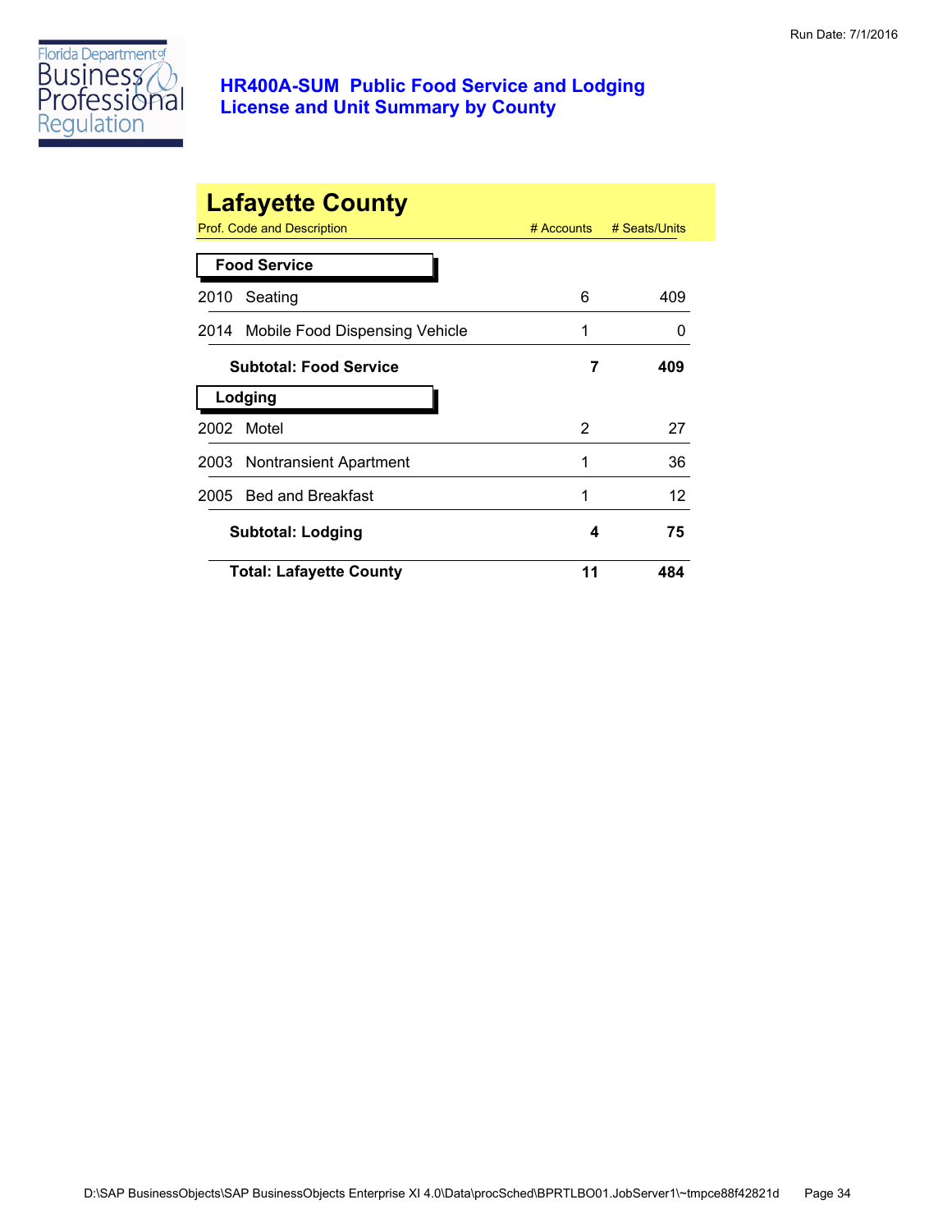# HR400A-SUM Public Food Service and Lodging
## License and Unit Summary by County

Run Date: 7/1/2016

## Lafayette County

| Prof. Code and Description | # Accounts | # Seats/Units |
|---|---|---|
| **Food Service** | | |
| 2010 Seating | 6 | 409 |
| 2014 Mobile Food Dispensing Vehicle | 1 | 0 |
| **Subtotal: Food Service** | **7** | **409** |
| **Lodging** | | |
| 2002 Motel | 2 | 27 |
| 2003 Nontransient Apartment | 1 | 36 |
| 2005 Bed and Breakfast | 1 | 12 |
| **Subtotal: Lodging** | **4** | **75** |
| **Total: Lafayette County** | **11** | **484** |

D:\SAP BusinessObjects\SAP BusinessObjects Enterprise XI 4.0\Data\procSched\BPRTLBO01.JobServer1\~tmpce88f42821d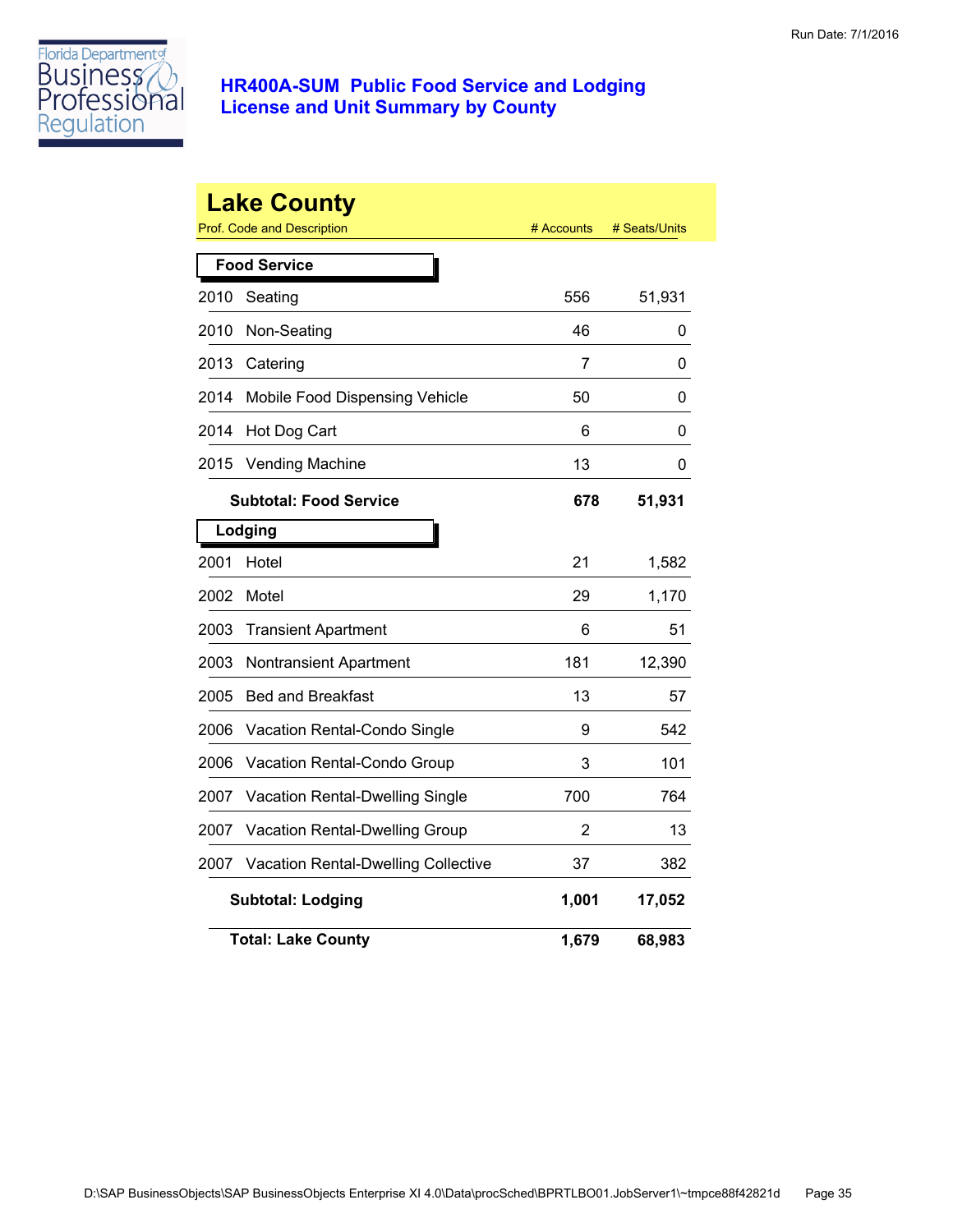# HR400A-SUM Public Food Service and Lodging License and Unit Summary by County

Run Date: 7/1/2016

## Lake County

| Prof. Code and Description | | # Accounts | # Seats/Units |
|---|---|---|---|
| **Food Service** | | | |
| 2010 | Seating | 556 | 51,931 |
| 2010 | Non-Seating | 46 | 0 |
| 2013 | Catering | 7 | 0 |
| 2014 | Mobile Food Dispensing Vehicle | 50 | 0 |
| 2014 | Hot Dog Cart | 6 | 0 |
| 2015 | Vending Machine | 13 | 0 |
| | **Subtotal: Food Service** | **678** | **51,931** |
| **Lodging** | | | |
| 2001 | Hotel | 21 | 1,582 |
| 2002 | Motel | 29 | 1,170 |
| 2003 | Transient Apartment | 6 | 51 |
| 2003 | Nontransient Apartment | 181 | 12,390 |
| 2005 | Bed and Breakfast | 13 | 57 |
| 2006 | Vacation Rental-Condo Single | 9 | 542 |
| 2006 | Vacation Rental-Condo Group | 3 | 101 |
| 2007 | Vacation Rental-Dwelling Single | 700 | 764 |
| 2007 | Vacation Rental-Dwelling Group | 2 | 13 |
| 2007 | Vacation Rental-Dwelling Collective | 37 | 382 |
| | **Subtotal: Lodging** | **1,001** | **17,052** |
| | **Total: Lake County** | **1,679** | **68,983** |

D:\SAP BusinessObjects\SAP BusinessObjects Enterprise XI 4.0\Data\procSched\BPRTLBO01.JobServer1\~tmpce88f42821d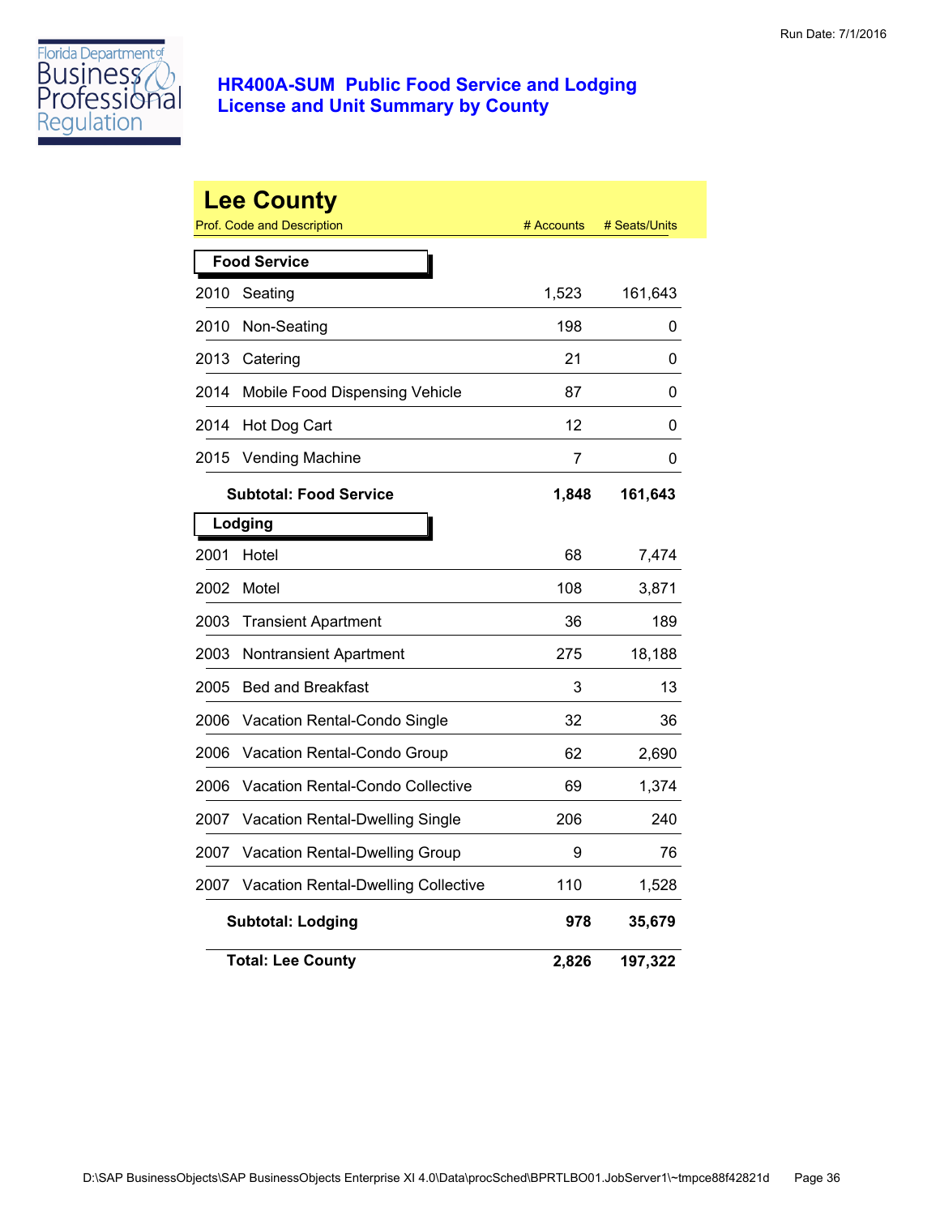# HR400A-SUM Public Food Service and Lodging License and Unit Summary by County

Run Date: 7/1/2016

## Lee County

| Prof. Code and Description | | # Accounts | # Seats/Units |
|---|---|---|---|
| **Food Service** | | | |
| 2010 | Seating | 1,523 | 161,643 |
| 2010 | Non-Seating | 198 | 0 |
| 2013 | Catering | 21 | 0 |
| 2014 | Mobile Food Dispensing Vehicle | 87 | 0 |
| 2014 | Hot Dog Cart | 12 | 0 |
| 2015 | Vending Machine | 7 | 0 |
| **Subtotal: Food Service** | | **1,848** | **161,643** |
| **Lodging** | | | |
| 2001 | Hotel | 68 | 7,474 |
| 2002 | Motel | 108 | 3,871 |
| 2003 | Transient Apartment | 36 | 189 |
| 2003 | Nontransient Apartment | 275 | 18,188 |
| 2005 | Bed and Breakfast | 3 | 13 |
| 2006 | Vacation Rental-Condo Single | 32 | 36 |
| 2006 | Vacation Rental-Condo Group | 62 | 2,690 |
| 2006 | Vacation Rental-Condo Collective | 69 | 1,374 |
| 2007 | Vacation Rental-Dwelling Single | 206 | 240 |
| 2007 | Vacation Rental-Dwelling Group | 9 | 76 |
| 2007 | Vacation Rental-Dwelling Collective | 110 | 1,528 |
| **Subtotal: Lodging** | | **978** | **35,679** |
| **Total: Lee County** | | **2,826** | **197,322** |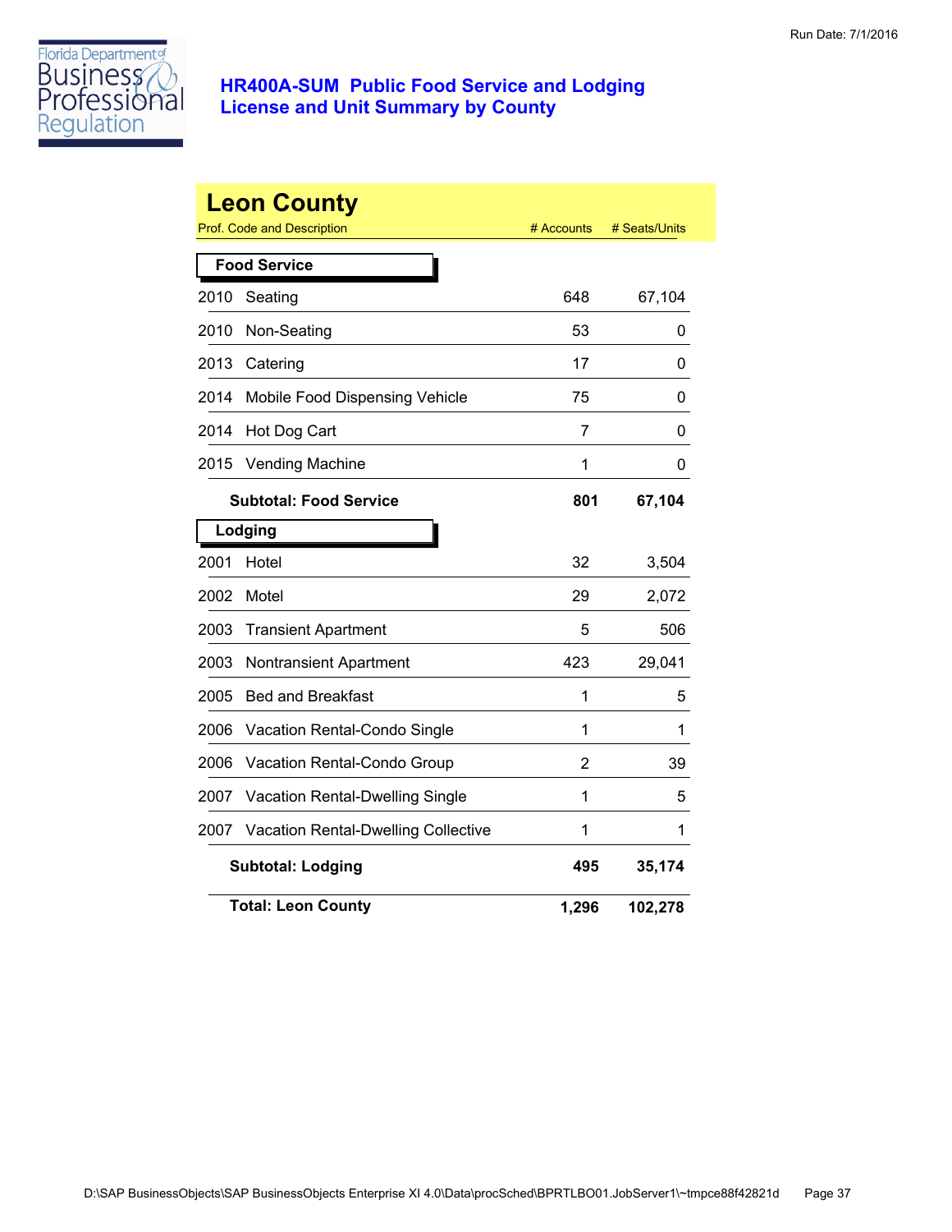# HR400A-SUM Public Food Service and Lodging License and Unit Summary by County

Run Date: 7/1/2016

## Leon County

| Prof. Code and Description | | # Accounts | # Seats/Units |
|---|---|---|---|
| **Food Service** | | | |
| 2010 | Seating | 648 | 67,104 |
| 2010 | Non-Seating | 53 | 0 |
| 2013 | Catering | 17 | 0 |
| 2014 | Mobile Food Dispensing Vehicle | 75 | 0 |
| 2014 | Hot Dog Cart | 7 | 0 |
| 2015 | Vending Machine | 1 | 0 |
| | **Subtotal: Food Service** | **801** | **67,104** |
| **Lodging** | | | |
| 2001 | Hotel | 32 | 3,504 |
| 2002 | Motel | 29 | 2,072 |
| 2003 | Transient Apartment | 5 | 506 |
| 2003 | Nontransient Apartment | 423 | 29,041 |
| 2005 | Bed and Breakfast | 1 | 5 |
| 2006 | Vacation Rental-Condo Single | 1 | 1 |
| 2006 | Vacation Rental-Condo Group | 2 | 39 |
| 2007 | Vacation Rental-Dwelling Single | 1 | 5 |
| 2007 | Vacation Rental-Dwelling Collective | 1 | 1 |
| | **Subtotal: Lodging** | **495** | **35,174** |
| | **Total: Leon County** | **1,296** | **102,278** |

D:\SAP BusinessObjects\SAP BusinessObjects Enterprise XI 4.0\Data\procSched\BPRTLBO01.JobServer1\~tmpce88f42821d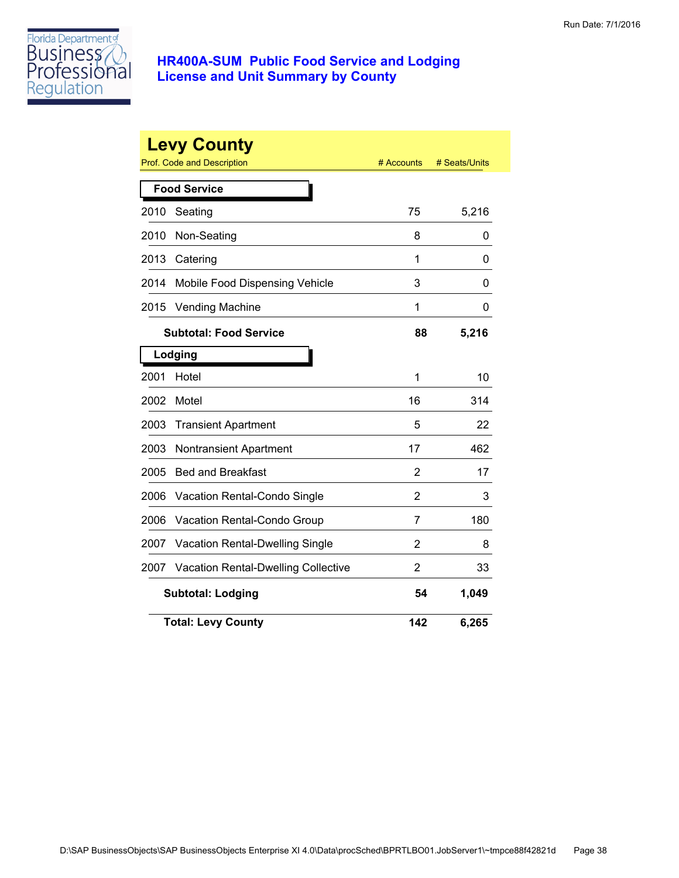Run Date: 7/1/2016

# HR400A-SUM Public Food Service and Lodging License and Unit Summary by County

## Levy County

| Prof. Code and Description | | # Accounts | # Seats/Units |
|---|---|---|---|
| **Food Service** | | | |
| 2010 | Seating | 75 | 5,216 |
| 2010 | Non-Seating | 8 | 0 |
| 2013 | Catering | 1 | 0 |
| 2014 | Mobile Food Dispensing Vehicle | 3 | 0 |
| 2015 | Vending Machine | 1 | 0 |
| | **Subtotal: Food Service** | **88** | **5,216** |
| **Lodging** | | | |
| 2001 | Hotel | 1 | 10 |
| 2002 | Motel | 16 | 314 |
| 2003 | Transient Apartment | 5 | 22 |
| 2003 | Nontransient Apartment | 17 | 462 |
| 2005 | Bed and Breakfast | 2 | 17 |
| 2006 | Vacation Rental-Condo Single | 2 | 3 |
| 2006 | Vacation Rental-Condo Group | 7 | 180 |
| 2007 | Vacation Rental-Dwelling Single | 2 | 8 |
| 2007 | Vacation Rental-Dwelling Collective | 2 | 33 |
| | **Subtotal: Lodging** | **54** | **1,049** |
| | **Total: Levy County** | **142** | **6,265** |

D:\SAP BusinessObjects\SAP BusinessObjects Enterprise XI 4.0\Data\procSched\BPRTLBO01.JobServer1\~tmpce88f42821d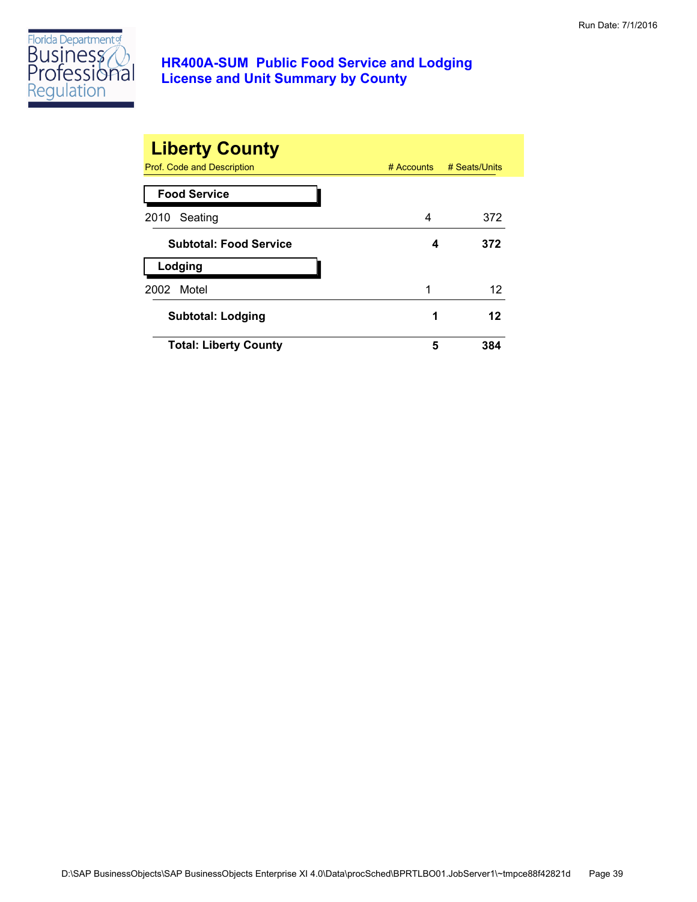# HR400A-SUM Public Food Service and Lodging License and Unit Summary by County

Run Date: 7/1/2016

## Liberty County

| Prof. Code and Description | # Accounts | # Seats/Units |
|---|---|---|
| **Food Service** | | |
| 2010 Seating | 4 | 372 |
| **Subtotal: Food Service** | **4** | **372** |
| **Lodging** | | |
| 2002 Motel | 1 | 12 |
| **Subtotal: Lodging** | **1** | **12** |
| **Total: Liberty County** | **5** | **384** |

D:\SAP BusinessObjects\SAP BusinessObjects Enterprise XI 4.0\Data\procSched\BPRTLBO01.JobServer1\~tmpce88f42821d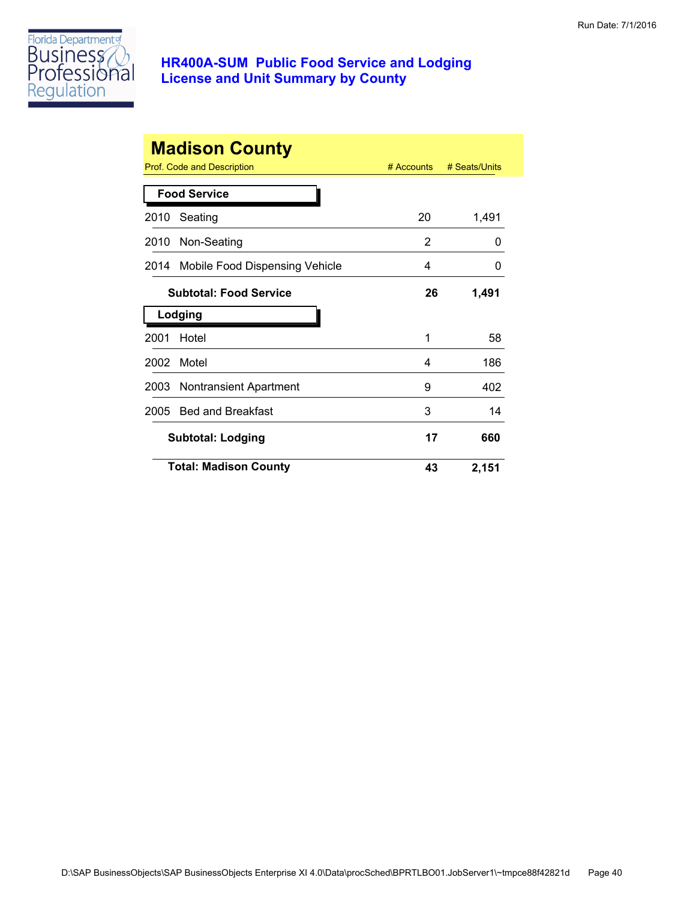Florida Department of Business & Professional Regulation

## HR400A-SUM Public Food Service and Lodging License and Unit Summary by County

# Madison County

| Prof. Code and Description | # Accounts | # Seats/Units |
|---|---|---|
| **Food Service** | | |
| 2010 Seating | 20 | 1,491 |
| 2010 Non-Seating | 2 | 0 |
| 2014 Mobile Food Dispensing Vehicle | 4 | 0 |
| **Subtotal: Food Service** | **26** | **1,491** |
| **Lodging** | | |
| 2001 Hotel | 1 | 58 |
| 2002 Motel | 4 | 186 |
| 2003 Nontransient Apartment | 9 | 402 |
| 2005 Bed and Breakfast | 3 | 14 |
| **Subtotal: Lodging** | **17** | **660** |
| **Total: Madison County** | **43** | **2,151** |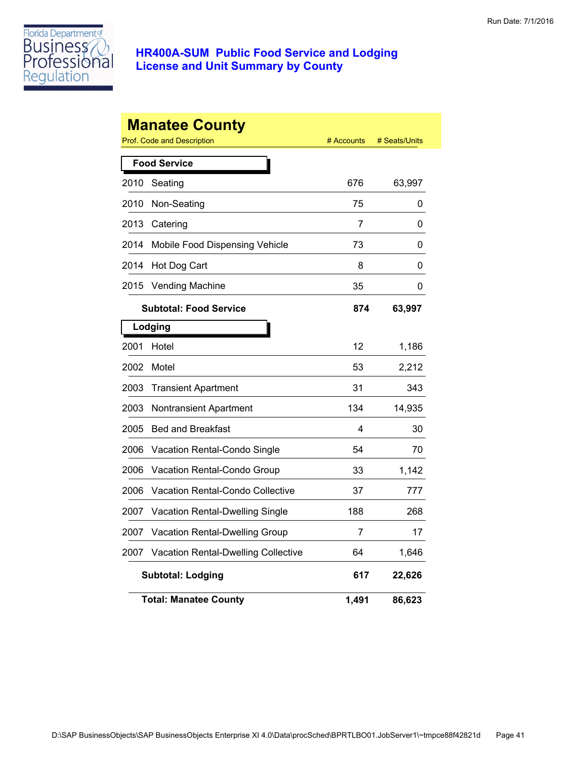Florida Department of Business & Professional Regulation

## HR400A-SUM Public Food Service and Lodging License and Unit Summary by County

# Manatee County

| Prof. Code and Description | | # Accounts | # Seats/Units |
|---|---|---|---|
| **Food Service** | | | |
| 2010 | Seating | 676 | 63,997 |
| 2010 | Non-Seating | 75 | 0 |
| 2013 | Catering | 7 | 0 |
| 2014 | Mobile Food Dispensing Vehicle | 73 | 0 |
| 2014 | Hot Dog Cart | 8 | 0 |
| 2015 | Vending Machine | 35 | 0 |
| | **Subtotal: Food Service** | **874** | **63,997** |
| **Lodging** | | | |
| 2001 | Hotel | 12 | 1,186 |
| 2002 | Motel | 53 | 2,212 |
| 2003 | Transient Apartment | 31 | 343 |
| 2003 | Nontransient Apartment | 134 | 14,935 |
| 2005 | Bed and Breakfast | 4 | 30 |
| 2006 | Vacation Rental-Condo Single | 54 | 70 |
| 2006 | Vacation Rental-Condo Group | 33 | 1,142 |
| 2006 | Vacation Rental-Condo Collective | 37 | 777 |
| 2007 | Vacation Rental-Dwelling Single | 188 | 268 |
| 2007 | Vacation Rental-Dwelling Group | 7 | 17 |
| 2007 | Vacation Rental-Dwelling Collective | 64 | 1,646 |
| | **Subtotal: Lodging** | **617** | **22,626** |
| | **Total: Manatee County** | **1,491** | **86,623** |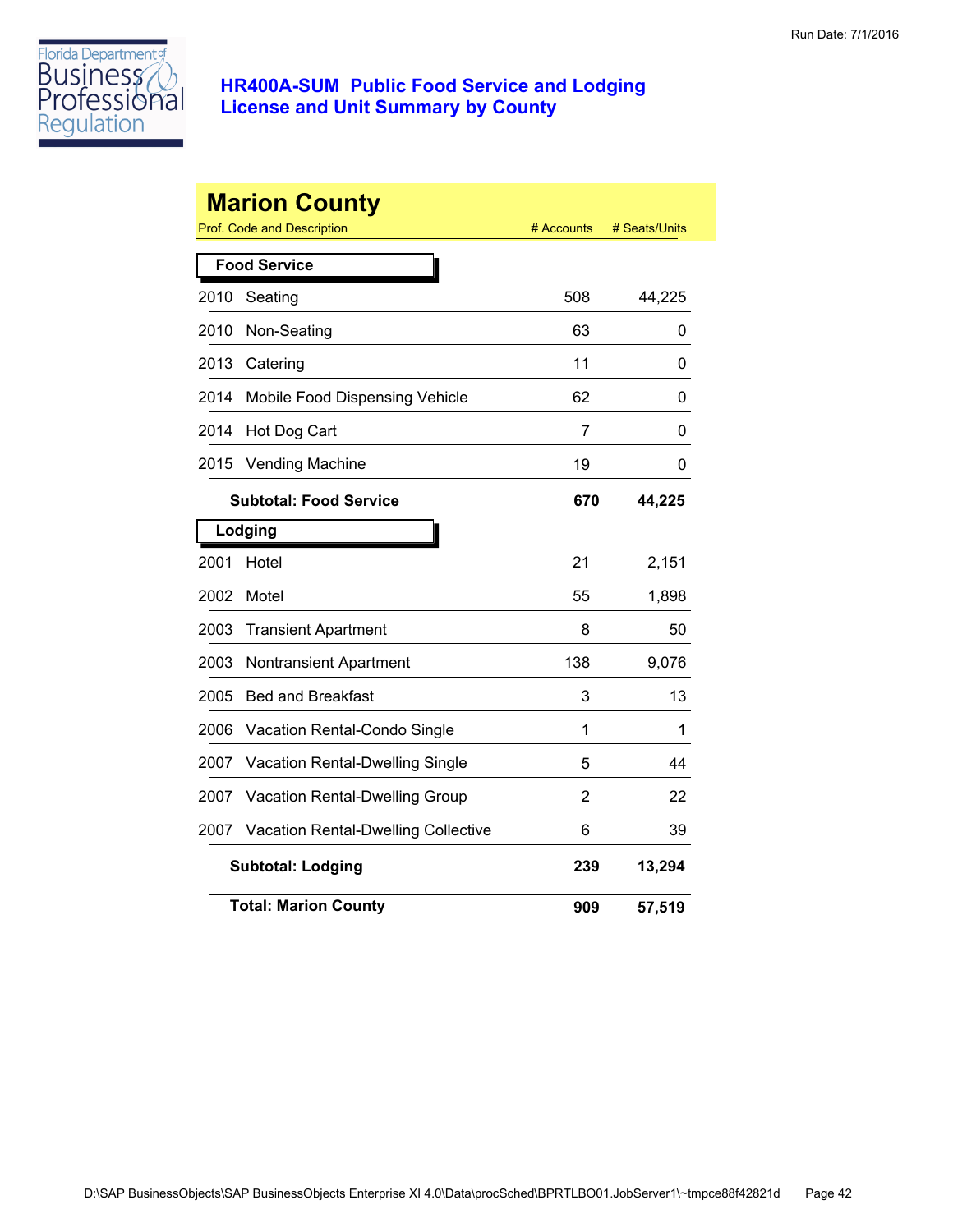# HR400A-SUM Public Food Service and Lodging License and Unit Summary by County

Run Date: 7/1/2016

## Marion County

| Prof. Code and Description | | # Accounts | # Seats/Units |
|---|---|---|---|
| **Food Service** | | | |
| 2010 | Seating | 508 | 44,225 |
| 2010 | Non-Seating | 63 | 0 |
| 2013 | Catering | 11 | 0 |
| 2014 | Mobile Food Dispensing Vehicle | 62 | 0 |
| 2014 | Hot Dog Cart | 7 | 0 |
| 2015 | Vending Machine | 19 | 0 |
| | **Subtotal: Food Service** | **670** | **44,225** |
| **Lodging** | | | |
| 2001 | Hotel | 21 | 2,151 |
| 2002 | Motel | 55 | 1,898 |
| 2003 | Transient Apartment | 8 | 50 |
| 2003 | Nontransient Apartment | 138 | 9,076 |
| 2005 | Bed and Breakfast | 3 | 13 |
| 2006 | Vacation Rental-Condo Single | 1 | 1 |
| 2007 | Vacation Rental-Dwelling Single | 5 | 44 |
| 2007 | Vacation Rental-Dwelling Group | 2 | 22 |
| 2007 | Vacation Rental-Dwelling Collective | 6 | 39 |
| | **Subtotal: Lodging** | **239** | **13,294** |
| | **Total: Marion County** | **909** | **57,519** |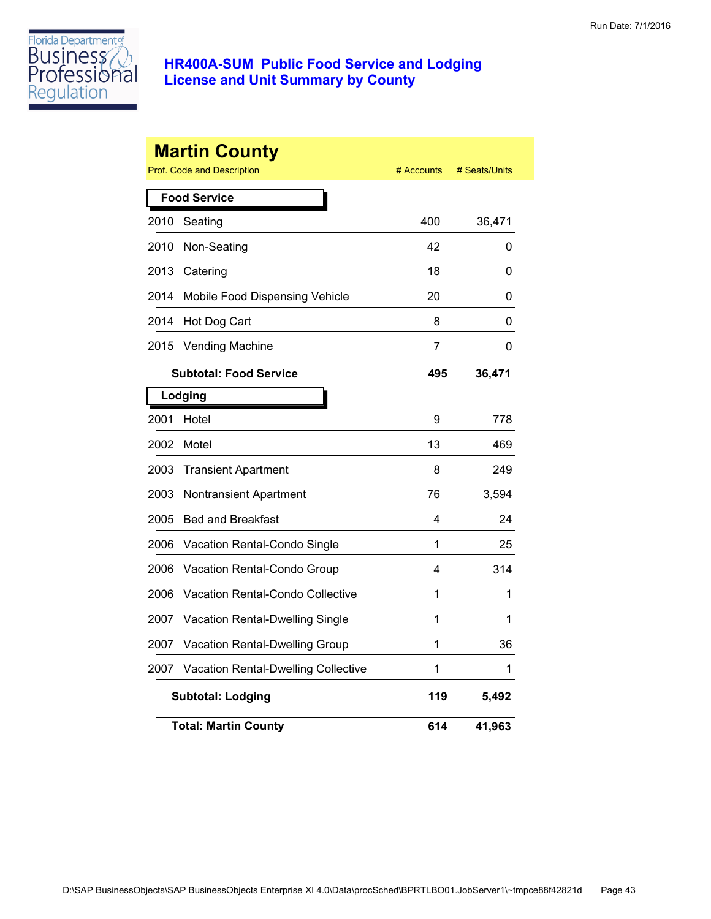# HR400A-SUM Public Food Service and Lodging License and Unit Summary by County

Run Date: 7/1/2016

## Martin County

| Prof. Code and Description | | # Accounts | # Seats/Units |
|---|---|---|---|
| **Food Service** | | | |
| 2010 | Seating | 400 | 36,471 |
| 2010 | Non-Seating | 42 | 0 |
| 2013 | Catering | 18 | 0 |
| 2014 | Mobile Food Dispensing Vehicle | 20 | 0 |
| 2014 | Hot Dog Cart | 8 | 0 |
| 2015 | Vending Machine | 7 | 0 |
| | **Subtotal: Food Service** | **495** | **36,471** |
| **Lodging** | | | |
| 2001 | Hotel | 9 | 778 |
| 2002 | Motel | 13 | 469 |
| 2003 | Transient Apartment | 8 | 249 |
| 2003 | Nontransient Apartment | 76 | 3,594 |
| 2005 | Bed and Breakfast | 4 | 24 |
| 2006 | Vacation Rental-Condo Single | 1 | 25 |
| 2006 | Vacation Rental-Condo Group | 4 | 314 |
| 2006 | Vacation Rental-Condo Collective | 1 | 1 |
| 2007 | Vacation Rental-Dwelling Single | 1 | 1 |
| 2007 | Vacation Rental-Dwelling Group | 1 | 36 |
| 2007 | Vacation Rental-Dwelling Collective | 1 | 1 |
| | **Subtotal: Lodging** | **119** | **5,492** |
| | **Total: Martin County** | **614** | **41,963** |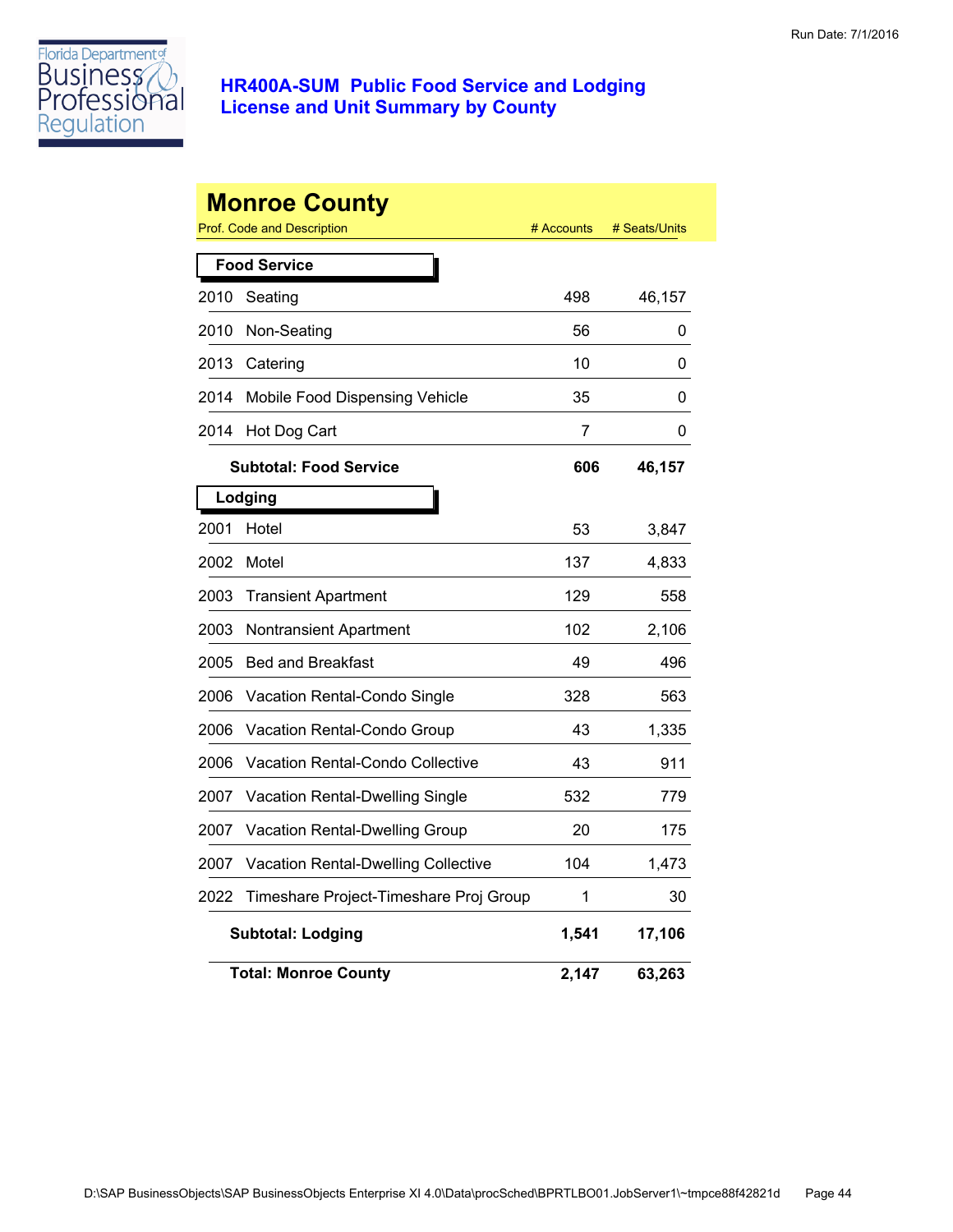**HR400A-SUM Public Food Service and Lodging**
**License and Unit Summary by County**

Run Date: 7/1/2016

## Monroe County

| Prof. Code and Description | | # Accounts | # Seats/Units |
|---|---|---|---|
| **Food Service** | | | |
| 2010 | Seating | 498 | 46,157 |
| 2010 | Non-Seating | 56 | 0 |
| 2013 | Catering | 10 | 0 |
| 2014 | Mobile Food Dispensing Vehicle | 35 | 0 |
| 2014 | Hot Dog Cart | 7 | 0 |
| | **Subtotal: Food Service** | **606** | **46,157** |
| **Lodging** | | | |
| 2001 | Hotel | 53 | 3,847 |
| 2002 | Motel | 137 | 4,833 |
| 2003 | Transient Apartment | 129 | 558 |
| 2003 | Nontransient Apartment | 102 | 2,106 |
| 2005 | Bed and Breakfast | 49 | 496 |
| 2006 | Vacation Rental-Condo Single | 328 | 563 |
| 2006 | Vacation Rental-Condo Group | 43 | 1,335 |
| 2006 | Vacation Rental-Condo Collective | 43 | 911 |
| 2007 | Vacation Rental-Dwelling Single | 532 | 779 |
| 2007 | Vacation Rental-Dwelling Group | 20 | 175 |
| 2007 | Vacation Rental-Dwelling Collective | 104 | 1,473 |
| 2022 | Timeshare Project-Timeshare Proj Group | 1 | 30 |
| | **Subtotal: Lodging** | **1,541** | **17,106** |
| | **Total: Monroe County** | **2,147** | **63,263** |

D:\SAP BusinessObjects\SAP BusinessObjects Enterprise XI 4.0\Data\procSched\BPRTLBO01.JobServer1\~tmpce88f42821d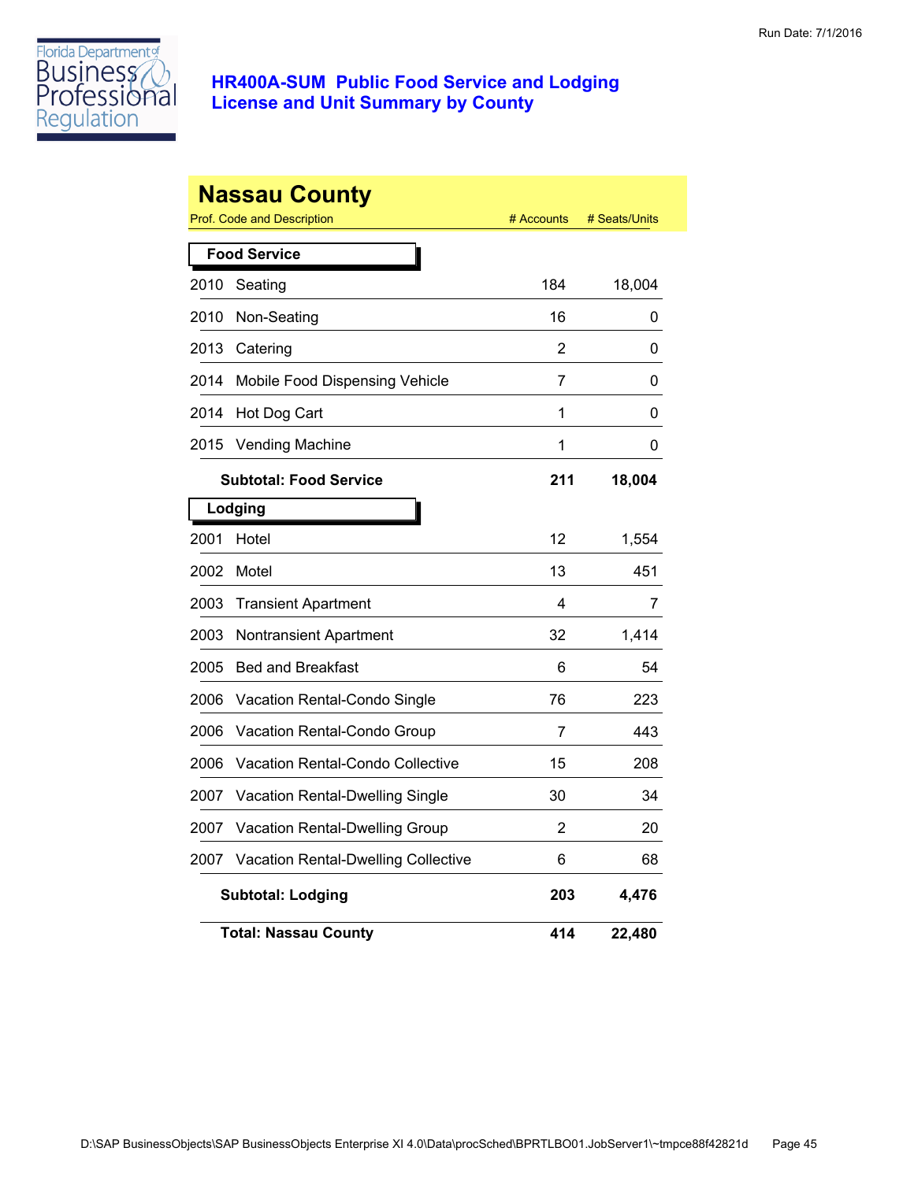Florida Department of Business & Professional Regulation

# HR400A-SUM Public Food Service and Lodging License and Unit Summary by County

Run Date: 7/1/2016

## Nassau County

| Prof. Code and Description | | # Accounts | # Seats/Units |
|---|---|---|---|
| **Food Service** | | | |
| 2010 | Seating | 184 | 18,004 |
| 2010 | Non-Seating | 16 | 0 |
| 2013 | Catering | 2 | 0 |
| 2014 | Mobile Food Dispensing Vehicle | 7 | 0 |
| 2014 | Hot Dog Cart | 1 | 0 |
| 2015 | Vending Machine | 1 | 0 |
| **Subtotal: Food Service** | | **211** | **18,004** |
| **Lodging** | | | |
| 2001 | Hotel | 12 | 1,554 |
| 2002 | Motel | 13 | 451 |
| 2003 | Transient Apartment | 4 | 7 |
| 2003 | Nontransient Apartment | 32 | 1,414 |
| 2005 | Bed and Breakfast | 6 | 54 |
| 2006 | Vacation Rental-Condo Single | 76 | 223 |
| 2006 | Vacation Rental-Condo Group | 7 | 443 |
| 2006 | Vacation Rental-Condo Collective | 15 | 208 |
| 2007 | Vacation Rental-Dwelling Single | 30 | 34 |
| 2007 | Vacation Rental-Dwelling Group | 2 | 20 |
| 2007 | Vacation Rental-Dwelling Collective | 6 | 68 |
| **Subtotal: Lodging** | | **203** | **4,476** |
| **Total: Nassau County** | | **414** | **22,480** |

D:\SAP BusinessObjects\SAP BusinessObjects Enterprise XI 4.0\Data\procSched\BPRTLBO01.JobServer1\~tmpce88f42821d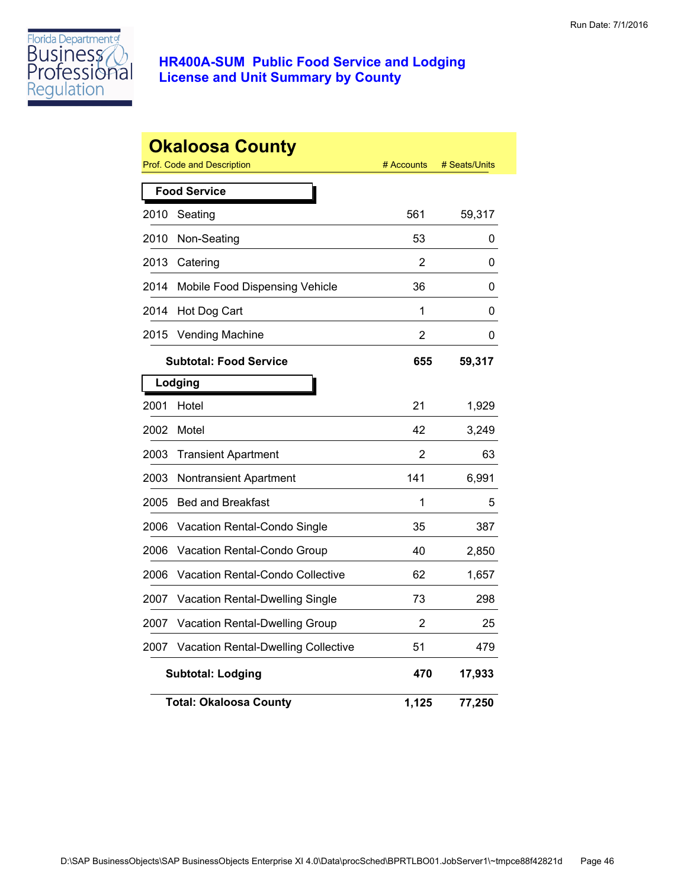Run Date: 7/1/2016

# HR400A-SUM Public Food Service and Lodging License and Unit Summary by County

## Okaloosa County

| Prof. Code and Description | | # Accounts | # Seats/Units |
|---|---|---|---|
| **Food Service** | | | |
| 2010 | Seating | 561 | 59,317 |
| 2010 | Non-Seating | 53 | 0 |
| 2013 | Catering | 2 | 0 |
| 2014 | Mobile Food Dispensing Vehicle | 36 | 0 |
| 2014 | Hot Dog Cart | 1 | 0 |
| 2015 | Vending Machine | 2 | 0 |
| | **Subtotal: Food Service** | **655** | **59,317** |
| **Lodging** | | | |
| 2001 | Hotel | 21 | 1,929 |
| 2002 | Motel | 42 | 3,249 |
| 2003 | Transient Apartment | 2 | 63 |
| 2003 | Nontransient Apartment | 141 | 6,991 |
| 2005 | Bed and Breakfast | 1 | 5 |
| 2006 | Vacation Rental-Condo Single | 35 | 387 |
| 2006 | Vacation Rental-Condo Group | 40 | 2,850 |
| 2006 | Vacation Rental-Condo Collective | 62 | 1,657 |
| 2007 | Vacation Rental-Dwelling Single | 73 | 298 |
| 2007 | Vacation Rental-Dwelling Group | 2 | 25 |
| 2007 | Vacation Rental-Dwelling Collective | 51 | 479 |
| | **Subtotal: Lodging** | **470** | **17,933** |
| | **Total: Okaloosa County** | **1,125** | **77,250** |

D:\SAP BusinessObjects\SAP BusinessObjects Enterprise XI 4.0\Data\procSched\BPRTLBO01.JobServer1\~tmpce88f42821d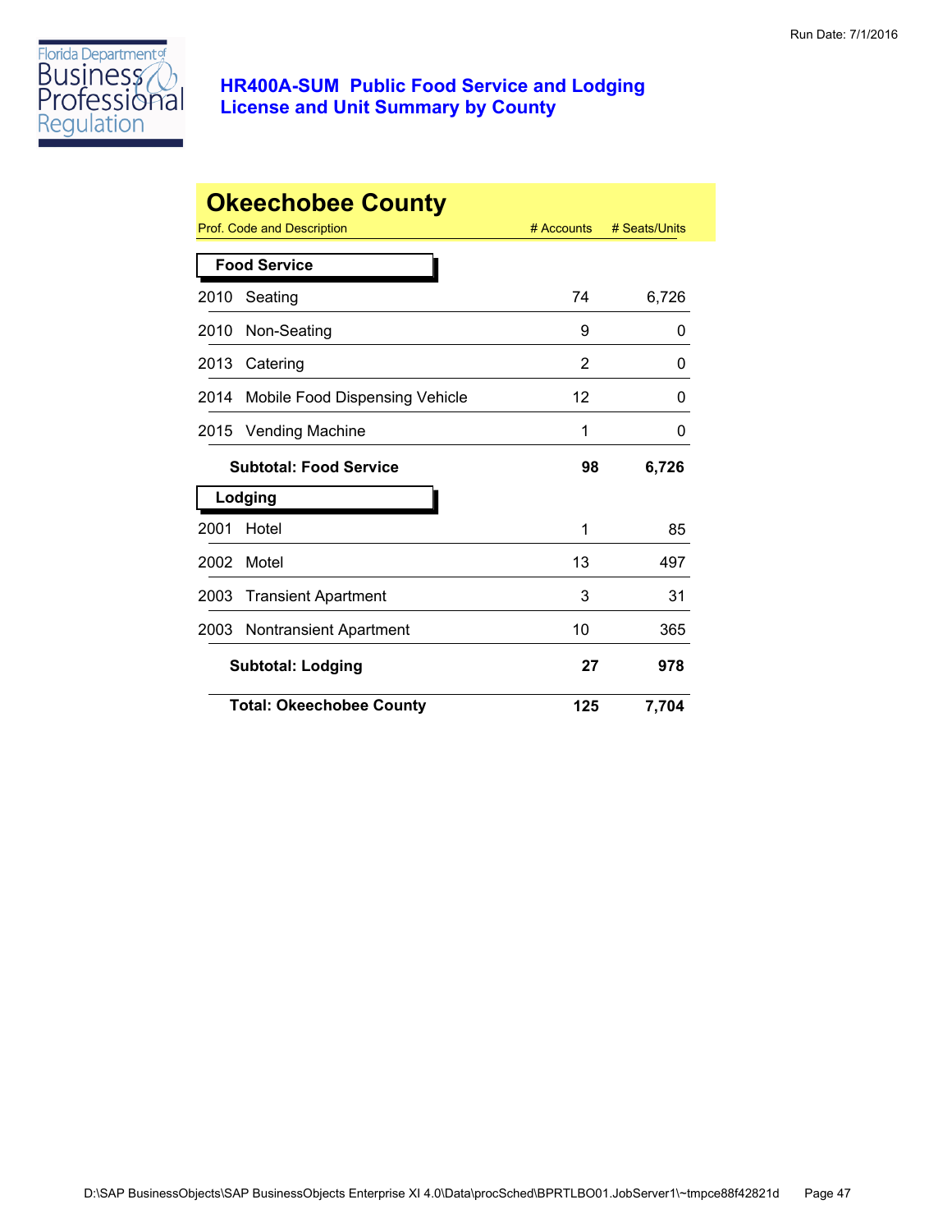Florida Department of Business & Professional Regulation

# HR400A-SUM Public Food Service and Lodging License and Unit Summary by County

Run Date: 7/1/2016

## Okeechobee County

| Prof. Code and Description | | # Accounts | # Seats/Units |
|---|---|---|---|
| **Food Service** | | | |
| 2010 | Seating | 74 | 6,726 |
| 2010 | Non-Seating | 9 | 0 |
| 2013 | Catering | 2 | 0 |
| 2014 | Mobile Food Dispensing Vehicle | 12 | 0 |
| 2015 | Vending Machine | 1 | 0 |
| | **Subtotal: Food Service** | **98** | **6,726** |
| **Lodging** | | | |
| 2001 | Hotel | 1 | 85 |
| 2002 | Motel | 13 | 497 |
| 2003 | Transient Apartment | 3 | 31 |
| 2003 | Nontransient Apartment | 10 | 365 |
| | **Subtotal: Lodging** | **27** | **978** |
| | **Total: Okeechobee County** | **125** | **7,704** |

D:\SAP BusinessObjects\SAP BusinessObjects Enterprise XI 4.0\Data\procSched\BPRTLBO01.JobServer1\~tmpce88f42821d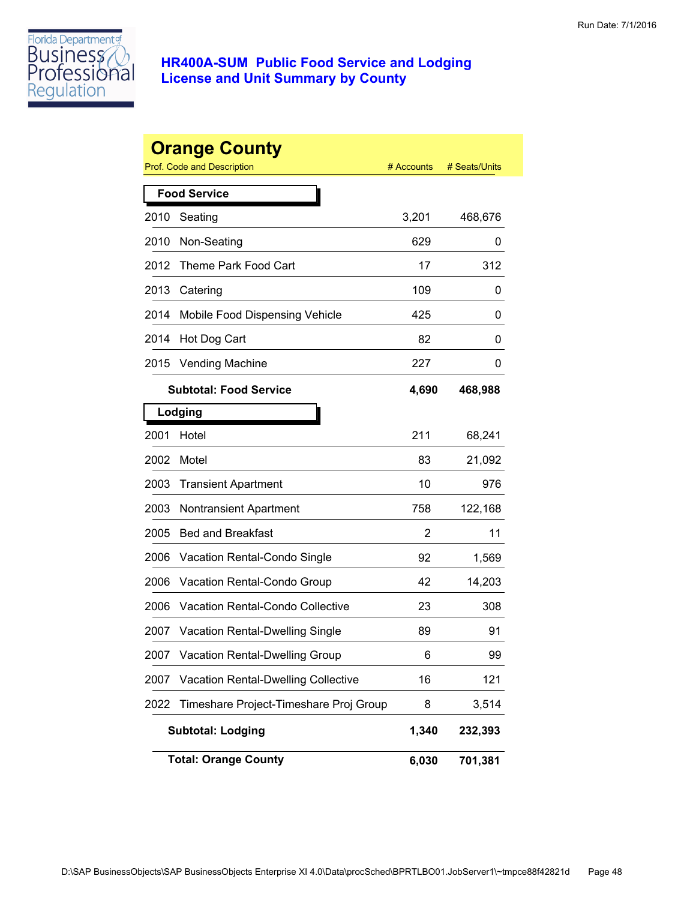Run Date: 7/1/2016

# HR400A-SUM Public Food Service and Lodging License and Unit Summary by County

## Orange County

| Prof. Code and Description | | # Accounts | # Seats/Units |
|---|---|---|---|
| **Food Service** | | | |
| 2010 | Seating | 3,201 | 468,676 |
| 2010 | Non-Seating | 629 | 0 |
| 2012 | Theme Park Food Cart | 17 | 312 |
| 2013 | Catering | 109 | 0 |
| 2014 | Mobile Food Dispensing Vehicle | 425 | 0 |
| 2014 | Hot Dog Cart | 82 | 0 |
| 2015 | Vending Machine | 227 | 0 |
| | **Subtotal: Food Service** | **4,690** | **468,988** |
| **Lodging** | | | |
| 2001 | Hotel | 211 | 68,241 |
| 2002 | Motel | 83 | 21,092 |
| 2003 | Transient Apartment | 10 | 976 |
| 2003 | Nontransient Apartment | 758 | 122,168 |
| 2005 | Bed and Breakfast | 2 | 11 |
| 2006 | Vacation Rental-Condo Single | 92 | 1,569 |
| 2006 | Vacation Rental-Condo Group | 42 | 14,203 |
| 2006 | Vacation Rental-Condo Collective | 23 | 308 |
| 2007 | Vacation Rental-Dwelling Single | 89 | 91 |
| 2007 | Vacation Rental-Dwelling Group | 6 | 99 |
| 2007 | Vacation Rental-Dwelling Collective | 16 | 121 |
| 2022 | Timeshare Project-Timeshare Proj Group | 8 | 3,514 |
| | **Subtotal: Lodging** | **1,340** | **232,393** |
| | **Total: Orange County** | **6,030** | **701,381** |

D:\SAP BusinessObjects\SAP BusinessObjects Enterprise XI 4.0\Data\procSched\BPRTLBO01.JobServer1\~tmpce88f42821d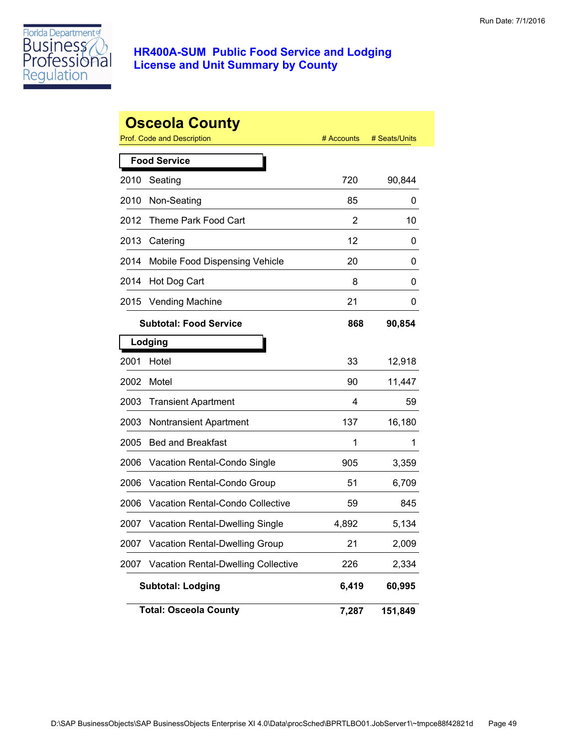Run Date: 7/1/2016

Florida Department of Business & Professional Regulation

# HR400A-SUM Public Food Service and Lodging License and Unit Summary by County

## Osceola County

| Prof. Code and Description | | # Accounts | # Seats/Units |
|---|---|---|---|
| **Food Service** | | | |
| 2010 | Seating | 720 | 90,844 |
| 2010 | Non-Seating | 85 | 0 |
| 2012 | Theme Park Food Cart | 2 | 10 |
| 2013 | Catering | 12 | 0 |
| 2014 | Mobile Food Dispensing Vehicle | 20 | 0 |
| 2014 | Hot Dog Cart | 8 | 0 |
| 2015 | Vending Machine | 21 | 0 |
| | **Subtotal: Food Service** | **868** | **90,854** |
| **Lodging** | | | |
| 2001 | Hotel | 33 | 12,918 |
| 2002 | Motel | 90 | 11,447 |
| 2003 | Transient Apartment | 4 | 59 |
| 2003 | Nontransient Apartment | 137 | 16,180 |
| 2005 | Bed and Breakfast | 1 | 1 |
| 2006 | Vacation Rental-Condo Single | 905 | 3,359 |
| 2006 | Vacation Rental-Condo Group | 51 | 6,709 |
| 2006 | Vacation Rental-Condo Collective | 59 | 845 |
| 2007 | Vacation Rental-Dwelling Single | 4,892 | 5,134 |
| 2007 | Vacation Rental-Dwelling Group | 21 | 2,009 |
| 2007 | Vacation Rental-Dwelling Collective | 226 | 2,334 |
| | **Subtotal: Lodging** | **6,419** | **60,995** |
| | **Total: Osceola County** | **7,287** | **151,849** |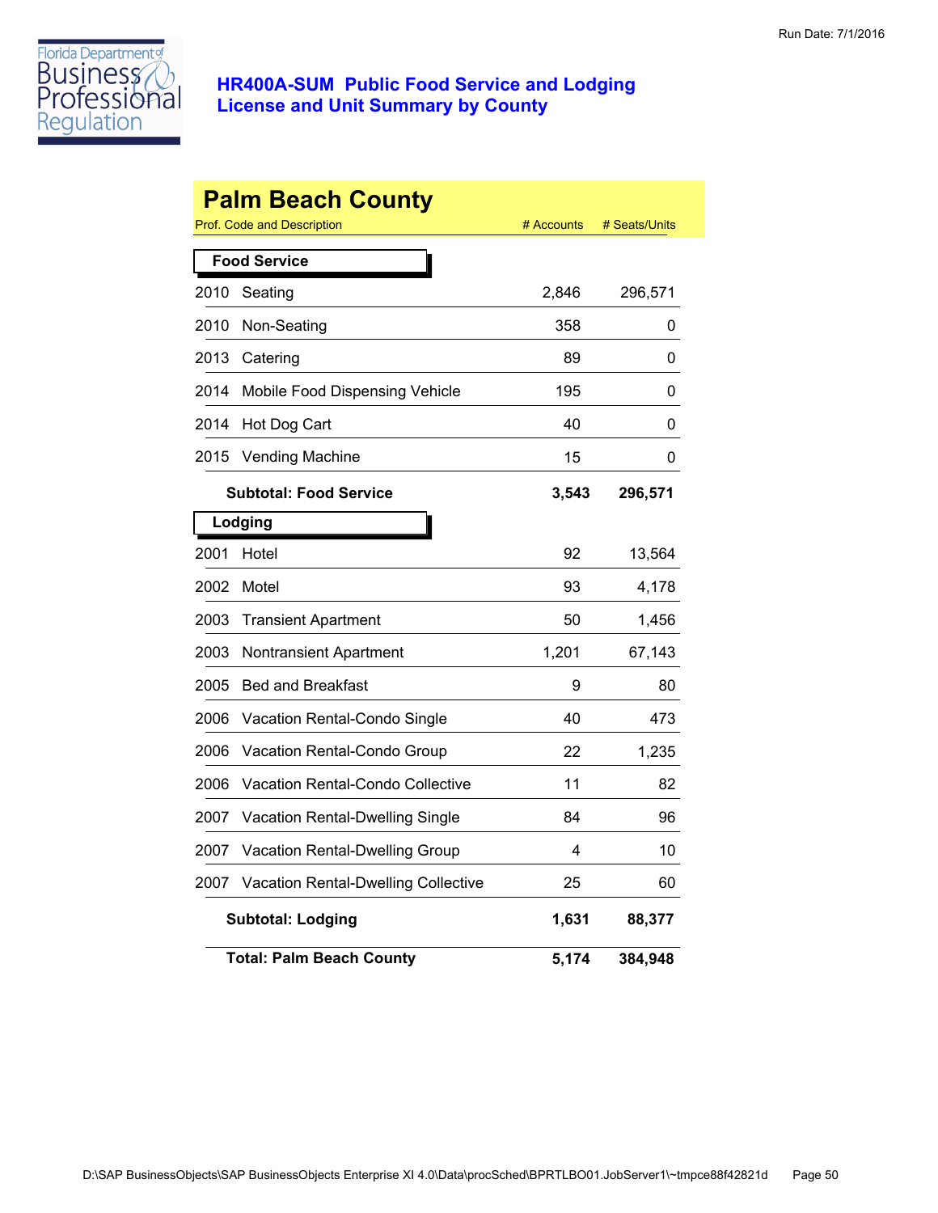# HR400A-SUM Public Food Service and Lodging License and Unit Summary by County

Run Date: 7/1/2016

## Palm Beach County

| Prof. Code and Description | | # Accounts | # Seats/Units |
|---|---|---|---|
| **Food Service** | | | |
| 2010 | Seating | 2,846 | 296,571 |
| 2010 | Non-Seating | 358 | 0 |
| 2013 | Catering | 89 | 0 |
| 2014 | Mobile Food Dispensing Vehicle | 195 | 0 |
| 2014 | Hot Dog Cart | 40 | 0 |
| 2015 | Vending Machine | 15 | 0 |
| **Subtotal: Food Service** | | **3,543** | **296,571** |
| **Lodging** | | | |
| 2001 | Hotel | 92 | 13,564 |
| 2002 | Motel | 93 | 4,178 |
| 2003 | Transient Apartment | 50 | 1,456 |
| 2003 | Nontransient Apartment | 1,201 | 67,143 |
| 2005 | Bed and Breakfast | 9 | 80 |
| 2006 | Vacation Rental-Condo Single | 40 | 473 |
| 2006 | Vacation Rental-Condo Group | 22 | 1,235 |
| 2006 | Vacation Rental-Condo Collective | 11 | 82 |
| 2007 | Vacation Rental-Dwelling Single | 84 | 96 |
| 2007 | Vacation Rental-Dwelling Group | 4 | 10 |
| 2007 | Vacation Rental-Dwelling Collective | 25 | 60 |
| **Subtotal: Lodging** | | **1,631** | **88,377** |
| **Total: Palm Beach County** | | **5,174** | **384,948** |

D:\SAP BusinessObjects\SAP BusinessObjects Enterprise XI 4.0\Data\procSched\BPRTLBO01.JobServer1\~tmpce88f42821d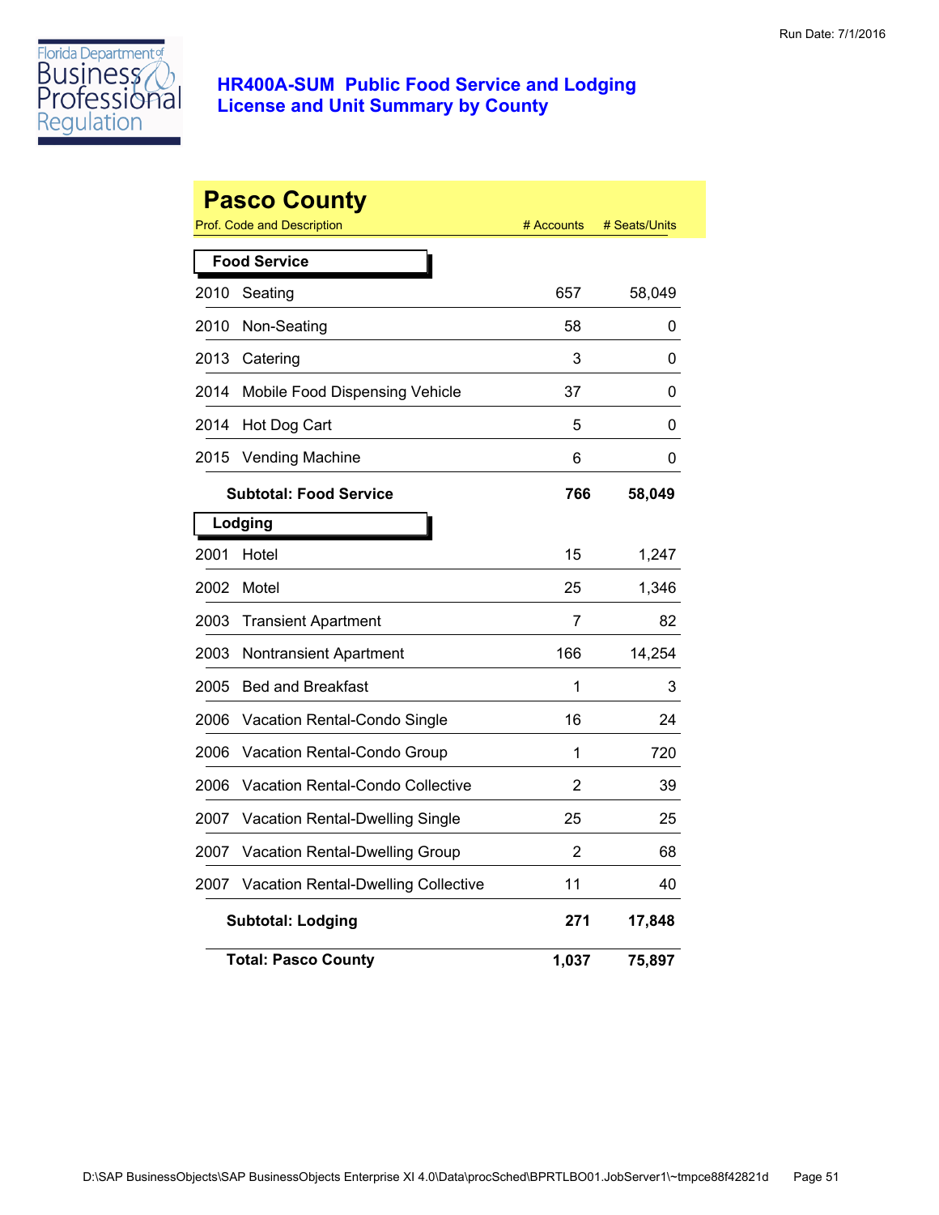# HR400A-SUM Public Food Service and Lodging License and Unit Summary by County

Run Date: 7/1/2016

## Pasco County

| Prof. Code and Description | | # Accounts | # Seats/Units |
|---|---|---|---|
| **Food Service** | | | |
| 2010 | Seating | 657 | 58,049 |
| 2010 | Non-Seating | 58 | 0 |
| 2013 | Catering | 3 | 0 |
| 2014 | Mobile Food Dispensing Vehicle | 37 | 0 |
| 2014 | Hot Dog Cart | 5 | 0 |
| 2015 | Vending Machine | 6 | 0 |
| **Subtotal: Food Service** | | **766** | **58,049** |
| **Lodging** | | | |
| 2001 | Hotel | 15 | 1,247 |
| 2002 | Motel | 25 | 1,346 |
| 2003 | Transient Apartment | 7 | 82 |
| 2003 | Nontransient Apartment | 166 | 14,254 |
| 2005 | Bed and Breakfast | 1 | 3 |
| 2006 | Vacation Rental-Condo Single | 16 | 24 |
| 2006 | Vacation Rental-Condo Group | 1 | 720 |
| 2006 | Vacation Rental-Condo Collective | 2 | 39 |
| 2007 | Vacation Rental-Dwelling Single | 25 | 25 |
| 2007 | Vacation Rental-Dwelling Group | 2 | 68 |
| 2007 | Vacation Rental-Dwelling Collective | 11 | 40 |
| **Subtotal: Lodging** | | **271** | **17,848** |
| **Total: Pasco County** | | **1,037** | **75,897** |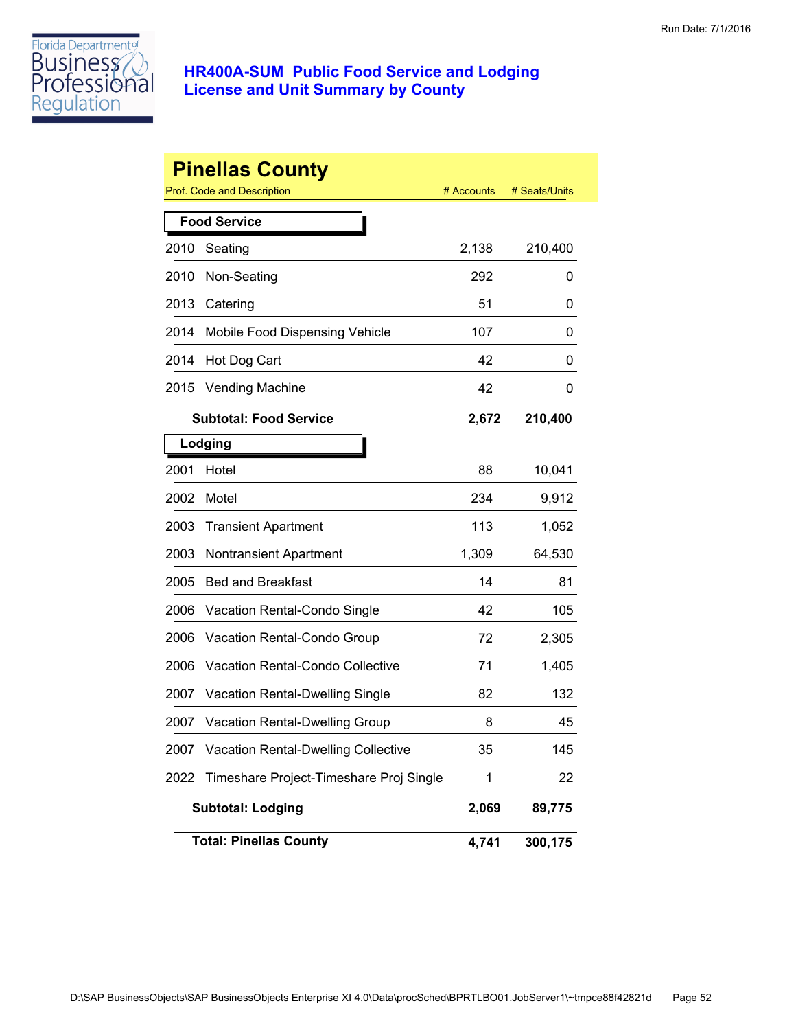# HR400A-SUM Public Food Service and Lodging License and Unit Summary by County

Run Date: 7/1/2016

## Pinellas County

| Prof. Code and Description | | # Accounts | # Seats/Units |
|---|---|---|---|
| **Food Service** | | | |
| 2010 | Seating | 2,138 | 210,400 |
| 2010 | Non-Seating | 292 | 0 |
| 2013 | Catering | 51 | 0 |
| 2014 | Mobile Food Dispensing Vehicle | 107 | 0 |
| 2014 | Hot Dog Cart | 42 | 0 |
| 2015 | Vending Machine | 42 | 0 |
| **Subtotal: Food Service** | | **2,672** | **210,400** |
| **Lodging** | | | |
| 2001 | Hotel | 88 | 10,041 |
| 2002 | Motel | 234 | 9,912 |
| 2003 | Transient Apartment | 113 | 1,052 |
| 2003 | Nontransient Apartment | 1,309 | 64,530 |
| 2005 | Bed and Breakfast | 14 | 81 |
| 2006 | Vacation Rental-Condo Single | 42 | 105 |
| 2006 | Vacation Rental-Condo Group | 72 | 2,305 |
| 2006 | Vacation Rental-Condo Collective | 71 | 1,405 |
| 2007 | Vacation Rental-Dwelling Single | 82 | 132 |
| 2007 | Vacation Rental-Dwelling Group | 8 | 45 |
| 2007 | Vacation Rental-Dwelling Collective | 35 | 145 |
| 2022 | Timeshare Project-Timeshare Proj Single | 1 | 22 |
| **Subtotal: Lodging** | | **2,069** | **89,775** |
| **Total: Pinellas County** | | **4,741** | **300,175** |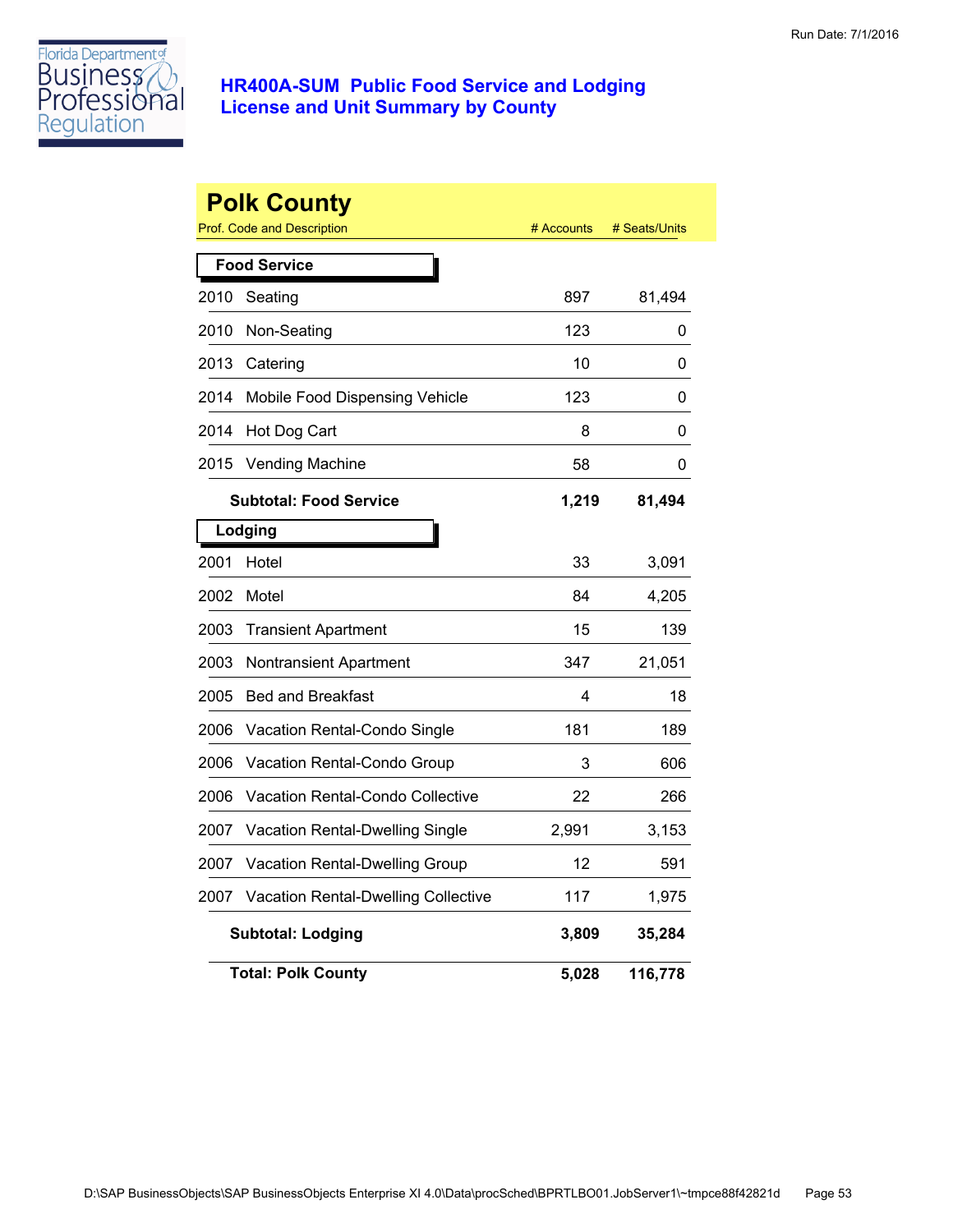Florida Department of Business & Professional Regulation

## HR400A-SUM Public Food Service and Lodging License and Unit Summary by County

Run Date: 7/1/2016

# Polk County

| Prof. Code and Description | | # Accounts | # Seats/Units |
|---|---|---|---|
| **Food Service** | | | |
| 2010 | Seating | 897 | 81,494 |
| 2010 | Non-Seating | 123 | 0 |
| 2013 | Catering | 10 | 0 |
| 2014 | Mobile Food Dispensing Vehicle | 123 | 0 |
| 2014 | Hot Dog Cart | 8 | 0 |
| 2015 | Vending Machine | 58 | 0 |
| | **Subtotal: Food Service** | **1,219** | **81,494** |
| **Lodging** | | | |
| 2001 | Hotel | 33 | 3,091 |
| 2002 | Motel | 84 | 4,205 |
| 2003 | Transient Apartment | 15 | 139 |
| 2003 | Nontransient Apartment | 347 | 21,051 |
| 2005 | Bed and Breakfast | 4 | 18 |
| 2006 | Vacation Rental-Condo Single | 181 | 189 |
| 2006 | Vacation Rental-Condo Group | 3 | 606 |
| 2006 | Vacation Rental-Condo Collective | 22 | 266 |
| 2007 | Vacation Rental-Dwelling Single | 2,991 | 3,153 |
| 2007 | Vacation Rental-Dwelling Group | 12 | 591 |
| 2007 | Vacation Rental-Dwelling Collective | 117 | 1,975 |
| | **Subtotal: Lodging** | **3,809** | **35,284** |
| | **Total: Polk County** | **5,028** | **116,778** |

D:\SAP BusinessObjects\SAP BusinessObjects Enterprise XI 4.0\Data\procSched\BPRTLBO01.JobServer1\~tmpce88f42821d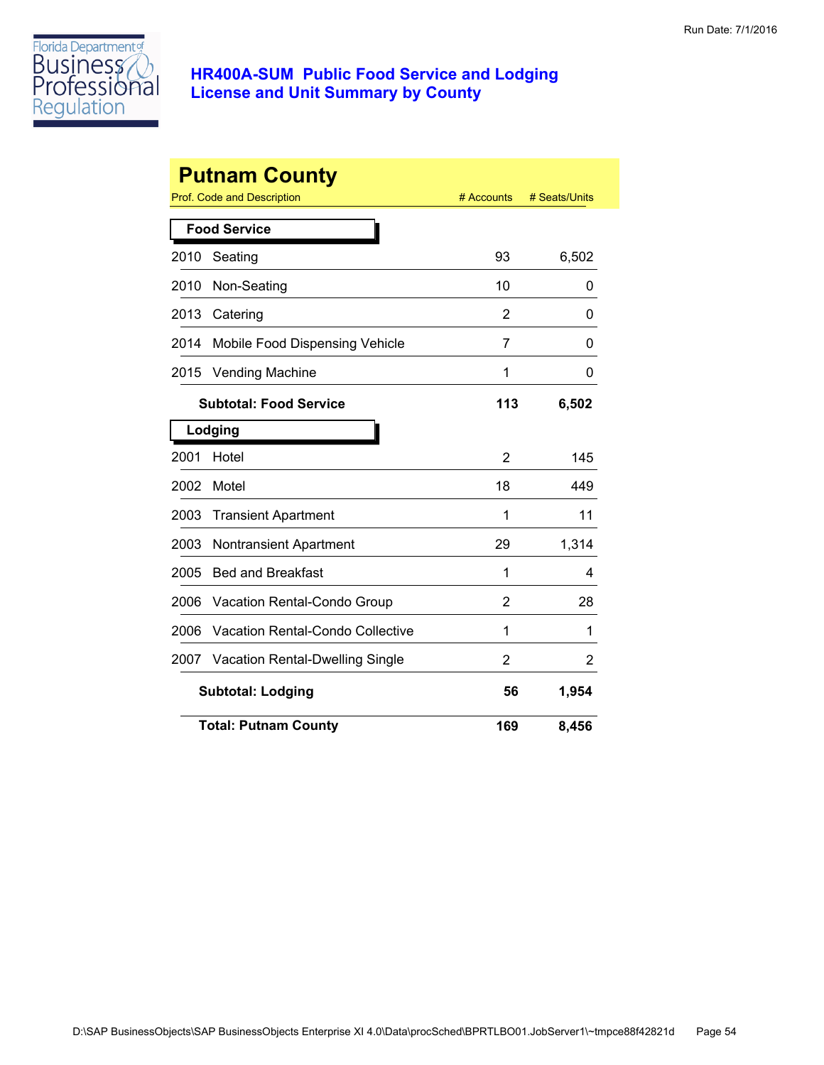Florida Department of Business & Professional Regulation

# HR400A-SUM Public Food Service and Lodging License and Unit Summary by County

Run Date: 7/1/2016

## Putnam County

| Prof. Code and Description | | # Accounts | # Seats/Units |
|---|---|---|---|
| **Food Service** | | | |
| 2010 | Seating | 93 | 6,502 |
| 2010 | Non-Seating | 10 | 0 |
| 2013 | Catering | 2 | 0 |
| 2014 | Mobile Food Dispensing Vehicle | 7 | 0 |
| 2015 | Vending Machine | 1 | 0 |
| | **Subtotal: Food Service** | **113** | **6,502** |
| **Lodging** | | | |
| 2001 | Hotel | 2 | 145 |
| 2002 | Motel | 18 | 449 |
| 2003 | Transient Apartment | 1 | 11 |
| 2003 | Nontransient Apartment | 29 | 1,314 |
| 2005 | Bed and Breakfast | 1 | 4 |
| 2006 | Vacation Rental-Condo Group | 2 | 28 |
| 2006 | Vacation Rental-Condo Collective | 1 | 1 |
| 2007 | Vacation Rental-Dwelling Single | 2 | 2 |
| | **Subtotal: Lodging** | **56** | **1,954** |
| | **Total: Putnam County** | **169** | **8,456** |

D:\SAP BusinessObjects\SAP BusinessObjects Enterprise XI 4.0\Data\procSched\BPRTLBO01.JobServer1\~tmpce88f42821d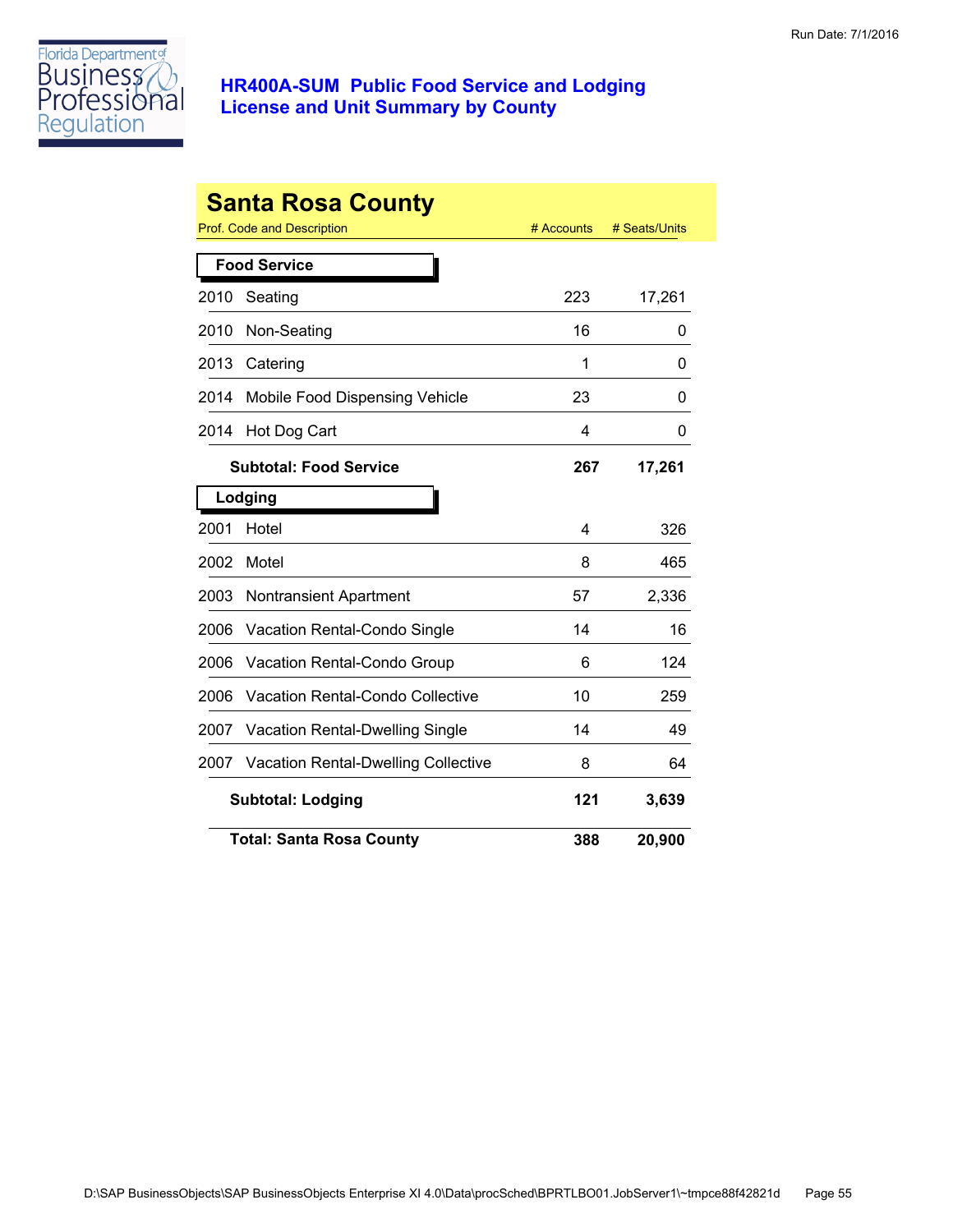# HR400A-SUM Public Food Service and Lodging License and Unit Summary by County

Run Date: 7/1/2016

## Santa Rosa County

| Prof. Code and Description | | # Accounts | # Seats/Units |
|---|---|---|---|
| **Food Service** | | | |
| 2010 | Seating | 223 | 17,261 |
| 2010 | Non-Seating | 16 | 0 |
| 2013 | Catering | 1 | 0 |
| 2014 | Mobile Food Dispensing Vehicle | 23 | 0 |
| 2014 | Hot Dog Cart | 4 | 0 |
| | **Subtotal: Food Service** | **267** | **17,261** |
| **Lodging** | | | |
| 2001 | Hotel | 4 | 326 |
| 2002 | Motel | 8 | 465 |
| 2003 | Nontransient Apartment | 57 | 2,336 |
| 2006 | Vacation Rental-Condo Single | 14 | 16 |
| 2006 | Vacation Rental-Condo Group | 6 | 124 |
| 2006 | Vacation Rental-Condo Collective | 10 | 259 |
| 2007 | Vacation Rental-Dwelling Single | 14 | 49 |
| 2007 | Vacation Rental-Dwelling Collective | 8 | 64 |
| | **Subtotal: Lodging** | **121** | **3,639** |
| | **Total: Santa Rosa County** | **388** | **20,900** |

D:\SAP BusinessObjects\SAP BusinessObjects Enterprise XI 4.0\Data\procSched\BPRTLBO01.JobServer1\~tmpce88f42821d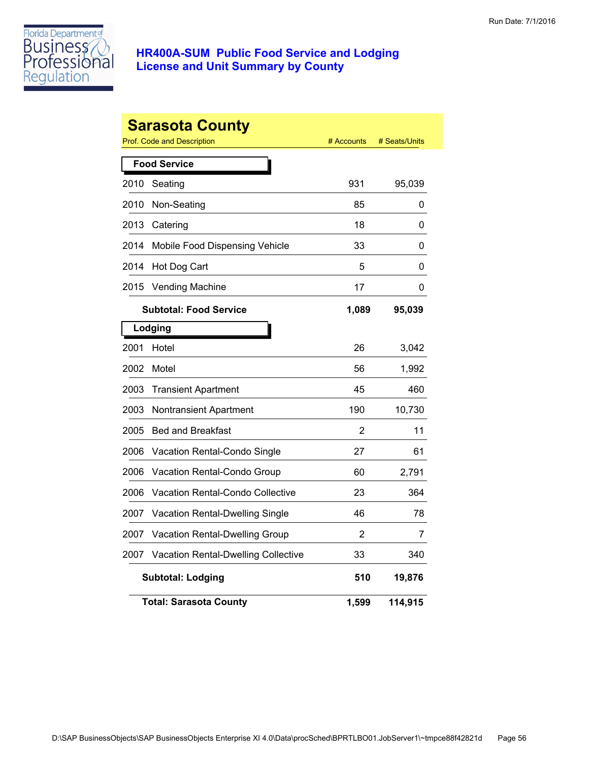Run Date: 7/1/2016

# HR400A-SUM Public Food Service and Lodging License and Unit Summary by County

## Sarasota County

| Prof. Code and Description | | # Accounts | # Seats/Units |
|---|---|---|---|
| **Food Service** | | | |
| 2010 | Seating | 931 | 95,039 |
| 2010 | Non-Seating | 85 | 0 |
| 2013 | Catering | 18 | 0 |
| 2014 | Mobile Food Dispensing Vehicle | 33 | 0 |
| 2014 | Hot Dog Cart | 5 | 0 |
| 2015 | Vending Machine | 17 | 0 |
| | **Subtotal: Food Service** | **1,089** | **95,039** |
| **Lodging** | | | |
| 2001 | Hotel | 26 | 3,042 |
| 2002 | Motel | 56 | 1,992 |
| 2003 | Transient Apartment | 45 | 460 |
| 2003 | Nontransient Apartment | 190 | 10,730 |
| 2005 | Bed and Breakfast | 2 | 11 |
| 2006 | Vacation Rental-Condo Single | 27 | 61 |
| 2006 | Vacation Rental-Condo Group | 60 | 2,791 |
| 2006 | Vacation Rental-Condo Collective | 23 | 364 |
| 2007 | Vacation Rental-Dwelling Single | 46 | 78 |
| 2007 | Vacation Rental-Dwelling Group | 2 | 7 |
| 2007 | Vacation Rental-Dwelling Collective | 33 | 340 |
| | **Subtotal: Lodging** | **510** | **19,876** |
| | **Total: Sarasota County** | **1,599** | **114,915** |

D:\SAP BusinessObjects\SAP BusinessObjects Enterprise XI 4.0\Data\procSched\BPRTLBO01.JobServer1\~tmpce88f42821d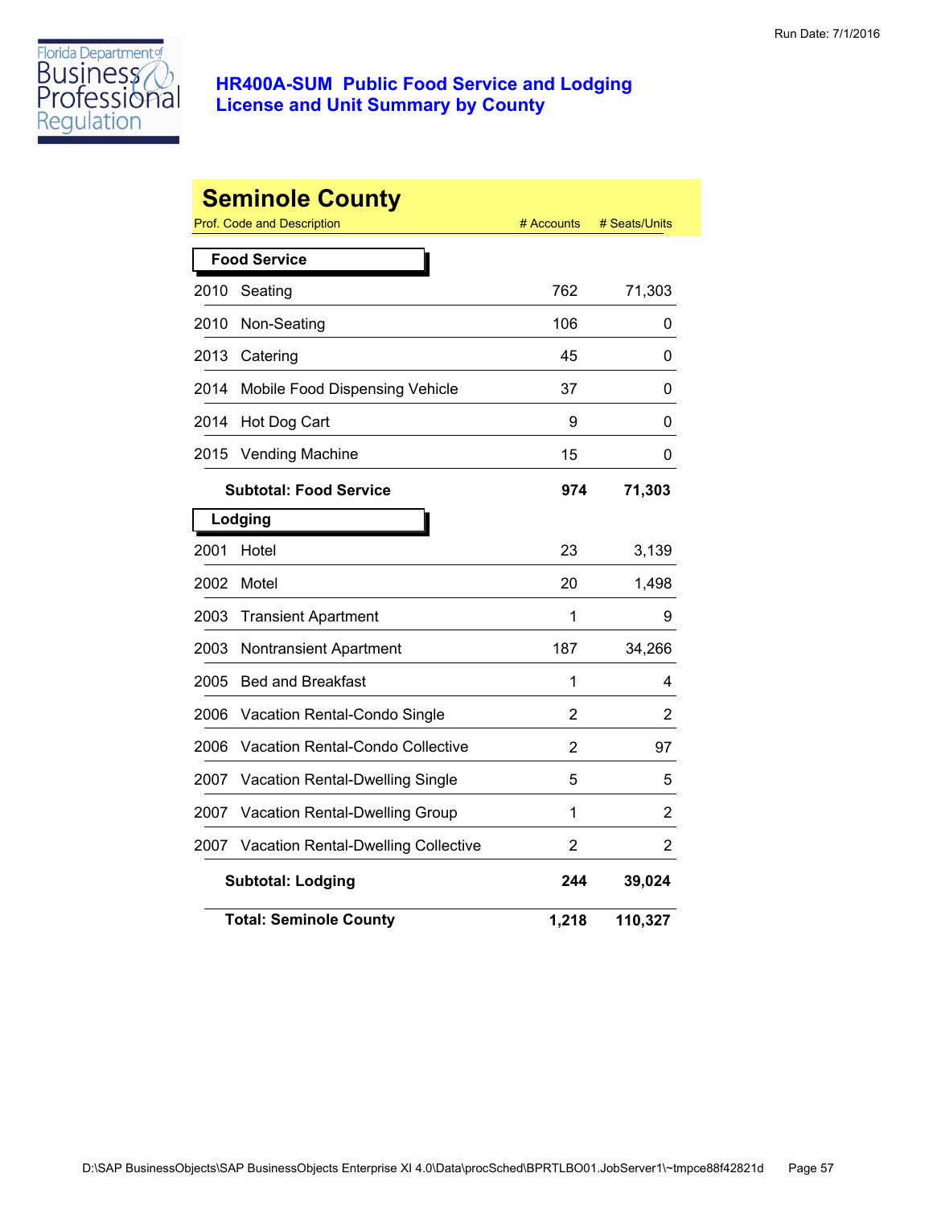Florida Department of Business & Professional Regulation

# HR400A-SUM Public Food Service and Lodging License and Unit Summary by County

Run Date: 7/1/2016

## Seminole County

| Prof. Code and Description | | # Accounts | # Seats/Units |
|---|---|---|---|
| **Food Service** | | | |
| 2010 | Seating | 762 | 71,303 |
| 2010 | Non-Seating | 106 | 0 |
| 2013 | Catering | 45 | 0 |
| 2014 | Mobile Food Dispensing Vehicle | 37 | 0 |
| 2014 | Hot Dog Cart | 9 | 0 |
| 2015 | Vending Machine | 15 | 0 |
| | **Subtotal: Food Service** | **974** | **71,303** |
| **Lodging** | | | |
| 2001 | Hotel | 23 | 3,139 |
| 2002 | Motel | 20 | 1,498 |
| 2003 | Transient Apartment | 1 | 9 |
| 2003 | Nontransient Apartment | 187 | 34,266 |
| 2005 | Bed and Breakfast | 1 | 4 |
| 2006 | Vacation Rental-Condo Single | 2 | 2 |
| 2006 | Vacation Rental-Condo Collective | 2 | 97 |
| 2007 | Vacation Rental-Dwelling Single | 5 | 5 |
| 2007 | Vacation Rental-Dwelling Group | 1 | 2 |
| 2007 | Vacation Rental-Dwelling Collective | 2 | 2 |
| | **Subtotal: Lodging** | **244** | **39,024** |
| | **Total: Seminole County** | **1,218** | **110,327** |

D:\SAP BusinessObjects\SAP BusinessObjects Enterprise XI 4.0\Data\procSched\BPRTLBO01.JobServer1\~tmpce88f42821d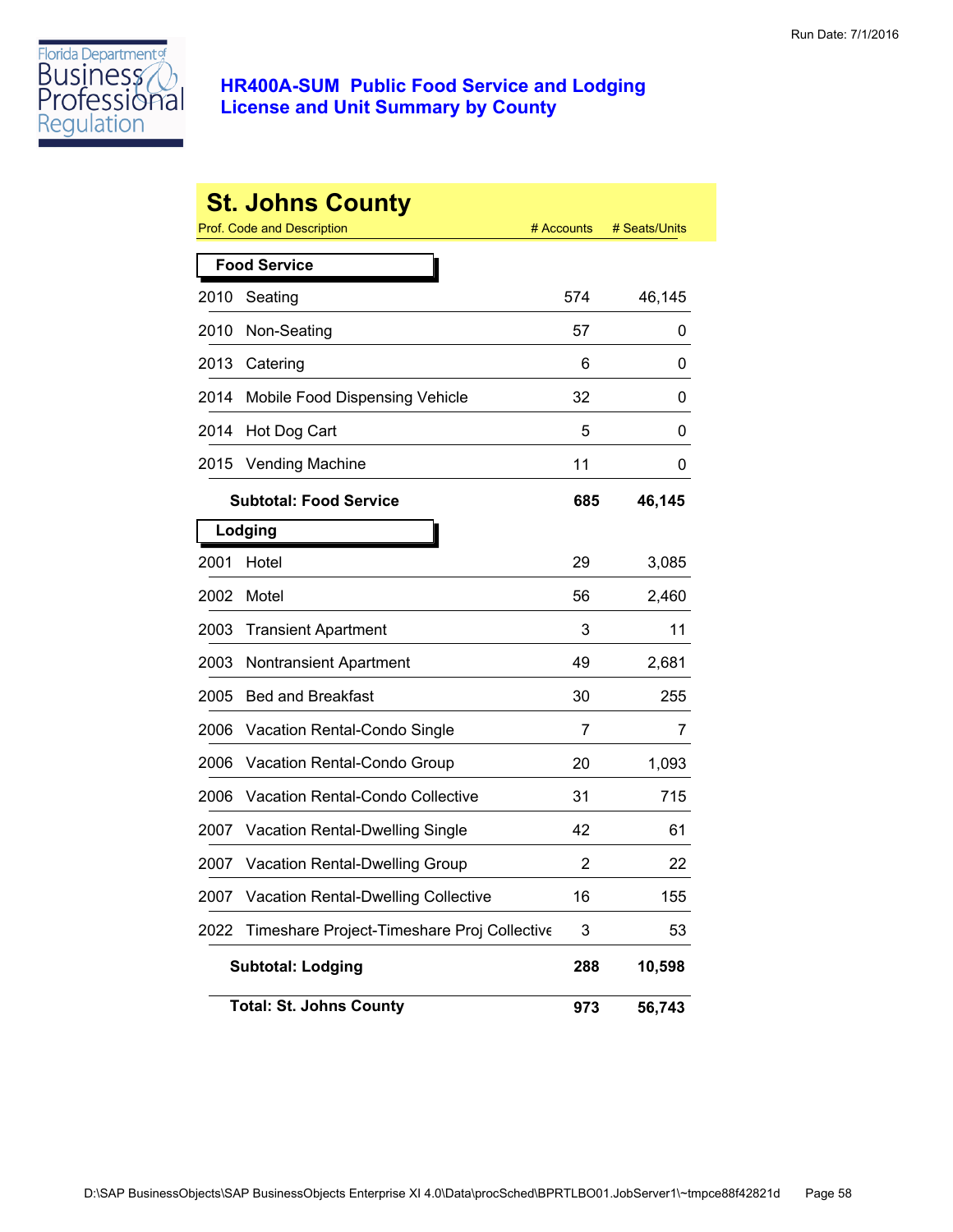Florida Department of Business & Professional Regulation

# HR400A-SUM Public Food Service and Lodging License and Unit Summary by County

Run Date: 7/1/2016

## St. Johns County

| Prof. Code and Description | # Accounts | # Seats/Units |
|---|---|---|
| **Food Service** | | |
| 2010 Seating | 574 | 46,145 |
| 2010 Non-Seating | 57 | 0 |
| 2013 Catering | 6 | 0 |
| 2014 Mobile Food Dispensing Vehicle | 32 | 0 |
| 2014 Hot Dog Cart | 5 | 0 |
| 2015 Vending Machine | 11 | 0 |
| **Subtotal: Food Service** | **685** | **46,145** |
| **Lodging** | | |
| 2001 Hotel | 29 | 3,085 |
| 2002 Motel | 56 | 2,460 |
| 2003 Transient Apartment | 3 | 11 |
| 2003 Nontransient Apartment | 49 | 2,681 |
| 2005 Bed and Breakfast | 30 | 255 |
| 2006 Vacation Rental-Condo Single | 7 | 7 |
| 2006 Vacation Rental-Condo Group | 20 | 1,093 |
| 2006 Vacation Rental-Condo Collective | 31 | 715 |
| 2007 Vacation Rental-Dwelling Single | 42 | 61 |
| 2007 Vacation Rental-Dwelling Group | 2 | 22 |
| 2007 Vacation Rental-Dwelling Collective | 16 | 155 |
| 2022 Timeshare Project-Timeshare Proj Collective | 3 | 53 |
| **Subtotal: Lodging** | **288** | **10,598** |
| **Total: St. Johns County** | **973** | **56,743** |

D:\SAP BusinessObjects\SAP BusinessObjects Enterprise XI 4.0\Data\procSched\BPRTLBO01.JobServer1\~tmpce88f42821d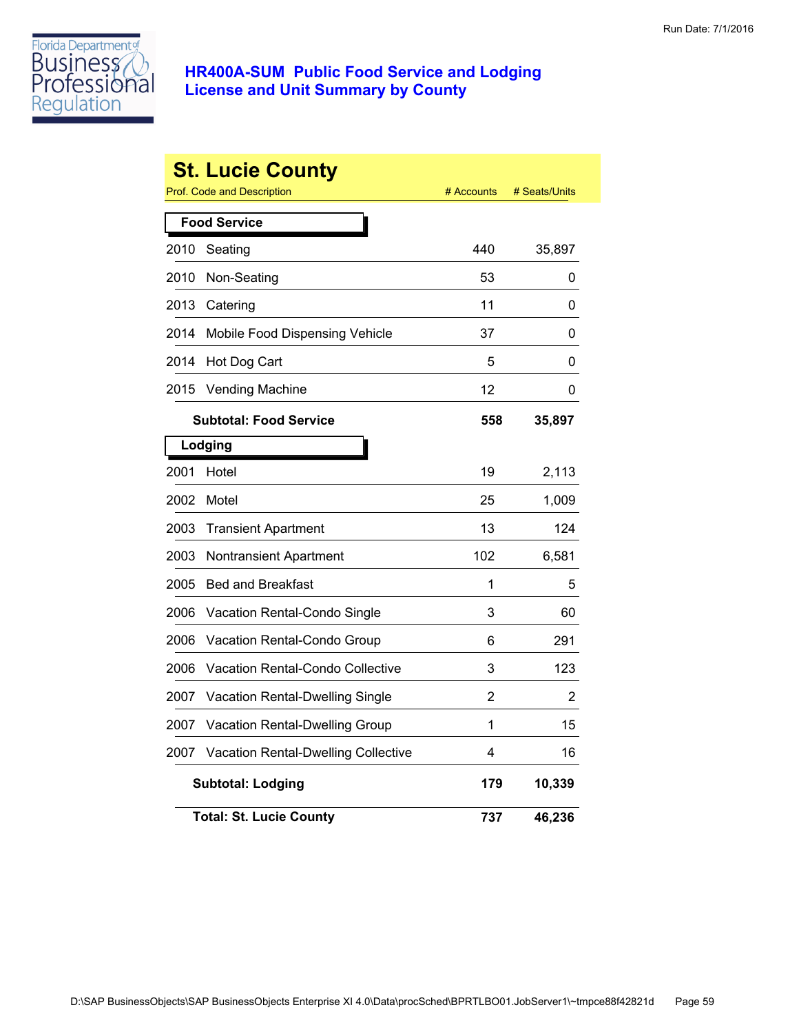Run Date: 7/1/2016

Florida Department of Business & Professional Regulation

## HR400A-SUM Public Food Service and Lodging License and Unit Summary by County

# St. Lucie County

| Prof. Code and Description | | # Accounts | # Seats/Units |
|---|---|---|---|
| **Food Service** | | | |
| 2010 | Seating | 440 | 35,897 |
| 2010 | Non-Seating | 53 | 0 |
| 2013 | Catering | 11 | 0 |
| 2014 | Mobile Food Dispensing Vehicle | 37 | 0 |
| 2014 | Hot Dog Cart | 5 | 0 |
| 2015 | Vending Machine | 12 | 0 |
| | **Subtotal: Food Service** | **558** | **35,897** |
| **Lodging** | | | |
| 2001 | Hotel | 19 | 2,113 |
| 2002 | Motel | 25 | 1,009 |
| 2003 | Transient Apartment | 13 | 124 |
| 2003 | Nontransient Apartment | 102 | 6,581 |
| 2005 | Bed and Breakfast | 1 | 5 |
| 2006 | Vacation Rental-Condo Single | 3 | 60 |
| 2006 | Vacation Rental-Condo Group | 6 | 291 |
| 2006 | Vacation Rental-Condo Collective | 3 | 123 |
| 2007 | Vacation Rental-Dwelling Single | 2 | 2 |
| 2007 | Vacation Rental-Dwelling Group | 1 | 15 |
| 2007 | Vacation Rental-Dwelling Collective | 4 | 16 |
| | **Subtotal: Lodging** | **179** | **10,339** |
| | **Total: St. Lucie County** | **737** | **46,236** |

D:\SAP BusinessObjects\SAP BusinessObjects Enterprise XI 4.0\Data\procSched\BPRTLBO01.JobServer1\~tmpce88f42821d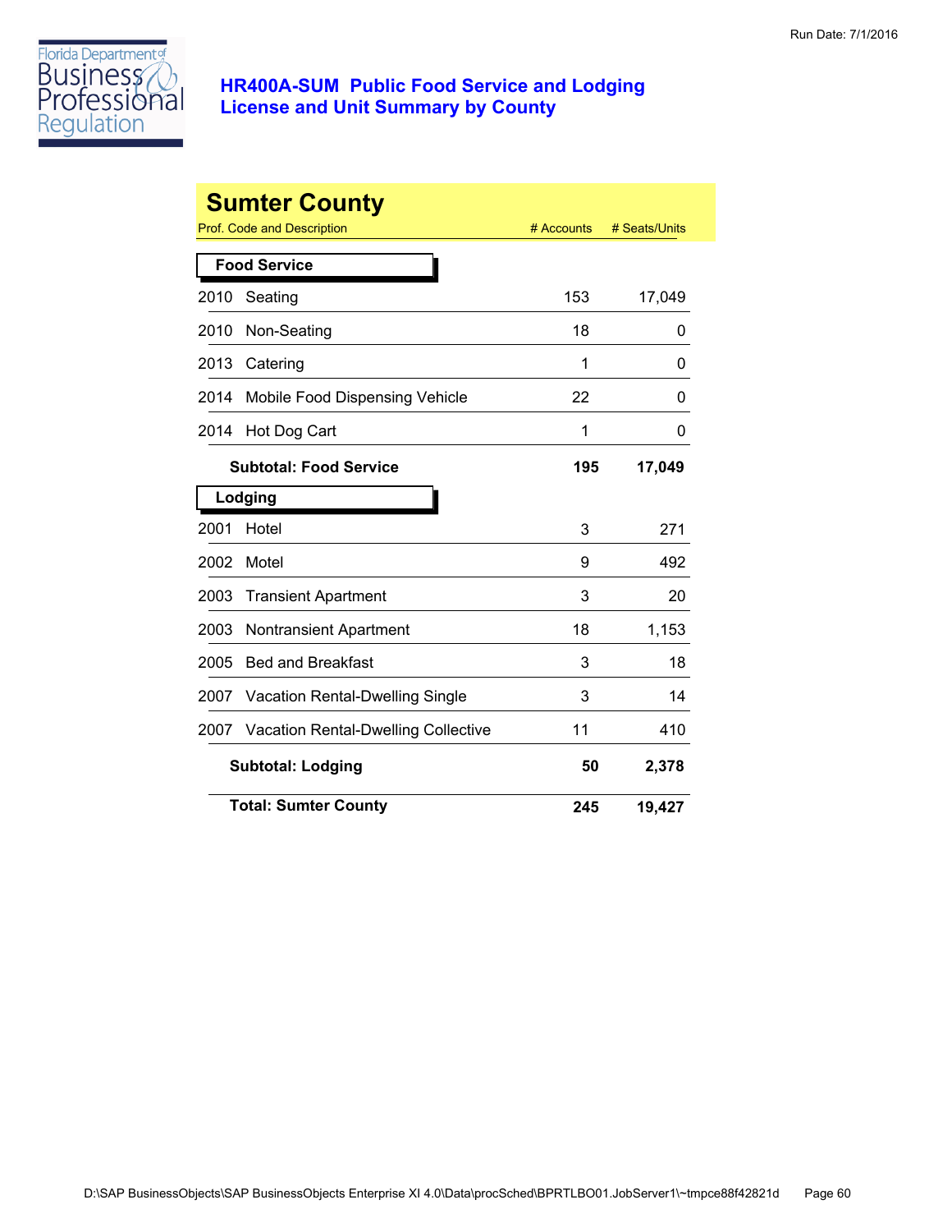# HR400A-SUM Public Food Service and Lodging License and Unit Summary by County

Run Date: 7/1/2016

## Sumter County

| Prof. Code and Description | | # Accounts | # Seats/Units |
|---|---|---|---|
| **Food Service** | | | |
| 2010 | Seating | 153 | 17,049 |
| 2010 | Non-Seating | 18 | 0 |
| 2013 | Catering | 1 | 0 |
| 2014 | Mobile Food Dispensing Vehicle | 22 | 0 |
| 2014 | Hot Dog Cart | 1 | 0 |
| | **Subtotal: Food Service** | **195** | **17,049** |
| **Lodging** | | | |
| 2001 | Hotel | 3 | 271 |
| 2002 | Motel | 9 | 492 |
| 2003 | Transient Apartment | 3 | 20 |
| 2003 | Nontransient Apartment | 18 | 1,153 |
| 2005 | Bed and Breakfast | 3 | 18 |
| 2007 | Vacation Rental-Dwelling Single | 3 | 14 |
| 2007 | Vacation Rental-Dwelling Collective | 11 | 410 |
| | **Subtotal: Lodging** | **50** | **2,378** |
| | **Total: Sumter County** | **245** | **19,427** |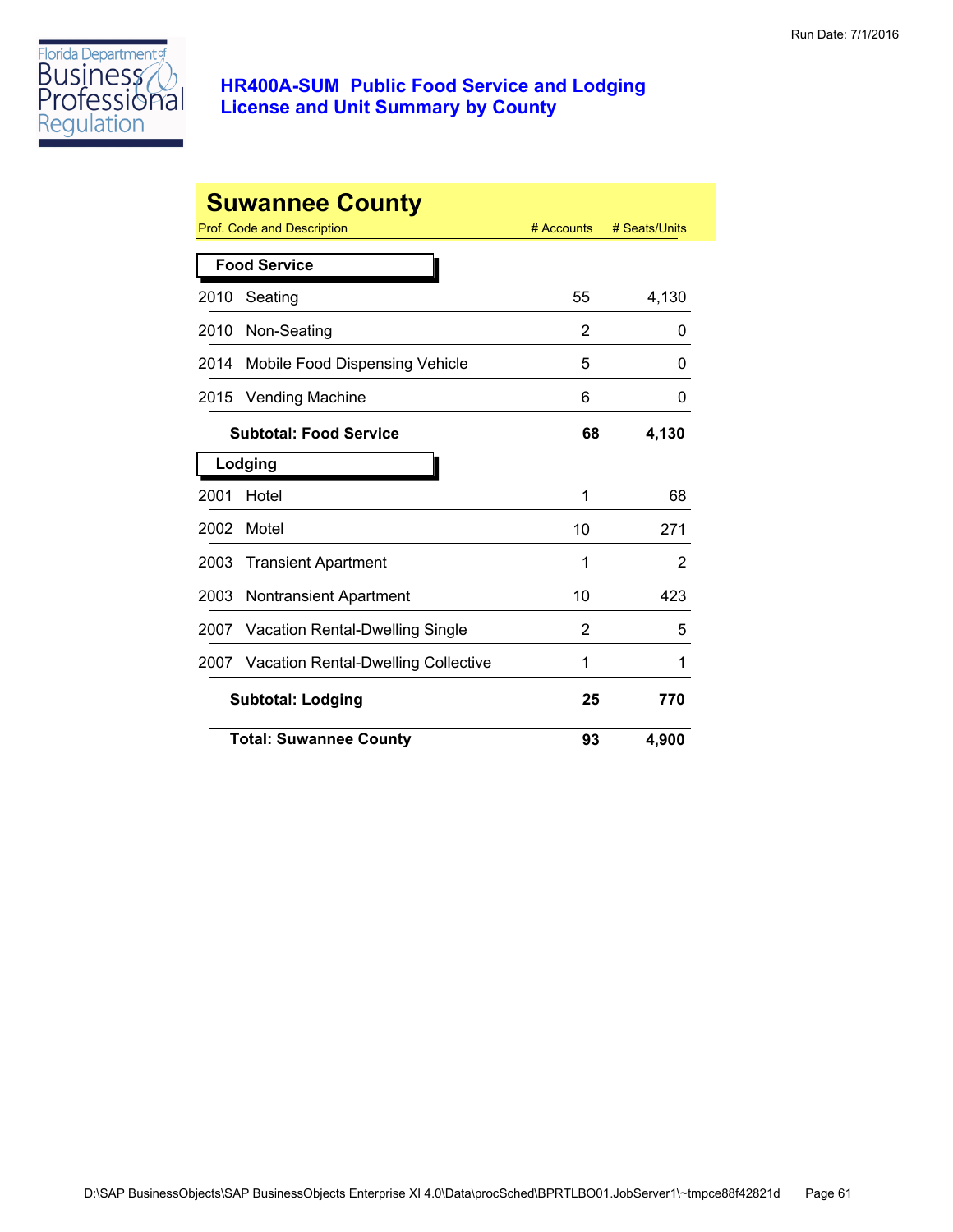# HR400A-SUM Public Food Service and Lodging License and Unit Summary by County

Run Date: 7/1/2016

## Suwannee County

| Prof. Code and Description | # Accounts | # Seats/Units |
|---|---|---|
| **Food Service** | | |
| 2010 Seating | 55 | 4,130 |
| 2010 Non-Seating | 2 | 0 |
| 2014 Mobile Food Dispensing Vehicle | 5 | 0 |
| 2015 Vending Machine | 6 | 0 |
| **Subtotal: Food Service** | **68** | **4,130** |
| **Lodging** | | |
| 2001 Hotel | 1 | 68 |
| 2002 Motel | 10 | 271 |
| 2003 Transient Apartment | 1 | 2 |
| 2003 Nontransient Apartment | 10 | 423 |
| 2007 Vacation Rental-Dwelling Single | 2 | 5 |
| 2007 Vacation Rental-Dwelling Collective | 1 | 1 |
| **Subtotal: Lodging** | **25** | **770** |
| **Total: Suwannee County** | **93** | **4,900** |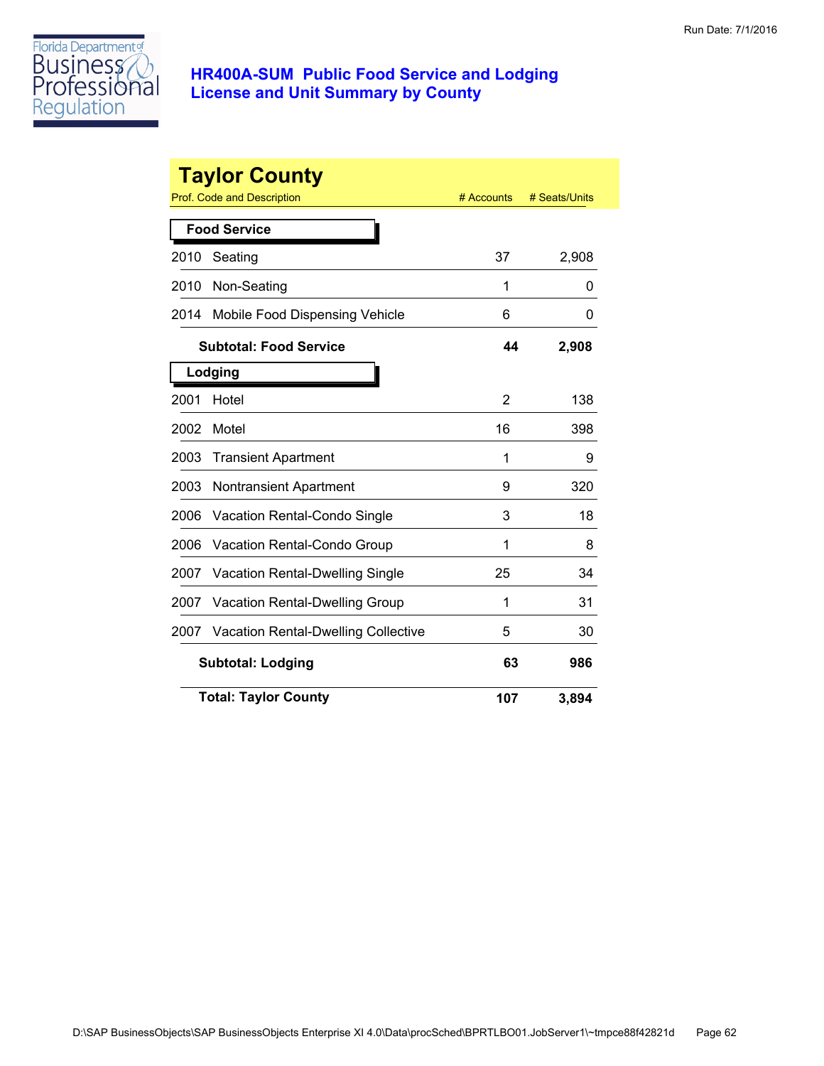Run Date: 7/1/2016

# HR400A-SUM Public Food Service and Lodging License and Unit Summary by County

## Taylor County

| Prof. Code and Description | # Accounts | # Seats/Units |
|---|---|---|
| **Food Service** | | |
| 2010 Seating | 37 | 2,908 |
| 2010 Non-Seating | 1 | 0 |
| 2014 Mobile Food Dispensing Vehicle | 6 | 0 |
| **Subtotal: Food Service** | **44** | **2,908** |
| **Lodging** | | |
| 2001 Hotel | 2 | 138 |
| 2002 Motel | 16 | 398 |
| 2003 Transient Apartment | 1 | 9 |
| 2003 Nontransient Apartment | 9 | 320 |
| 2006 Vacation Rental-Condo Single | 3 | 18 |
| 2006 Vacation Rental-Condo Group | 1 | 8 |
| 2007 Vacation Rental-Dwelling Single | 25 | 34 |
| 2007 Vacation Rental-Dwelling Group | 1 | 31 |
| 2007 Vacation Rental-Dwelling Collective | 5 | 30 |
| **Subtotal: Lodging** | **63** | **986** |
| **Total: Taylor County** | **107** | **3,894** |

D:\SAP BusinessObjects\SAP BusinessObjects Enterprise XI 4.0\Data\procSched\BPRTLBO01.JobServer1\~tmpce88f42821d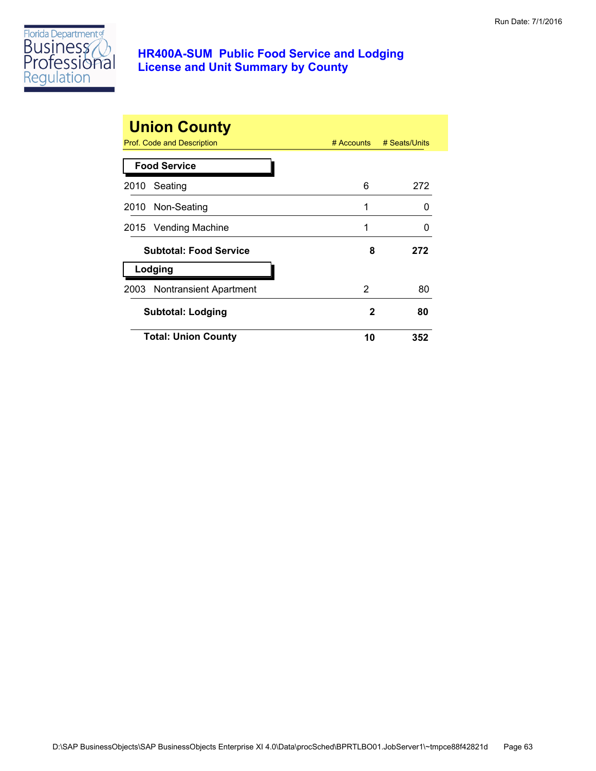Florida Department of Business & Professional Regulation

## HR400A-SUM Public Food Service and Lodging License and Unit Summary by County

Run Date: 7/1/2016

# Union County

| Prof. Code and Description | # Accounts | # Seats/Units |
|---|---|---|
| **Food Service** | | |
| 2010 Seating | 6 | 272 |
| 2010 Non-Seating | 1 | 0 |
| 2015 Vending Machine | 1 | 0 |
| **Subtotal: Food Service** | **8** | **272** |
| **Lodging** | | |
| 2003 Nontransient Apartment | 2 | 80 |
| **Subtotal: Lodging** | **2** | **80** |
| **Total: Union County** | **10** | **352** |

D:\SAP BusinessObjects\SAP BusinessObjects Enterprise XI 4.0\Data\procSched\BPRTLBO01.JobServer1\~tmpce88f42821d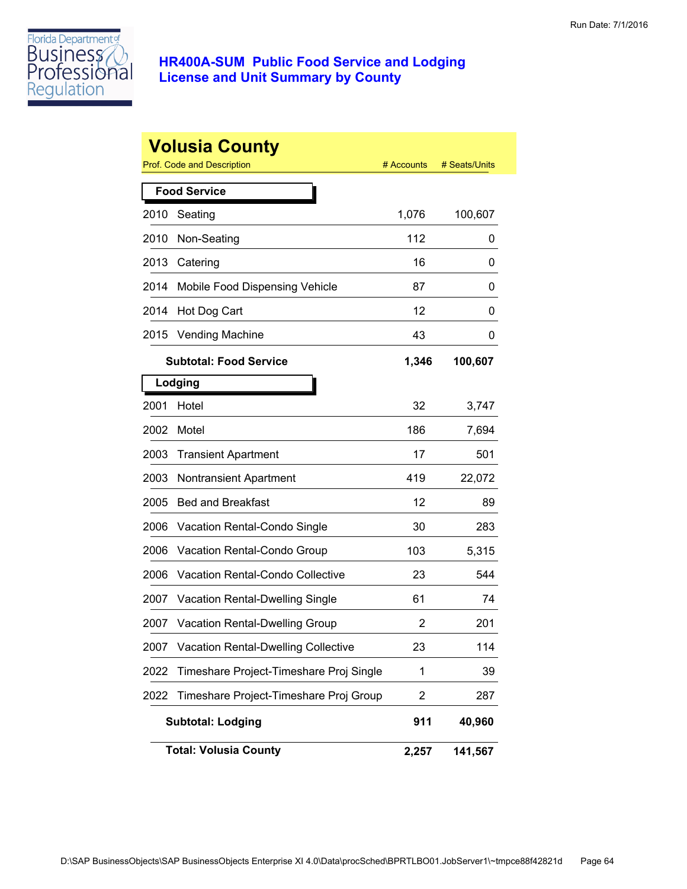# HR400A-SUM Public Food Service and Lodging License and Unit Summary by County

Run Date: 7/1/2016

## Volusia County

| Prof. Code and Description | | # Accounts | # Seats/Units |
|---|---|---|---|
| **Food Service** | | | |
| 2010 | Seating | 1,076 | 100,607 |
| 2010 | Non-Seating | 112 | 0 |
| 2013 | Catering | 16 | 0 |
| 2014 | Mobile Food Dispensing Vehicle | 87 | 0 |
| 2014 | Hot Dog Cart | 12 | 0 |
| 2015 | Vending Machine | 43 | 0 |
| **Subtotal: Food Service** | | **1,346** | **100,607** |
| **Lodging** | | | |
| 2001 | Hotel | 32 | 3,747 |
| 2002 | Motel | 186 | 7,694 |
| 2003 | Transient Apartment | 17 | 501 |
| 2003 | Nontransient Apartment | 419 | 22,072 |
| 2005 | Bed and Breakfast | 12 | 89 |
| 2006 | Vacation Rental-Condo Single | 30 | 283 |
| 2006 | Vacation Rental-Condo Group | 103 | 5,315 |
| 2006 | Vacation Rental-Condo Collective | 23 | 544 |
| 2007 | Vacation Rental-Dwelling Single | 61 | 74 |
| 2007 | Vacation Rental-Dwelling Group | 2 | 201 |
| 2007 | Vacation Rental-Dwelling Collective | 23 | 114 |
| 2022 | Timeshare Project-Timeshare Proj Single | 1 | 39 |
| 2022 | Timeshare Project-Timeshare Proj Group | 2 | 287 |
| **Subtotal: Lodging** | | **911** | **40,960** |
| **Total: Volusia County** | | **2,257** | **141,567** |

D:\SAP BusinessObjects\SAP BusinessObjects Enterprise XI 4.0\Data\procSched\BPRTLBO01.JobServer1\~tmpce88f42821d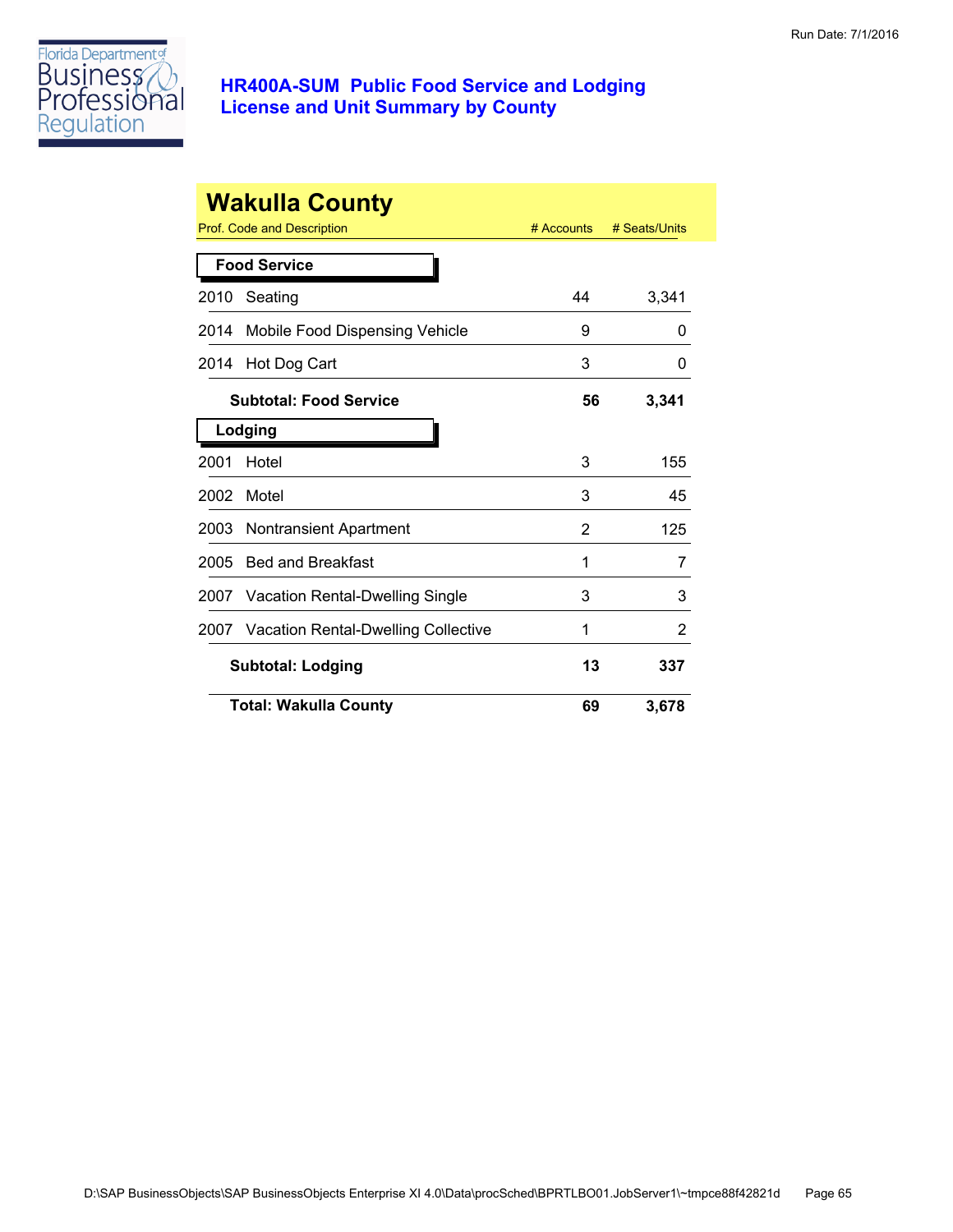Run Date: 7/1/2016

# HR400A-SUM Public Food Service and Lodging License and Unit Summary by County

## Wakulla County

| Prof. Code and Description | # Accounts | # Seats/Units |
|---|---|---|
| **Food Service** | | |
| 2010 Seating | 44 | 3,341 |
| 2014 Mobile Food Dispensing Vehicle | 9 | 0 |
| 2014 Hot Dog Cart | 3 | 0 |
| **Subtotal: Food Service** | **56** | **3,341** |
| **Lodging** | | |
| 2001 Hotel | 3 | 155 |
| 2002 Motel | 3 | 45 |
| 2003 Nontransient Apartment | 2 | 125 |
| 2005 Bed and Breakfast | 1 | 7 |
| 2007 Vacation Rental-Dwelling Single | 3 | 3 |
| 2007 Vacation Rental-Dwelling Collective | 1 | 2 |
| **Subtotal: Lodging** | **13** | **337** |
| **Total: Wakulla County** | **69** | **3,678** |

D:\SAP BusinessObjects\SAP BusinessObjects Enterprise XI 4.0\Data\procSched\BPRTLBO01.JobServer1\~tmpce88f42821d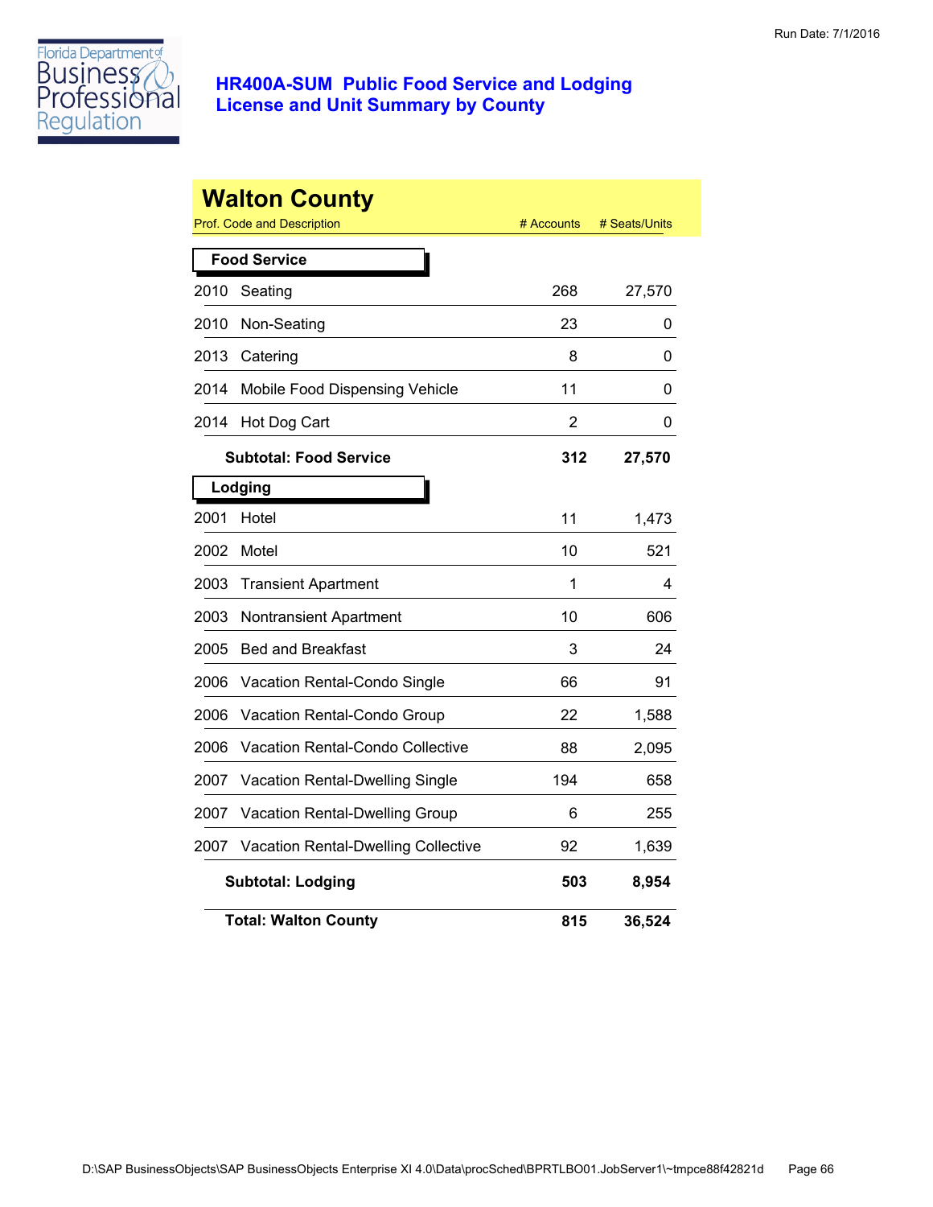Run Date: 7/1/2016

Florida Department of Business & Professional Regulation

# HR400A-SUM Public Food Service and Lodging License and Unit Summary by County

## Walton County

| Prof. Code and Description | | # Accounts | # Seats/Units |
|---|---|---|---|
| **Food Service** | | | |
| 2010 | Seating | 268 | 27,570 |
| 2010 | Non-Seating | 23 | 0 |
| 2013 | Catering | 8 | 0 |
| 2014 | Mobile Food Dispensing Vehicle | 11 | 0 |
| 2014 | Hot Dog Cart | 2 | 0 |
| | **Subtotal: Food Service** | **312** | **27,570** |
| **Lodging** | | | |
| 2001 | Hotel | 11 | 1,473 |
| 2002 | Motel | 10 | 521 |
| 2003 | Transient Apartment | 1 | 4 |
| 2003 | Nontransient Apartment | 10 | 606 |
| 2005 | Bed and Breakfast | 3 | 24 |
| 2006 | Vacation Rental-Condo Single | 66 | 91 |
| 2006 | Vacation Rental-Condo Group | 22 | 1,588 |
| 2006 | Vacation Rental-Condo Collective | 88 | 2,095 |
| 2007 | Vacation Rental-Dwelling Single | 194 | 658 |
| 2007 | Vacation Rental-Dwelling Group | 6 | 255 |
| 2007 | Vacation Rental-Dwelling Collective | 92 | 1,639 |
| | **Subtotal: Lodging** | **503** | **8,954** |
| | **Total: Walton County** | **815** | **36,524** |

D:\SAP BusinessObjects\SAP BusinessObjects Enterprise XI 4.0\Data\procSched\BPRTLBO01.JobServer1\~tmpce88f42821d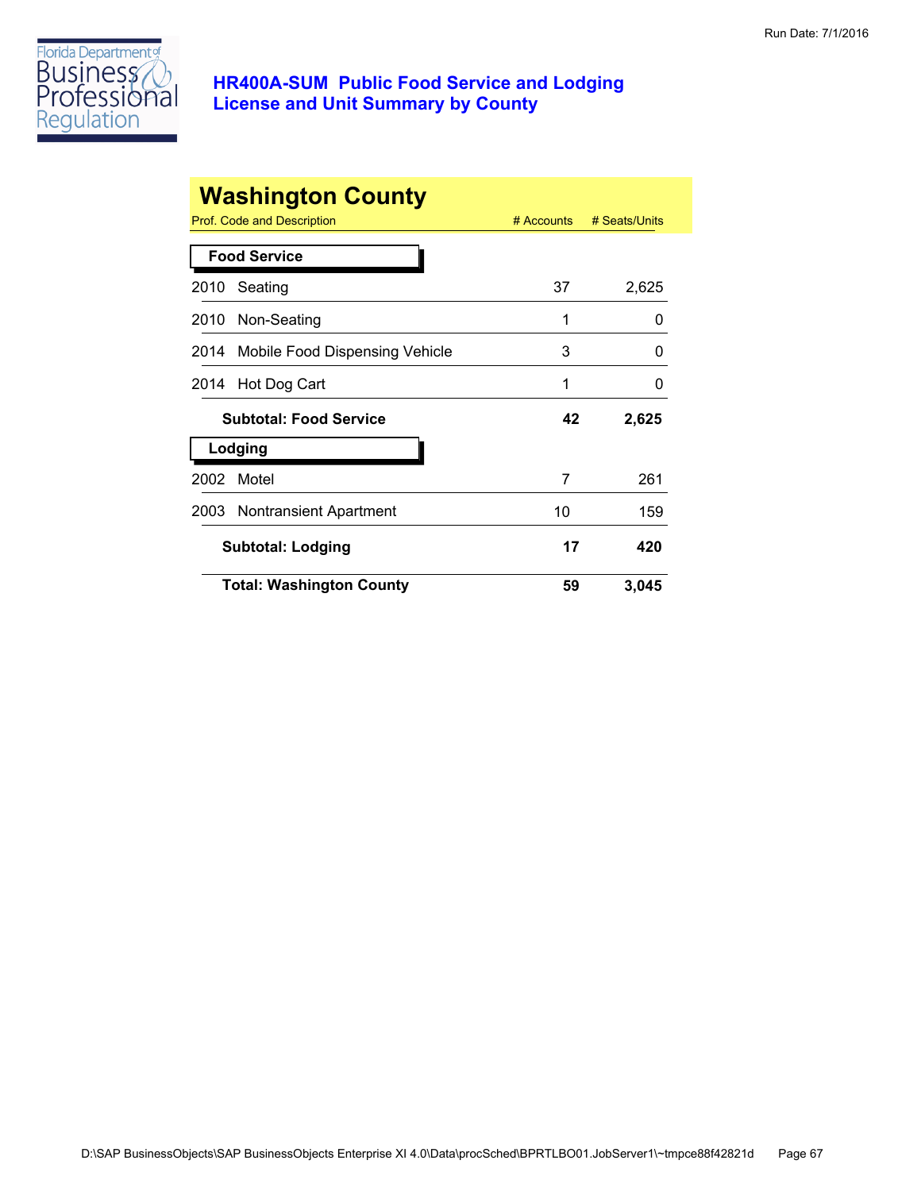Run Date: 7/1/2016

# HR400A-SUM Public Food Service and Lodging License and Unit Summary by County

## Washington County

| Prof. Code and Description | | # Accounts | # Seats/Units |
|---|---|---|---|
| **Food Service** | | | |
| 2010 | Seating | 37 | 2,625 |
| 2010 | Non-Seating | 1 | 0 |
| 2014 | Mobile Food Dispensing Vehicle | 3 | 0 |
| 2014 | Hot Dog Cart | 1 | 0 |
| | **Subtotal: Food Service** | **42** | **2,625** |
| **Lodging** | | | |
| 2002 | Motel | 7 | 261 |
| 2003 | Nontransient Apartment | 10 | 159 |
| | **Subtotal: Lodging** | **17** | **420** |
| | **Total: Washington County** | **59** | **3,045** |

D:\SAP BusinessObjects\SAP BusinessObjects Enterprise XI 4.0\Data\procSched\BPRTLBO01.JobServer1\~tmpce88f42821d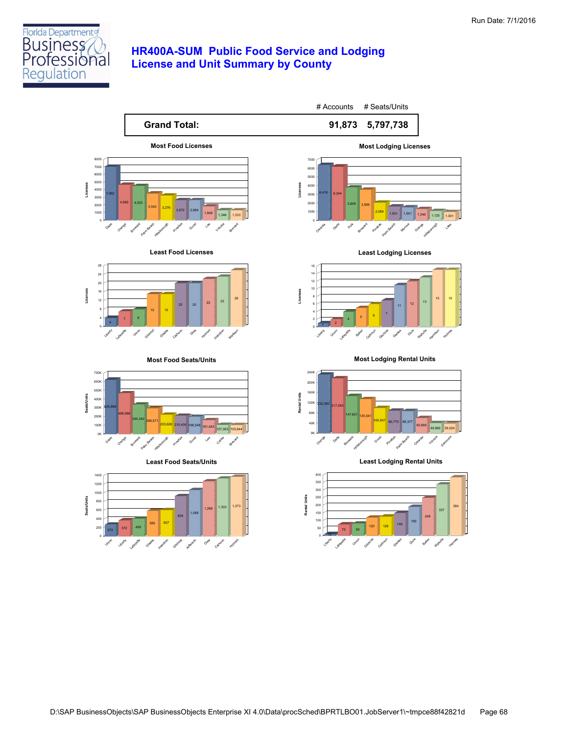Run Date: 7/1/2016

Florida Department of Business & Professional Regulation

# HR400A-SUM Public Food Service and Lodging License and Unit Summary by County

| | # Accounts | # Seats/Units |
|---|---|---|
| **Grand Total:** | **91,873** | **5,797,738** |

### Most Food Licenses

Licenses
0 1000 2000 3000 4000 5000 6000 7000 8000
7,062 4,690 4,523 3,543 3,276 2,672 2,664 1,848 1,346 1,333
Dade Orange Broward Palm Beach Hillsborough Pinellas Duval Lee Volusia Brevard

### Most Lodging Licenses

Licenses
0 1000 2000 3000 4000 5000 6000 7000
6,419 6,244 3,809 3,569 2,069 1,631 1,541 1,340 1,125 1,001
Okaloosa Dade Polk Broward Pinellas Palm Beach Monroe Orange Hillsborough Lake

### Least Food Licenses

Licenses
0 4 8 12 16 20 24 28
4 7 8 15 15 20 20 22 23 26
Liberty Lafayette Union Gilchrist Glades Calhoun Dixie Holmes Hamilton Madison

### Least Lodging Licenses

Licenses
0 2 4 6 8 10 12 14 16
1 2 4 5 6 7 11 12 13 15 15
Liberty Union Lafayette Baker Calhoun Gilchrist Glades Dixie Wakulla Hamilton Holmes

### Most Food Seats/Units

Seats/Units
0K 100K 200K 300K 400K 500K 600K 700K
625,889 468,988 340,342 296,571 223,626 210,400 198,548 161,643 107,363 105,644
Dade Orange Broward Palm Beach Hillsborough Pinellas Duval Lee Collier Brevard

### Most Lodging Rental Units

Rental Units
0K 40K 80K 120K 160K 200K 240K
232,393 217,483 147,621 135,541 100,547 89,775 88,377 60,995 40,960 39,024
Orange Dade Broward Hillsborough Duval Pinellas Palm Beach Okaloosa Volusia Seminole

### Least Food Seats/Units

Seats/Units
0 200 400 600 800 1000 1200 1400
272 372 409 585 607 928 1,068 1,268 1,333 1,373
Union Liberty Lafayette Glades Hamilton Gilchrist Jefferson Dixie Calhoun Holmes

### Least Lodging Rental Units

Rental Units
0 50 100 150 200 250 300 350 400
12 75 80 120 126 149 190 249 337 384
Liberty Lafayette Union Gilchrist Calhoun Glades Dixie Baker Wakulla Holmes

D:\SAP BusinessObjects\SAP BusinessObjects Enterprise XI 4.0\Data\procSched\BPRTLBO01.JobServer1\~tmpce88f42821d